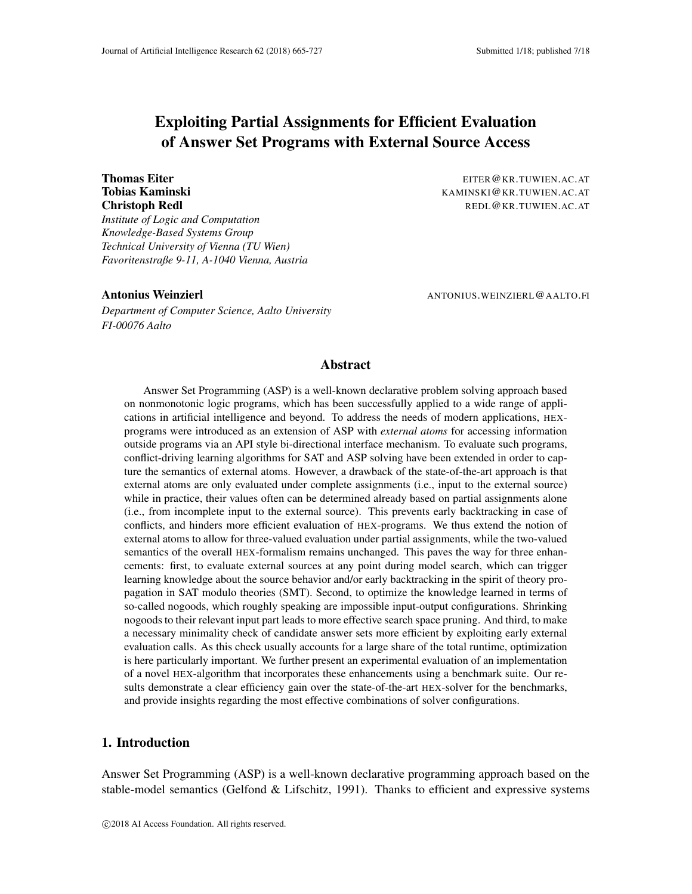# Exploiting Partial Assignments for Efficient Evaluation of Answer Set Programs with External Source Access

**Thomas Eiter** EITER@KR.TUWIEN.AC.AT
**Tobias Kaminski** KAMINSKI@KR.TUWIEN.AC.AT
**Christoph Redl** REDL@KR.TUWIEN.AC.AT
*Institute of Logic and Computation*
*Knowledge-Based Systems Group*
*Technical University of Vienna (TU Wien)*
*Favoritenstraße 9-11, A-1040 Vienna, Austria*

**Antonius Weinzierl** ANTONIUS.WEINZIERL@AALTO.FI
*Department of Computer Science, Aalto University*
*FI-00076 Aalto*

## Abstract

Answer Set Programming (ASP) is a well-known declarative problem solving approach based on nonmonotonic logic programs, which has been successfully applied to a wide range of applications in artificial intelligence and beyond. To address the needs of modern applications, HEX-programs were introduced as an extension of ASP with *external atoms* for accessing information outside programs via an API style bi-directional interface mechanism. To evaluate such programs, conflict-driving learning algorithms for SAT and ASP solving have been extended in order to capture the semantics of external atoms. However, a drawback of the state-of-the-art approach is that external atoms are only evaluated under complete assignments (i.e., input to the external source) while in practice, their values often can be determined already based on partial assignments alone (i.e., from incomplete input to the external source). This prevents early backtracking in case of conflicts, and hinders more efficient evaluation of HEX-programs. We thus extend the notion of external atoms to allow for three-valued evaluation under partial assignments, while the two-valued semantics of the overall HEX-formalism remains unchanged. This paves the way for three enhancements: first, to evaluate external sources at any point during model search, which can trigger learning knowledge about the source behavior and/or early backtracking in the spirit of theory propagation in SAT modulo theories (SMT). Second, to optimize the knowledge learned in terms of so-called nogoods, which roughly speaking are impossible input-output configurations. Shrinking nogoods to their relevant input part leads to more effective search space pruning. And third, to make a necessary minimality check of candidate answer sets more efficient by exploiting early external evaluation calls. As this check usually accounts for a large share of the total runtime, optimization is here particularly important. We further present an experimental evaluation of an implementation of a novel HEX-algorithm that incorporates these enhancements using a benchmark suite. Our results demonstrate a clear efficiency gain over the state-of-the-art HEX-solver for the benchmarks, and provide insights regarding the most effective combinations of solver configurations.

## 1. Introduction

Answer Set Programming (ASP) is a well-known declarative programming approach based on the stable-model semantics (Gelfond & Lifschitz, 1991). Thanks to efficient and expressive systems

©2018 AI Access Foundation. All rights reserved.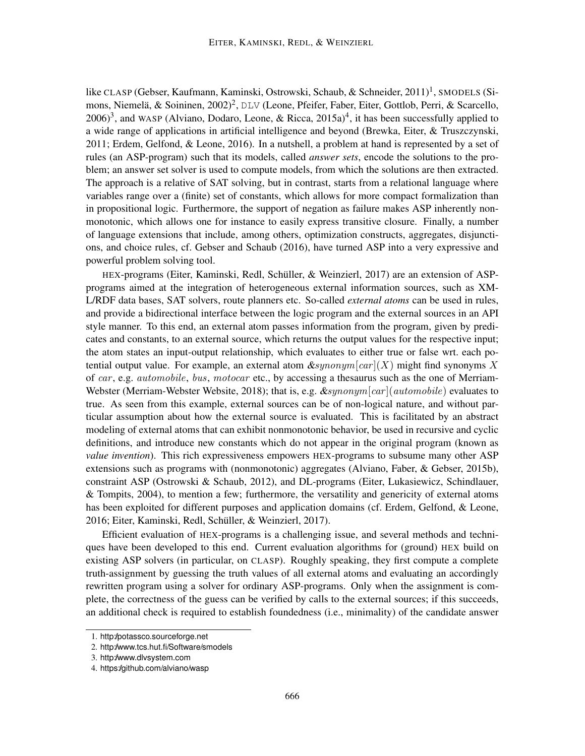like CLASP (Gebser, Kaufmann, Kaminski, Ostrowski, Schaub, & Schneider, 2011)[1], SMODELS (Simons, Niemelä, & Soininen, 2002)[2], DLV (Leone, Pfeifer, Faber, Eiter, Gottlob, Perri, & Scarcello, 2006)[3], and WASP (Alviano, Dodaro, Leone, & Ricca, 2015a)[4], it has been successfully applied to a wide range of applications in artificial intelligence and beyond (Brewka, Eiter, & Truszczynski, 2011; Erdem, Gelfond, & Leone, 2016). In a nutshell, a problem at hand is represented by a set of rules (an ASP-program) such that its models, called *answer sets*, encode the solutions to the problem; an answer set solver is used to compute models, from which the solutions are then extracted. The approach is a relative of SAT solving, but in contrast, starts from a relational language where variables range over a (finite) set of constants, which allows for more compact formalization than in propositional logic. Furthermore, the support of negation as failure makes ASP inherently nonmonotonic, which allows one for instance to easily express transitive closure. Finally, a number of language extensions that include, among others, optimization constructs, aggregates, disjunctions, and choice rules, cf. Gebser and Schaub (2016), have turned ASP into a very expressive and powerful problem solving tool.

HEX-programs (Eiter, Kaminski, Redl, Schüller, & Weinzierl, 2017) are an extension of ASP-programs aimed at the integration of heterogeneous external information sources, such as XML/RDF data bases, SAT solvers, route planners etc. So-called *external atoms* can be used in rules, and provide a bidirectional interface between the logic program and the external sources in an API style manner. To this end, an external atom passes information from the program, given by predicates and constants, to an external source, which returns the output values for the respective input; the atom states an input-output relationship, which evaluates to either true or false wrt. each potential output value. For example, an external atom $\&synonym[car](X)$ might find synonyms $X$ of $car$, e.g. $automobile$, $bus$, $motocar$ etc., by accessing a thesaurus such as the one of Merriam-Webster (Merriam-Webster Website, 2018); that is, e.g. $\&synonym[car](automobile)$ evaluates to true. As seen from this example, external sources can be of non-logical nature, and without particular assumption about how the external source is evaluated. This is facilitated by an abstract modeling of external atoms that can exhibit nonmonotonic behavior, be used in recursive and cyclic definitions, and introduce new constants which do not appear in the original program (known as *value invention*). This rich expressiveness empowers HEX-programs to subsume many other ASP extensions such as programs with (nonmonotonic) aggregates (Alviano, Faber, & Gebser, 2015b), constraint ASP (Ostrowski & Schaub, 2012), and DL-programs (Eiter, Lukasiewicz, Schindlauer, & Tompits, 2004), to mention a few; furthermore, the versatility and genericity of external atoms has been exploited for different purposes and application domains (cf. Erdem, Gelfond, & Leone, 2016; Eiter, Kaminski, Redl, Schüller, & Weinzierl, 2017).

Efficient evaluation of HEX-programs is a challenging issue, and several methods and techniques have been developed to this end. Current evaluation algorithms for (ground) HEX build on existing ASP solvers (in particular, on CLASP). Roughly speaking, they first compute a complete truth-assignment by guessing the truth values of all external atoms and evaluating an accordingly rewritten program using a solver for ordinary ASP-programs. Only when the assignment is complete, the correctness of the guess can be verified by calls to the external sources; if this succeeds, an additional check is required to establish foundedness (i.e., minimality) of the candidate answer

1. http://potassco.sourceforge.net
2. http://www.tcs.hut.fi/Software/smodels
3. http://www.dlvsystem.com
4. https://github.com/alviano/wasp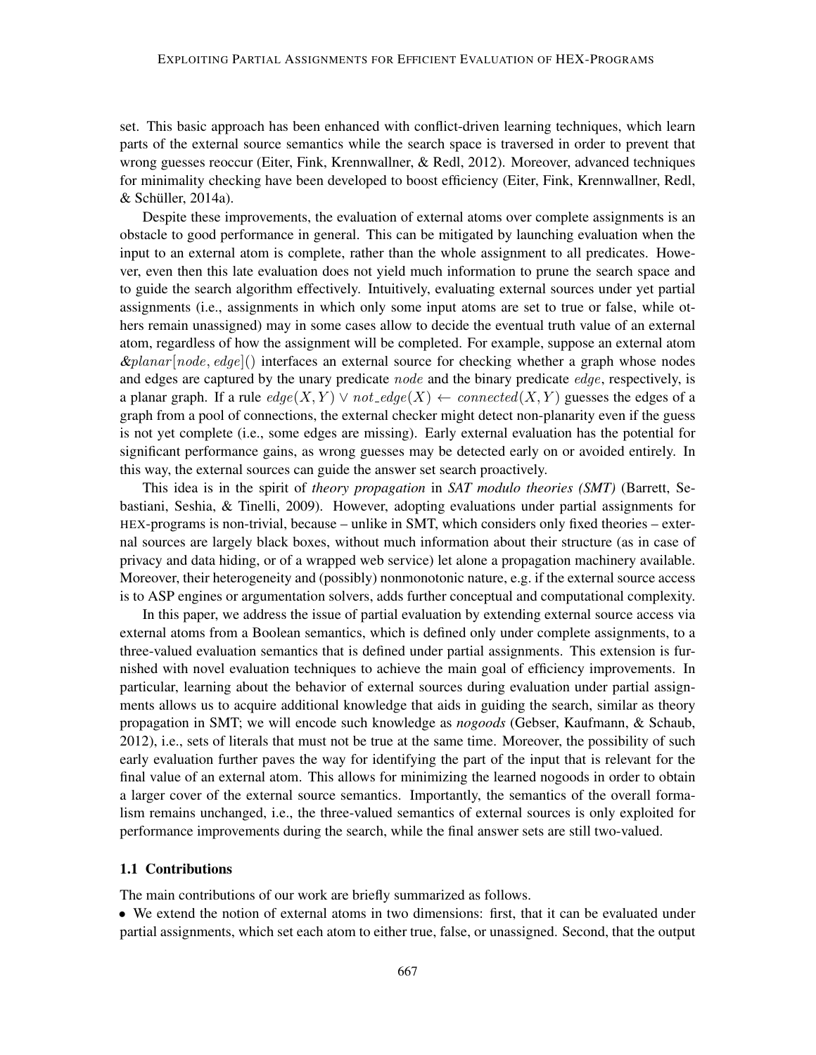set. This basic approach has been enhanced with conflict-driven learning techniques, which learn parts of the external source semantics while the search space is traversed in order to prevent that wrong guesses reoccur (Eiter, Fink, Krennwallner, & Redl, 2012). Moreover, advanced techniques for minimality checking have been developed to boost efficiency (Eiter, Fink, Krennwallner, Redl, & Schüller, 2014a).

Despite these improvements, the evaluation of external atoms over complete assignments is an obstacle to good performance in general. This can be mitigated by launching evaluation when the input to an external atom is complete, rather than the whole assignment to all predicates. However, even then this late evaluation does not yield much information to prune the search space and to guide the search algorithm effectively. Intuitively, evaluating external sources under yet partial assignments (i.e., assignments in which only some input atoms are set to true or false, while others remain unassigned) may in some cases allow to decide the eventual truth value of an external atom, regardless of how the assignment will be completed. For example, suppose an external atom $\&planar[node, edge]()$ interfaces an external source for checking whether a graph whose nodes and edges are captured by the unary predicate $node$ and the binary predicate $edge$, respectively, is a planar graph. If a rule $edge(X, Y) \vee not\_edge(X) \leftarrow connected(X, Y)$ guesses the edges of a graph from a pool of connections, the external checker might detect non-planarity even if the guess is not yet complete (i.e., some edges are missing). Early external evaluation has the potential for significant performance gains, as wrong guesses may be detected early on or avoided entirely. In this way, the external sources can guide the answer set search proactively.

This idea is in the spirit of *theory propagation* in *SAT modulo theories (SMT)* (Barrett, Sebastiani, Seshia, & Tinelli, 2009). However, adopting evaluations under partial assignments for HEX-programs is non-trivial, because – unlike in SMT, which considers only fixed theories – external sources are largely black boxes, without much information about their structure (as in case of privacy and data hiding, or of a wrapped web service) let alone a propagation machinery available. Moreover, their heterogeneity and (possibly) nonmonotonic nature, e.g. if the external source access is to ASP engines or argumentation solvers, adds further conceptual and computational complexity.

In this paper, we address the issue of partial evaluation by extending external source access via external atoms from a Boolean semantics, which is defined only under complete assignments, to a three-valued evaluation semantics that is defined under partial assignments. This extension is furnished with novel evaluation techniques to achieve the main goal of efficiency improvements. In particular, learning about the behavior of external sources during evaluation under partial assignments allows us to acquire additional knowledge that aids in guiding the search, similar as theory propagation in SMT; we will encode such knowledge as *nogoods* (Gebser, Kaufmann, & Schaub, 2012), i.e., sets of literals that must not be true at the same time. Moreover, the possibility of such early evaluation further paves the way for identifying the part of the input that is relevant for the final value of an external atom. This allows for minimizing the learned nogoods in order to obtain a larger cover of the external source semantics. Importantly, the semantics of the overall formalism remains unchanged, i.e., the three-valued semantics of external sources is only exploited for performance improvements during the search, while the final answer sets are still two-valued.

### 1.1 Contributions

The main contributions of our work are briefly summarized as follows.

- We extend the notion of external atoms in two dimensions: first, that it can be evaluated under partial assignments, which set each atom to either true, false, or unassigned. Second, that the output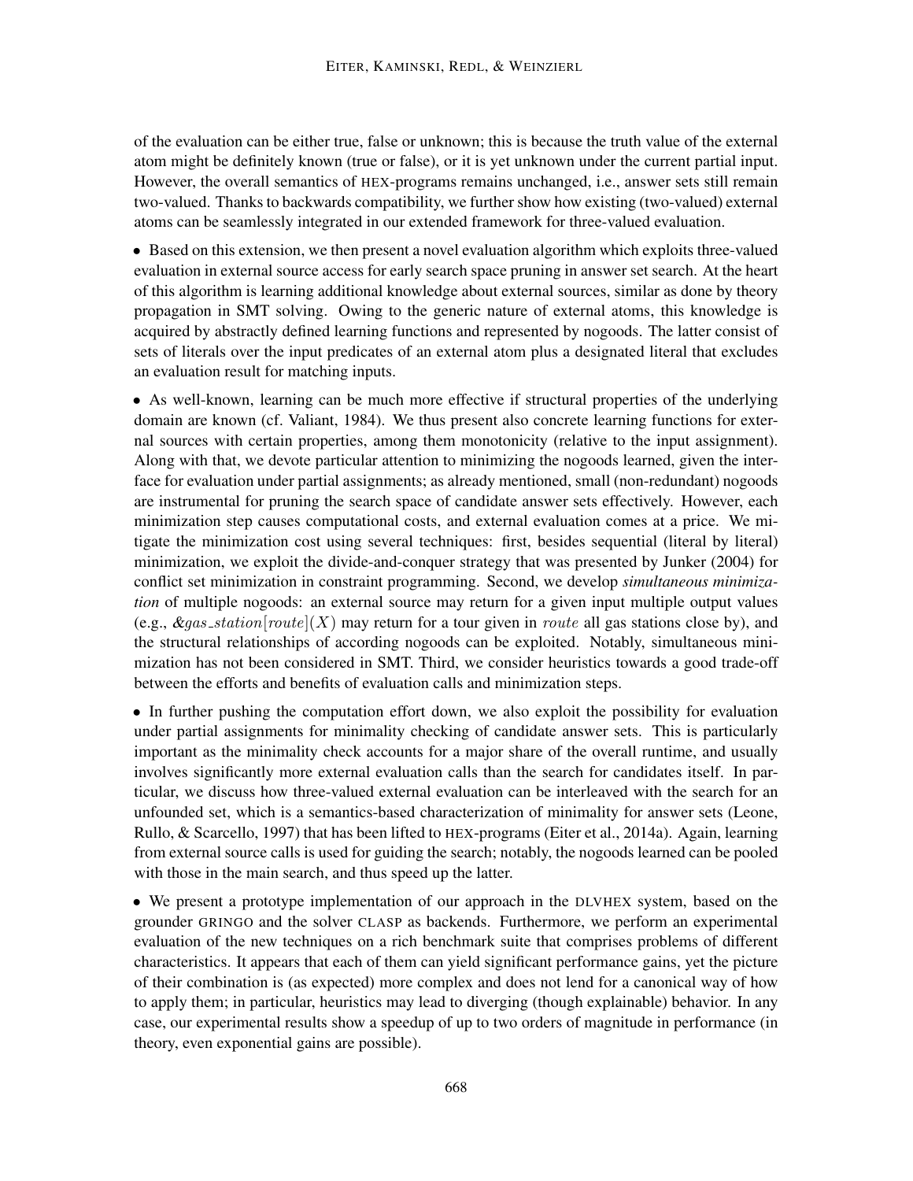of the evaluation can be either true, false or unknown; this is because the truth value of the external atom might be definitely known (true or false), or it is yet unknown under the current partial input. However, the overall semantics of HEX-programs remains unchanged, i.e., answer sets still remain two-valued. Thanks to backwards compatibility, we further show how existing (two-valued) external atoms can be seamlessly integrated in our extended framework for three-valued evaluation.

- Based on this extension, we then present a novel evaluation algorithm which exploits three-valued evaluation in external source access for early search space pruning in answer set search. At the heart of this algorithm is learning additional knowledge about external sources, similar as done by theory propagation in SMT solving. Owing to the generic nature of external atoms, this knowledge is acquired by abstractly defined learning functions and represented by nogoods. The latter consist of sets of literals over the input predicates of an external atom plus a designated literal that excludes an evaluation result for matching inputs.

- As well-known, learning can be much more effective if structural properties of the underlying domain are known (cf. Valiant, 1984). We thus present also concrete learning functions for external sources with certain properties, among them monotonicity (relative to the input assignment). Along with that, we devote particular attention to minimizing the nogoods learned, given the interface for evaluation under partial assignments; as already mentioned, small (non-redundant) nogoods are instrumental for pruning the search space of candidate answer sets effectively. However, each minimization step causes computational costs, and external evaluation comes at a price. We mitigate the minimization cost using several techniques: first, besides sequential (literal by literal) minimization, we exploit the divide-and-conquer strategy that was presented by Junker (2004) for conflict set minimization in constraint programming. Second, we develop *simultaneous minimization* of multiple nogoods: an external source may return for a given input multiple output values (e.g., $\&gas\_station[route](X)$ may return for a tour given in $route$ all gas stations close by), and the structural relationships of according nogoods can be exploited. Notably, simultaneous minimization has not been considered in SMT. Third, we consider heuristics towards a good trade-off between the efforts and benefits of evaluation calls and minimization steps.

- In further pushing the computation effort down, we also exploit the possibility for evaluation under partial assignments for minimality checking of candidate answer sets. This is particularly important as the minimality check accounts for a major share of the overall runtime, and usually involves significantly more external evaluation calls than the search for candidates itself. In particular, we discuss how three-valued external evaluation can be interleaved with the search for an unfounded set, which is a semantics-based characterization of minimality for answer sets (Leone, Rullo, & Scarcello, 1997) that has been lifted to HEX-programs (Eiter et al., 2014a). Again, learning from external source calls is used for guiding the search; notably, the nogoods learned can be pooled with those in the main search, and thus speed up the latter.

- We present a prototype implementation of our approach in the DLVHEX system, based on the grounder GRINGO and the solver CLASP as backends. Furthermore, we perform an experimental evaluation of the new techniques on a rich benchmark suite that comprises problems of different characteristics. It appears that each of them can yield significant performance gains, yet the picture of their combination is (as expected) more complex and does not lend for a canonical way of how to apply them; in particular, heuristics may lead to diverging (though explainable) behavior. In any case, our experimental results show a speedup of up to two orders of magnitude in performance (in theory, even exponential gains are possible).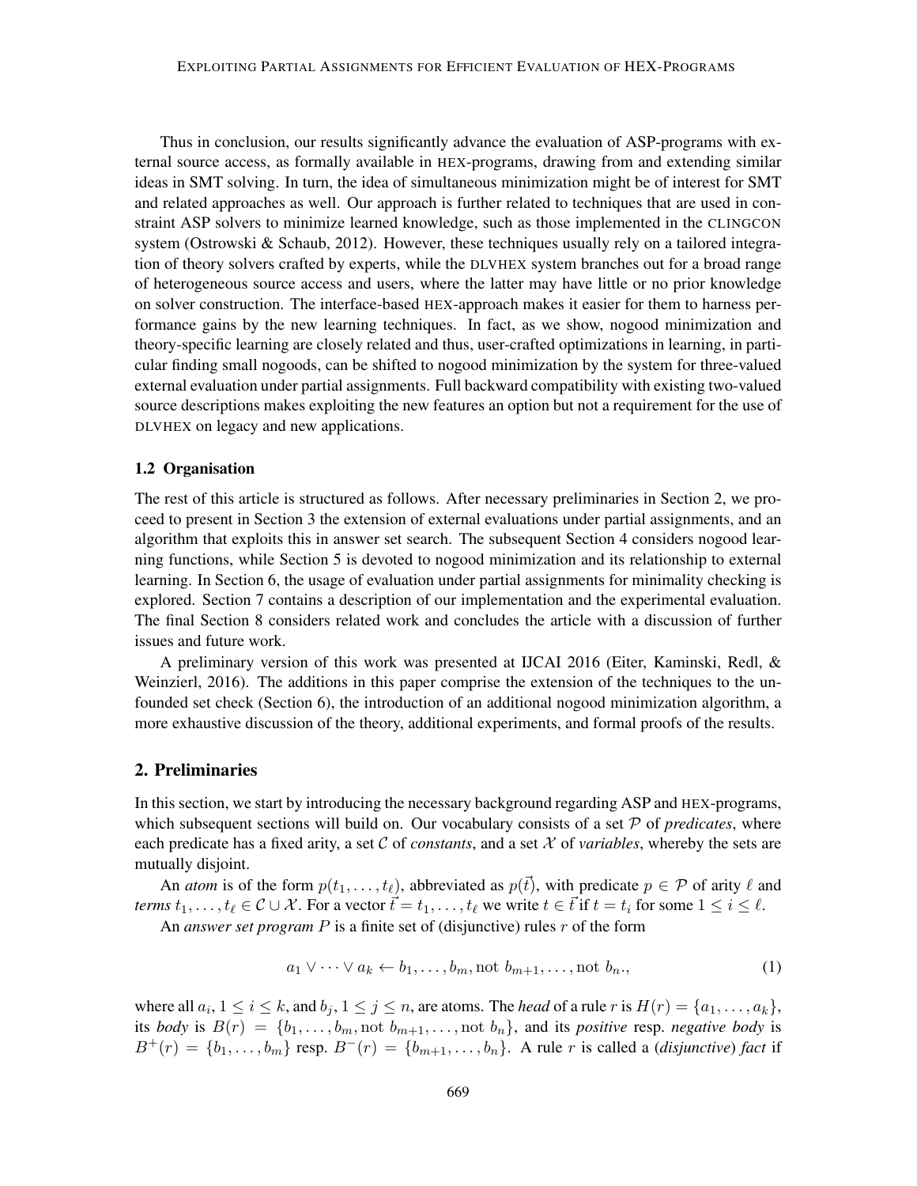Thus in conclusion, our results significantly advance the evaluation of ASP-programs with external source access, as formally available in HEX-programs, drawing from and extending similar ideas in SMT solving. In turn, the idea of simultaneous minimization might be of interest for SMT and related approaches as well. Our approach is further related to techniques that are used in constraint ASP solvers to minimize learned knowledge, such as those implemented in the CLINGCON system (Ostrowski & Schaub, 2012). However, these techniques usually rely on a tailored integration of theory solvers crafted by experts, while the DLVHEX system branches out for a broad range of heterogeneous source access and users, where the latter may have little or no prior knowledge on solver construction. The interface-based HEX-approach makes it easier for them to harness performance gains by the new learning techniques. In fact, as we show, nogood minimization and theory-specific learning are closely related and thus, user-crafted optimizations in learning, in particular finding small nogoods, can be shifted to nogood minimization by the system for three-valued external evaluation under partial assignments. Full backward compatibility with existing two-valued source descriptions makes exploiting the new features an option but not a requirement for the use of DLVHEX on legacy and new applications.

### 1.2 Organisation

The rest of this article is structured as follows. After necessary preliminaries in Section 2, we proceed to present in Section 3 the extension of external evaluations under partial assignments, and an algorithm that exploits this in answer set search. The subsequent Section 4 considers nogood learning functions, while Section 5 is devoted to nogood minimization and its relationship to external learning. In Section 6, the usage of evaluation under partial assignments for minimality checking is explored. Section 7 contains a description of our implementation and the experimental evaluation. The final Section 8 considers related work and concludes the article with a discussion of further issues and future work.

A preliminary version of this work was presented at IJCAI 2016 (Eiter, Kaminski, Redl, & Weinzierl, 2016). The additions in this paper comprise the extension of the techniques to the unfounded set check (Section 6), the introduction of an additional nogood minimization algorithm, a more exhaustive discussion of the theory, additional experiments, and formal proofs of the results.

## 2. Preliminaries

In this section, we start by introducing the necessary background regarding ASP and HEX-programs, which subsequent sections will build on. Our vocabulary consists of a set $\mathcal{P}$ of *predicates*, where each predicate has a fixed arity, a set $\mathcal{C}$ of *constants*, and a set $\mathcal{X}$ of *variables*, whereby the sets are mutually disjoint.

An *atom* is of the form $p(t_1, \dots, t_\ell)$, abbreviated as $p(\vec{t})$, with predicate $p \in \mathcal{P}$ of arity $\ell$ and *terms* $t_1, \dots, t_\ell \in \mathcal{C} \cup \mathcal{X}$. For a vector $\vec{t} = t_1, \dots, t_\ell$ we write $t \in \vec{t}$ if $t = t_i$ for some $1 \leq i \leq \ell$.

An *answer set program* $P$ is a finite set of (disjunctive) rules $r$ of the form

$$a_1 \vee \cdots \vee a_k \leftarrow b_1, \dots, b_m, \text{not } b_{m+1}, \dots, \text{not } b_n., \tag{1}$$

where all $a_i$, $1 \leq i \leq k$, and $b_j$, $1 \leq j \leq n$, are atoms. The *head* of a rule $r$ is $H(r) = \{a_1, \dots, a_k\}$, its *body* is $B(r) = \{b_1, \dots, b_m, \text{not } b_{m+1}, \dots, \text{not } b_n\}$, and its *positive* resp. *negative body* is $B^+(r) = \{b_1, \dots, b_m\}$ resp. $B^-(r) = \{b_{m+1}, \dots, b_n\}$. A rule $r$ is called a (*disjunctive*) *fact* if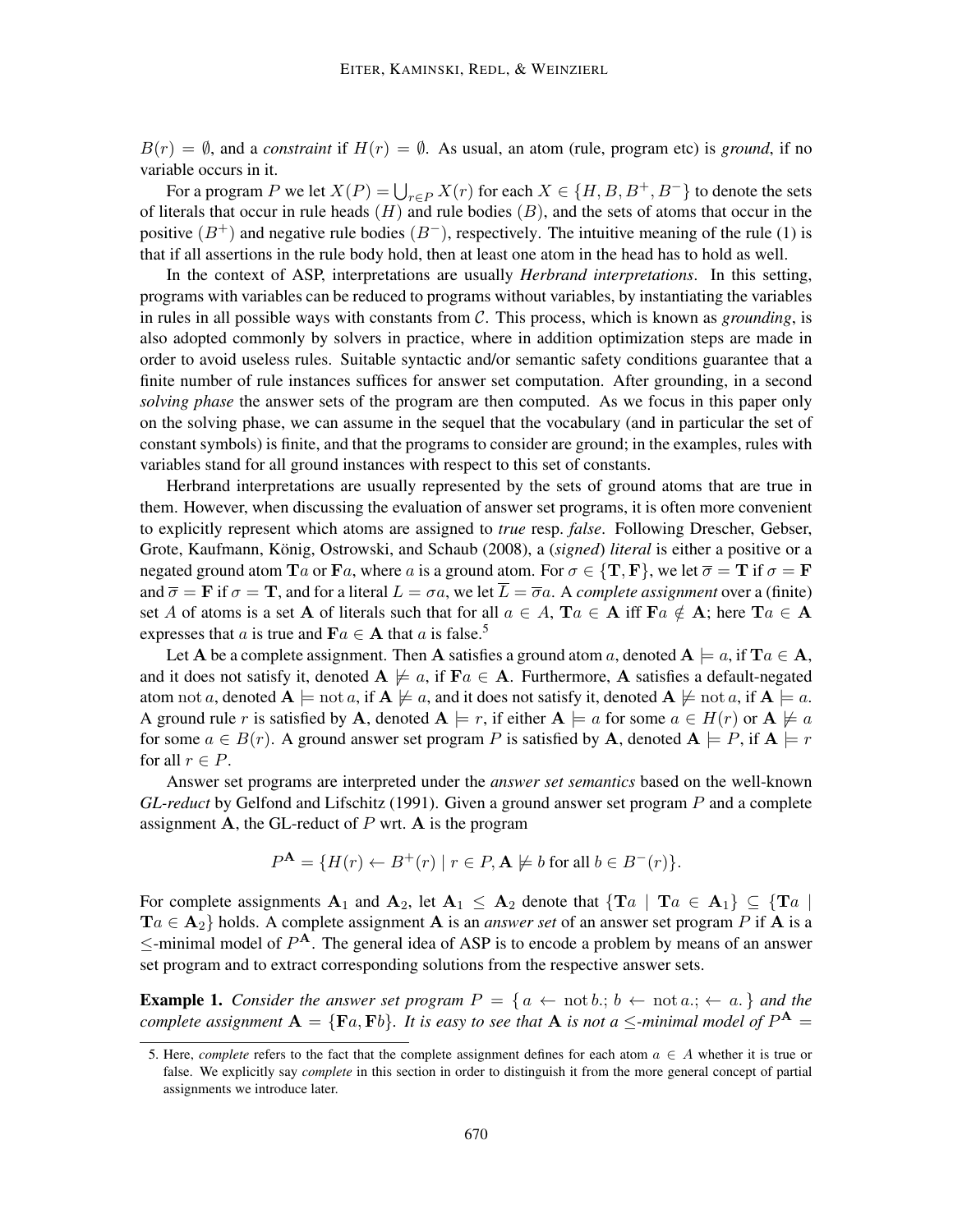$B(r) = \emptyset$, and a *constraint* if $H(r) = \emptyset$. As usual, an atom (rule, program etc) is *ground*, if no variable occurs in it.

For a program $P$ we let $X(P) = \bigcup_{r \in P} X(r)$ for each $X \in \{H, B, B^+, B^-\}$ to denote the sets of literals that occur in rule heads ($H$) and rule bodies ($B$), and the sets of atoms that occur in the positive ($B^+$) and negative rule bodies ($B^-$), respectively. The intuitive meaning of the rule (1) is that if all assertions in the rule body hold, then at least one atom in the head has to hold as well.

In the context of ASP, interpretations are usually *Herbrand interpretations*. In this setting, programs with variables can be reduced to programs without variables, by instantiating the variables in rules in all possible ways with constants from $\mathcal{C}$. This process, which is known as *grounding*, is also adopted commonly by solvers in practice, where in addition optimization steps are made in order to avoid useless rules. Suitable syntactic and/or semantic safety conditions guarantee that a finite number of rule instances suffices for answer set computation. After grounding, in a second *solving phase* the answer sets of the program are then computed. As we focus in this paper only on the solving phase, we can assume in the sequel that the vocabulary (and in particular the set of constant symbols) is finite, and that the programs to consider are ground; in the examples, rules with variables stand for all ground instances with respect to this set of constants.

Herbrand interpretations are usually represented by the sets of ground atoms that are true in them. However, when discussing the evaluation of answer set programs, it is often more convenient to explicitly represent which atoms are assigned to *true* resp. *false*. Following Drescher, Gebser, Grote, Kaufmann, König, Ostrowski, and Schaub (2008), a (*signed*) *literal* is either a positive or a negated ground atom $\mathbf{T}a$ or $\mathbf{F}a$, where $a$ is a ground atom. For $\sigma \in \{\mathbf{T}, \mathbf{F}\}$, we let $\overline{\sigma} = \mathbf{T}$ if $\sigma = \mathbf{F}$ and $\overline{\sigma} = \mathbf{F}$ if $\sigma = \mathbf{T}$, and for a literal $L = \sigma a$, we let $\overline{L} = \overline{\sigma} a$. A *complete assignment* over a (finite) set $A$ of atoms is a set $\mathbf{A}$ of literals such that for all $a \in A$, $\mathbf{T}a \in \mathbf{A}$ iff $\mathbf{F}a \notin \mathbf{A}$; here $\mathbf{T}a \in \mathbf{A}$ expresses that $a$ is true and $\mathbf{F}a \in \mathbf{A}$ that $a$ is false.[5]

Let $\mathbf{A}$ be a complete assignment. Then $\mathbf{A}$ satisfies a ground atom $a$, denoted $\mathbf{A} \models a$, if $\mathbf{T}a \in \mathbf{A}$, and it does not satisfy it, denoted $\mathbf{A} \not\models a$, if $\mathbf{F}a \in \mathbf{A}$. Furthermore, $\mathbf{A}$ satisfies a default-negated atom $\mathrm{not}\, a$, denoted $\mathbf{A} \models \mathrm{not}\, a$, if $\mathbf{A} \not\models a$, and it does not satisfy it, denoted $\mathbf{A} \not\models \mathrm{not}\, a$, if $\mathbf{A} \models a$. A ground rule $r$ is satisfied by $\mathbf{A}$, denoted $\mathbf{A} \models r$, if either $\mathbf{A} \models a$ for some $a \in H(r)$ or $\mathbf{A} \not\models a$ for some $a \in B(r)$. A ground answer set program $P$ is satisfied by $\mathbf{A}$, denoted $\mathbf{A} \models P$, if $\mathbf{A} \models r$ for all $r \in P$.

Answer set programs are interpreted under the *answer set semantics* based on the well-known *GL-reduct* by Gelfond and Lifschitz (1991). Given a ground answer set program $P$ and a complete assignment $\mathbf{A}$, the GL-reduct of $P$ wrt. $\mathbf{A}$ is the program

$$P^{\mathbf{A}} = \{H(r) \leftarrow B^+(r) \mid r \in P, \mathbf{A} \not\models b \text{ for all } b \in B^-(r)\}.$$

For complete assignments $\mathbf{A}_1$ and $\mathbf{A}_2$, let $\mathbf{A}_1 \leq \mathbf{A}_2$ denote that $\{\mathbf{T}a \mid \mathbf{T}a \in \mathbf{A}_1\} \subseteq \{\mathbf{T}a \mid \mathbf{T}a \in \mathbf{A}_2\}$ holds. A complete assignment $\mathbf{A}$ is an *answer set* of an answer set program $P$ if $\mathbf{A}$ is a $\leq$-minimal model of $P^{\mathbf{A}}$. The general idea of ASP is to encode a problem by means of an answer set program and to extract corresponding solutions from the respective answer sets.

**Example 1.** *Consider the answer set program $P = \{\, a \leftarrow \mathrm{not}\, b.;\ b \leftarrow \mathrm{not}\, a.;\ \leftarrow a.\,\}$ and the complete assignment $\mathbf{A} = \{\mathbf{F}a, \mathbf{F}b\}$. It is easy to see that $\mathbf{A}$ is not a $\leq$-minimal model of $P^{\mathbf{A}} =$*

5. Here, *complete* refers to the fact that the complete assignment defines for each atom $a \in A$ whether it is true or false. We explicitly say *complete* in this section in order to distinguish it from the more general concept of partial assignments we introduce later.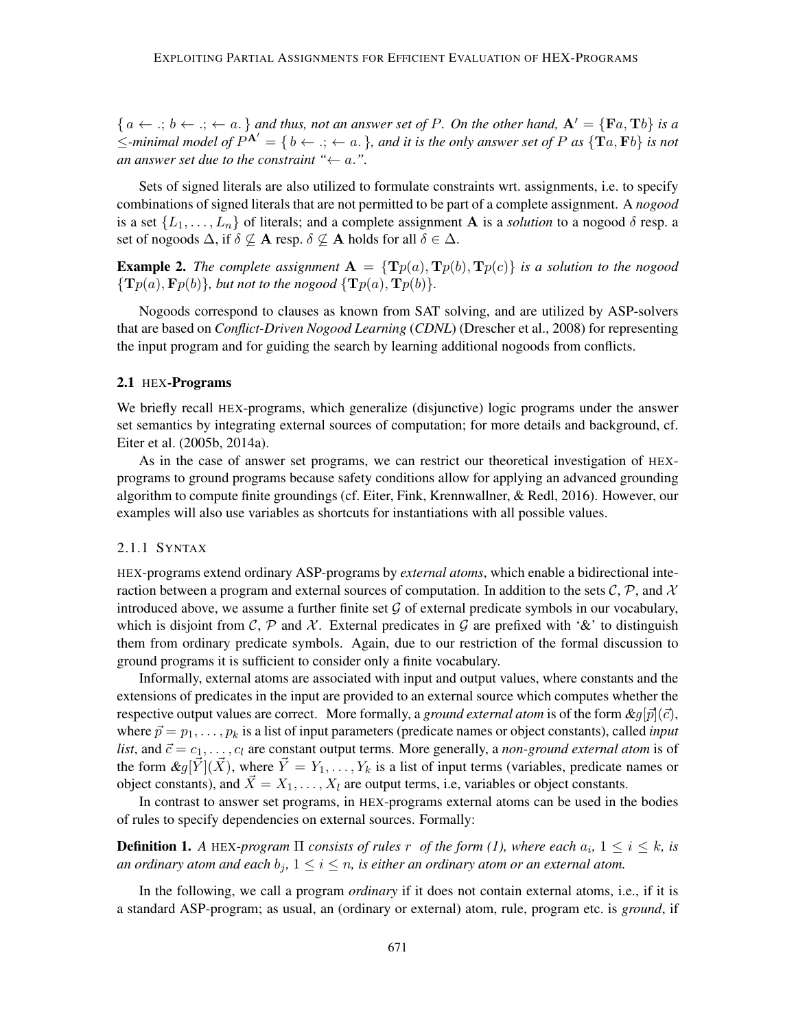$\{ a \leftarrow .; b \leftarrow .; \leftarrow a. \}$ *and thus, not an answer set of P. On the other hand,* $\mathbf{A}' = \{\mathbf{F}a, \mathbf{T}b\}$ *is a* $\leq$*-minimal model of* $P^{\mathbf{A}'} = \{ b \leftarrow .; \leftarrow a. \}$*, and it is the only answer set of P as* $\{\mathbf{T}a, \mathbf{F}b\}$ *is not an answer set due to the constraint "*$\leftarrow a.$*".*

Sets of signed literals are also utilized to formulate constraints wrt. assignments, i.e. to specify combinations of signed literals that are not permitted to be part of a complete assignment. A *nogood* is a set $\{L_1, \ldots, L_n\}$ of literals; and a complete assignment $\mathbf{A}$ is a *solution* to a nogood $\delta$ resp. a set of nogoods $\Delta$, if $\delta \not\subseteq \mathbf{A}$ resp. $\delta \not\subseteq \mathbf{A}$ holds for all $\delta \in \Delta$.

**Example 2.** *The complete assignment* $\mathbf{A} = \{\mathbf{T}p(a), \mathbf{T}p(b), \mathbf{T}p(c)\}$ *is a solution to the nogood* $\{\mathbf{T}p(a), \mathbf{F}p(b)\}$*, but not to the nogood* $\{\mathbf{T}p(a), \mathbf{T}p(b)\}$*.*

Nogoods correspond to clauses as known from SAT solving, and are utilized by ASP-solvers that are based on *Conflict-Driven Nogood Learning* (*CDNL*) (Drescher et al., 2008) for representing the input program and for guiding the search by learning additional nogoods from conflicts.

### 2.1 HEX-Programs

We briefly recall HEX-programs, which generalize (disjunctive) logic programs under the answer set semantics by integrating external sources of computation; for more details and background, cf. Eiter et al. (2005b, 2014a).

As in the case of answer set programs, we can restrict our theoretical investigation of HEX-programs to ground programs because safety conditions allow for applying an advanced grounding algorithm to compute finite groundings (cf. Eiter, Fink, Krennwallner, & Redl, 2016). However, our examples will also use variables as shortcuts for instantiations with all possible values.

#### 2.1.1 Syntax

HEX-programs extend ordinary ASP-programs by *external atoms*, which enable a bidirectional interaction between a program and external sources of computation. In addition to the sets $\mathcal{C}$, $\mathcal{P}$, and $\mathcal{X}$ introduced above, we assume a further finite set $\mathcal{G}$ of external predicate symbols in our vocabulary, which is disjoint from $\mathcal{C}$, $\mathcal{P}$ and $\mathcal{X}$. External predicates in $\mathcal{G}$ are prefixed with '&' to distinguish them from ordinary predicate symbols. Again, due to our restriction of the formal discussion to ground programs it is sufficient to consider only a finite vocabulary.

Informally, external atoms are associated with input and output values, where constants and the extensions of predicates in the input are provided to an external source which computes whether the respective output values are correct. More formally, a *ground external atom* is of the form $\&g[\vec{p}](\vec{c})$, where $\vec{p} = p_1, \ldots, p_k$ is a list of input parameters (predicate names or object constants), called *input list*, and $\vec{c} = c_1, \ldots, c_l$ are constant output terms. More generally, a *non-ground external atom* is of the form $\&g[\vec{Y}](\vec{X})$, where $\vec{Y} = Y_1, \ldots, Y_k$ is a list of input terms (variables, predicate names or object constants), and $\vec{X} = X_1, \ldots, X_l$ are output terms, i.e, variables or object constants.

In contrast to answer set programs, in HEX-programs external atoms can be used in the bodies of rules to specify dependencies on external sources. Formally:

**Definition 1.** *A* HEX*-program* $\Pi$ *consists of rules* $r$ *of the form (1), where each* $a_i$*,* $1 \leq i \leq k$*, is an ordinary atom and each* $b_j$*,* $1 \leq i \leq n$*, is either an ordinary atom or an external atom.*

In the following, we call a program *ordinary* if it does not contain external atoms, i.e., if it is a standard ASP-program; as usual, an (ordinary or external) atom, rule, program etc. is *ground*, if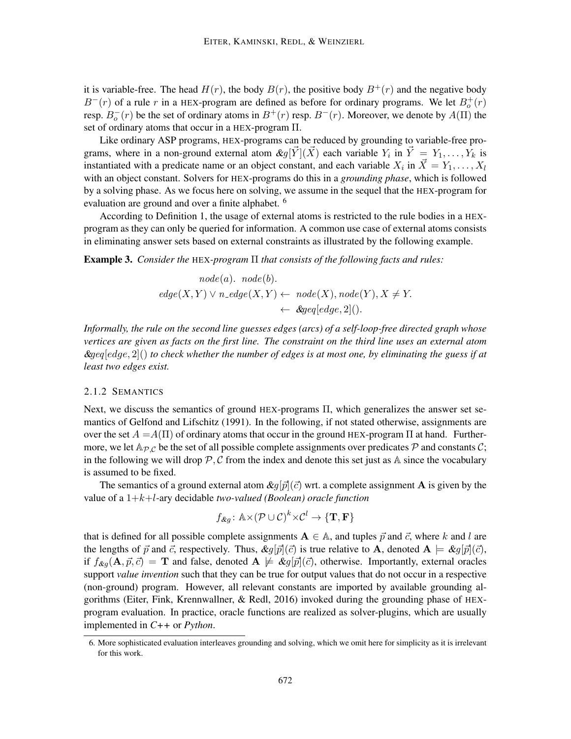it is variable-free. The head $H(r)$, the body $B(r)$, the positive body $B^+(r)$ and the negative body $B^-(r)$ of a rule $r$ in a HEX-program are defined as before for ordinary programs. We let $B_o^+(r)$ resp. $B_o^-(r)$ be the set of ordinary atoms in $B^+(r)$ resp. $B^-(r)$. Moreover, we denote by $A(\Pi)$ the set of ordinary atoms that occur in a HEX-program $\Pi$.

Like ordinary ASP programs, HEX-programs can be reduced by grounding to variable-free programs, where in a non-ground external atom $\&g[\vec{Y}](\vec{X})$ each variable $Y_i$ in $\vec{Y} = Y_1, \dots, Y_k$ is instantiated with a predicate name or an object constant, and each variable $X_i$ in $\vec{X} = Y_1, \dots, X_l$ with an object constant. Solvers for HEX-programs do this in a *grounding phase*, which is followed by a solving phase. As we focus here on solving, we assume in the sequel that the HEX-program for evaluation are ground and over a finite alphabet. [6]

According to Definition 1, the usage of external atoms is restricted to the rule bodies in a HEX-program as they can only be queried for information. A common use case of external atoms consists in eliminating answer sets based on external constraints as illustrated by the following example.

**Example 3.** *Consider the* HEX*-program* $\Pi$ *that consists of the following facts and rules:*

$$
\begin{aligned}
node(a).\ \ node(b). \\
edge(X,Y) \vee n\_edge(X,Y) \leftarrow\ & node(X), node(Y), X \neq Y. \\
\leftarrow\ & \&geq[edge, 2]().
\end{aligned}
$$

*Informally, the rule on the second line guesses edges (arcs) of a self-loop-free directed graph whose vertices are given as facts on the first line. The constraint on the third line uses an external atom* $\&geq[edge, 2]()$ *to check whether the number of edges is at most one, by eliminating the guess if at least two edges exist.*

### 2.1.2 Semantics

Next, we discuss the semantics of ground HEX-programs $\Pi$, which generalizes the answer set semantics of Gelfond and Lifschitz (1991). In the following, if not stated otherwise, assignments are over the set $A = A(\Pi)$ of ordinary atoms that occur in the ground HEX-program $\Pi$ at hand. Furthermore, we let $\mathbb{A}_{\mathcal{P},\mathcal{C}}$ be the set of all possible complete assignments over predicates $\mathcal{P}$ and constants $\mathcal{C}$; in the following we will drop $\mathcal{P}, \mathcal{C}$ from the index and denote this set just as $\mathbb{A}$ since the vocabulary is assumed to be fixed.

The semantics of a ground external atom $\&g[\vec{p}](\vec{c})$ wrt. a complete assignment $\mathbf{A}$ is given by the value of a $1+k+l$-ary decidable *two-valued (Boolean) oracle function*

$$
f_{\&g} \colon \mathbb{A} \times (\mathcal{P} \cup \mathcal{C})^k \times \mathcal{C}^l \to \{\mathbf{T}, \mathbf{F}\}
$$

that is defined for all possible complete assignments $\mathbf{A} \in \mathbb{A}$, and tuples $\vec{p}$ and $\vec{c}$, where $k$ and $l$ are the lengths of $\vec{p}$ and $\vec{c}$, respectively. Thus, $\&g[\vec{p}](\vec{c})$ is true relative to $\mathbf{A}$, denoted $\mathbf{A} \models \&g[\vec{p}](\vec{c})$, if $f_{\&g}(\mathbf{A}, \vec{p}, \vec{c}) = \mathbf{T}$ and false, denoted $\mathbf{A} \not\models \&g[\vec{p}](\vec{c})$, otherwise. Importantly, external oracles support *value invention* such that they can be true for output values that do not occur in a respective (non-ground) program. However, all relevant constants are imported by available grounding algorithms (Eiter, Fink, Krennwallner, & Redl, 2016) invoked during the grounding phase of HEX-program evaluation. In practice, oracle functions are realized as solver-plugins, which are usually implemented in *C++* or *Python*.

6. More sophisticated evaluation interleaves grounding and solving, which we omit here for simplicity as it is irrelevant for this work.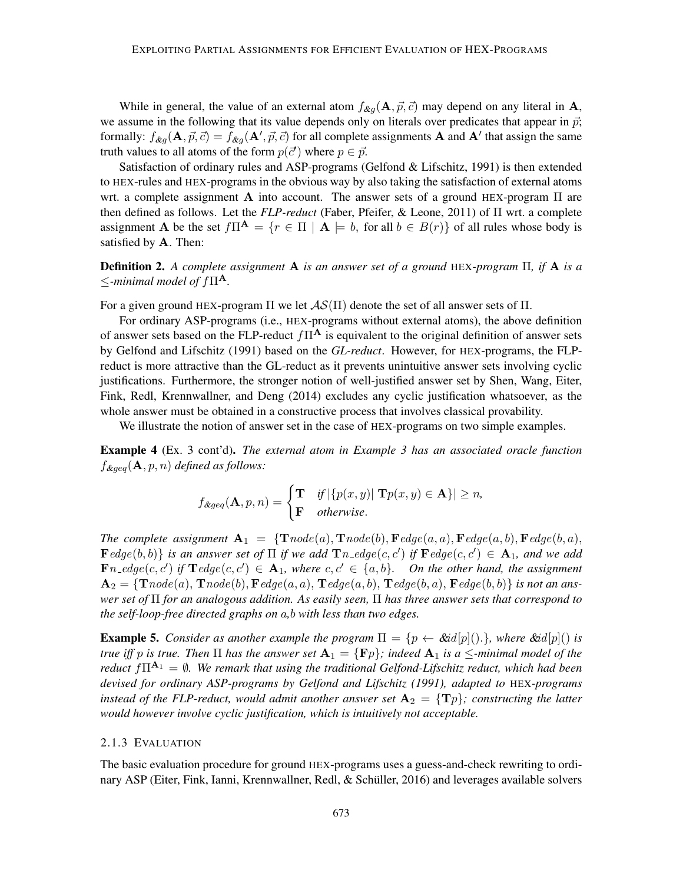While in general, the value of an external atom $f_{\&g}(\mathbf{A}, \vec{p}, \vec{c})$ may depend on any literal in $\mathbf{A}$, we assume in the following that its value depends only on literals over predicates that appear in $\vec{p}$; formally: $f_{\&g}(\mathbf{A}, \vec{p}, \vec{c}) = f_{\&g}(\mathbf{A}', \vec{p}, \vec{c})$ for all complete assignments $\mathbf{A}$ and $\mathbf{A}'$ that assign the same truth values to all atoms of the form $p(\vec{c}')$ where $p \in \vec{p}$.

Satisfaction of ordinary rules and ASP-programs (Gelfond & Lifschitz, 1991) is then extended to HEX-rules and HEX-programs in the obvious way by also taking the satisfaction of external atoms wrt. a complete assignment $\mathbf{A}$ into account. The answer sets of a ground HEX-program $\Pi$ are then defined as follows. Let the *FLP-reduct* (Faber, Pfeifer, & Leone, 2011) of $\Pi$ wrt. a complete assignment $\mathbf{A}$ be the set $f\Pi^{\mathbf{A}} = \{r \in \Pi \mid \mathbf{A} \models b, \text{ for all } b \in B(r)\}$ of all rules whose body is satisfied by $\mathbf{A}$. Then:

**Definition 2.** *A complete assignment $\mathbf{A}$ is an answer set of a ground HEX-program $\Pi$, if $\mathbf{A}$ is a $\leq$-minimal model of $f\Pi^{\mathbf{A}}$.*

For a given ground HEX-program $\Pi$ we let $\mathcal{AS}(\Pi)$ denote the set of all answer sets of $\Pi$.

For ordinary ASP-programs (i.e., HEX-programs without external atoms), the above definition of answer sets based on the FLP-reduct $f\Pi^{\mathbf{A}}$ is equivalent to the original definition of answer sets by Gelfond and Lifschitz (1991) based on the *GL-reduct*. However, for HEX-programs, the FLP-reduct is more attractive than the GL-reduct as it prevents unintuitive answer sets involving cyclic justifications. Furthermore, the stronger notion of well-justified answer set by Shen, Wang, Eiter, Fink, Redl, Krennwallner, and Deng (2014) excludes any cyclic justification whatsoever, as the whole answer must be obtained in a constructive process that involves classical provability.

We illustrate the notion of answer set in the case of HEX-programs on two simple examples.

**Example 4** (Ex. 3 cont'd)**.** *The external atom in Example 3 has an associated oracle function $f_{\&geq}(\mathbf{A}, p, n)$ defined as follows:*

$$f_{\&geq}(\mathbf{A}, p, n) = \begin{cases} \mathbf{T} & \text{if } |\{p(x,y) \mid \mathbf{T}p(x,y) \in \mathbf{A}\}| \geq n, \\ \mathbf{F} & \text{otherwise.} \end{cases}$$

*The complete assignment $\mathbf{A}_1 = \{\mathbf{T}node(a), \mathbf{T}node(b), \mathbf{F}edge(a,a), \mathbf{F}edge(a,b), \mathbf{F}edge(b,a), \mathbf{F}edge(b,b)\}$ is an answer set of $\Pi$ if we add $\mathbf{T}n\_edge(c,c')$ if $\mathbf{F}edge(c,c') \in \mathbf{A}_1$, and we add $\mathbf{F}n\_edge(c,c')$ if $\mathbf{T}edge(c,c') \in \mathbf{A}_1$, where $c, c' \in \{a,b\}$. On the other hand, the assignment $\mathbf{A}_2 = \{\mathbf{T}node(a), \mathbf{T}node(b), \mathbf{F}edge(a,a), \mathbf{T}edge(a,b), \mathbf{T}edge(b,a), \mathbf{F}edge(b,b)\}$ is not an answer set of $\Pi$ for an analogous addition. As easily seen, $\Pi$ has three answer sets that correspond to the self-loop-free directed graphs on a,b with less than two edges.*

**Example 5.** *Consider as another example the program $\Pi = \{p \leftarrow \&id[p]().\}$, where $\&id[p]()$ is true iff $p$ is true. Then $\Pi$ has the answer set $\mathbf{A}_1 = \{\mathbf{F}p\}$; indeed $\mathbf{A}_1$ is a $\leq$-minimal model of the reduct $f\Pi^{\mathbf{A}_1} = \emptyset$. We remark that using the traditional Gelfond-Lifschitz reduct, which had been devised for ordinary ASP-programs by Gelfond and Lifschitz (1991), adapted to HEX-programs instead of the FLP-reduct, would admit another answer set $\mathbf{A}_2 = \{\mathbf{T}p\}$; constructing the latter would however involve cyclic justification, which is intuitively not acceptable.*

### 2.1.3 Evaluation

The basic evaluation procedure for ground HEX-programs uses a guess-and-check rewriting to ordinary ASP (Eiter, Fink, Ianni, Krennwallner, Redl, & Schüller, 2016) and leverages available solvers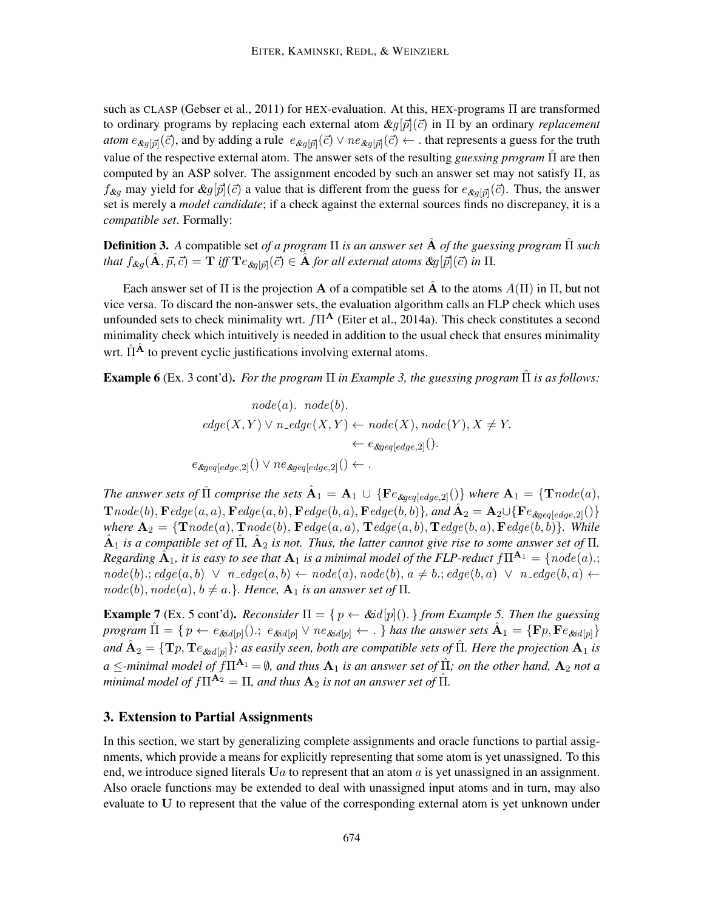such as CLASP (Gebser et al., 2011) for HEX-evaluation. At this, HEX-programs $\Pi$ are transformed to ordinary programs by replacing each external atom $\&g[\vec{p}](\vec{c})$ in $\Pi$ by an ordinary *replacement atom* $e_{\&g[\vec{p}]}(\vec{c})$, and by adding a rule $e_{\&g[\vec{p}]}(\vec{c}) \vee ne_{\&g[\vec{p}]}(\vec{c}) \leftarrow .$ that represents a guess for the truth value of the respective external atom. The answer sets of the resulting *guessing program* $\hat{\Pi}$ are then computed by an ASP solver. The assignment encoded by such an answer set may not satisfy $\Pi$, as $f_{\&g}$ may yield for $\&g[\vec{p}](\vec{c})$ a value that is different from the guess for $e_{\&g[\vec{p}]}(\vec{c})$. Thus, the answer set is merely a *model candidate*; if a check against the external sources finds no discrepancy, it is a *compatible set*. Formally:

**Definition 3.** *A* compatible set *of a program $\Pi$ is an answer set $\hat{\mathbf{A}}$ of the guessing program $\hat{\Pi}$ such that $f_{\&g}(\hat{\mathbf{A}}, \vec{p}, \vec{c}) = \mathbf{T}$ iff $\mathbf{T}e_{\&g[\vec{p}]}(\vec{c}) \in \hat{\mathbf{A}}$ for all external atoms $\&g[\vec{p}](\vec{c})$ in $\Pi$.*

Each answer set of $\Pi$ is the projection $\mathbf{A}$ of a compatible set $\hat{\mathbf{A}}$ to the atoms $A(\Pi)$ in $\Pi$, but not vice versa. To discard the non-answer sets, the evaluation algorithm calls an FLP check which uses unfounded sets to check minimality wrt. $f\Pi^{\mathbf{A}}$ (Eiter et al., 2014a). This check constitutes a second minimality check which intuitively is needed in addition to the usual check that ensures minimality wrt. $\hat{\Pi}^{\hat{\mathbf{A}}}$ to prevent cyclic justifications involving external atoms.

**Example 6** (Ex. 3 cont'd). *For the program $\Pi$ in Example 3, the guessing program $\hat{\Pi}$ is as follows:*

$$
\begin{aligned}
&node(a). \;\; node(b).\\
edge(X,Y) \vee n\_edge(X,Y) &\leftarrow node(X), node(Y), X \neq Y.\\
&\leftarrow e_{\&geq[edge,2]}().\\
e_{\&geq[edge,2]}() \vee ne_{\&geq[edge,2]}() &\leftarrow .
\end{aligned}
$$

*The answer sets of $\hat{\Pi}$ comprise the sets $\hat{\mathbf{A}}_1 = \mathbf{A}_1 \cup \{\mathbf{F}e_{\&geq[edge,2]}()\}$ where $\mathbf{A}_1 = \{\mathbf{T}node(a), \mathbf{T}node(b), \mathbf{F}edge(a,a), \mathbf{F}edge(a,b), \mathbf{F}edge(b,a), \mathbf{F}edge(b,b)\}$, and $\hat{\mathbf{A}}_2 = \mathbf{A}_2 \cup \{\mathbf{F}e_{\&geq[edge,2]}()\}$ where $\mathbf{A}_2 = \{\mathbf{T}node(a), \mathbf{T}node(b), \mathbf{F}edge(a,a), \mathbf{T}edge(a,b), \mathbf{T}edge(b,a), \mathbf{F}edge(b,b)\}$. While $\hat{\mathbf{A}}_1$ is a compatible set of $\hat{\Pi}$, $\hat{\mathbf{A}}_2$ is not. Thus, the latter cannot give rise to some answer set of $\Pi$. Regarding $\hat{\mathbf{A}}_1$, it is easy to see that $\mathbf{A}_1$ is a minimal model of the FLP-reduct $f\Pi^{\mathbf{A}_1} = \{node(a).; node(b).; edge(a,b) \;\vee\; n\_edge(a,b) \leftarrow node(a), node(b), a \neq b.; edge(b,a) \;\vee\; n\_edge(b,a) \leftarrow node(b), node(a), b \neq a.\}$. Hence, $\mathbf{A}_1$ is an answer set of $\Pi$.*

**Example 7** (Ex. 5 cont'd). *Reconsider $\Pi = \{\, p \leftarrow \&id[p]().\,\}$ from Example 5. Then the guessing program $\hat{\Pi} = \{\, p \leftarrow e_{\&id[p]}().;\; e_{\&id[p]} \vee ne_{\&id[p]} \leftarrow .\,\}$ has the answer sets $\hat{\mathbf{A}}_1 = \{\mathbf{F}p, \mathbf{F}e_{\&id[p]}\}$ and $\hat{\mathbf{A}}_2 = \{\mathbf{T}p, \mathbf{T}e_{\&id[p]}\}$; as easily seen, both are compatible sets of $\hat{\Pi}$. Here the projection $\mathbf{A}_1$ is a $\leq$-minimal model of $f\Pi^{\mathbf{A}_1} = \emptyset$, and thus $\mathbf{A}_1$ is an answer set of $\hat{\Pi}$; on the other hand, $\mathbf{A}_2$ not a minimal model of $f\Pi^{\mathbf{A}_2} = \Pi$, and thus $\mathbf{A}_2$ is not an answer set of $\hat{\Pi}$.*

## 3. Extension to Partial Assignments

In this section, we start by generalizing complete assignments and oracle functions to partial assignments, which provide a means for explicitly representing that some atom is yet unassigned. To this end, we introduce signed literals $\mathbf{U}a$ to represent that an atom $a$ is yet unassigned in an assignment. Also oracle functions may be extended to deal with unassigned input atoms and in turn, may also evaluate to $\mathbf{U}$ to represent that the value of the corresponding external atom is yet unknown under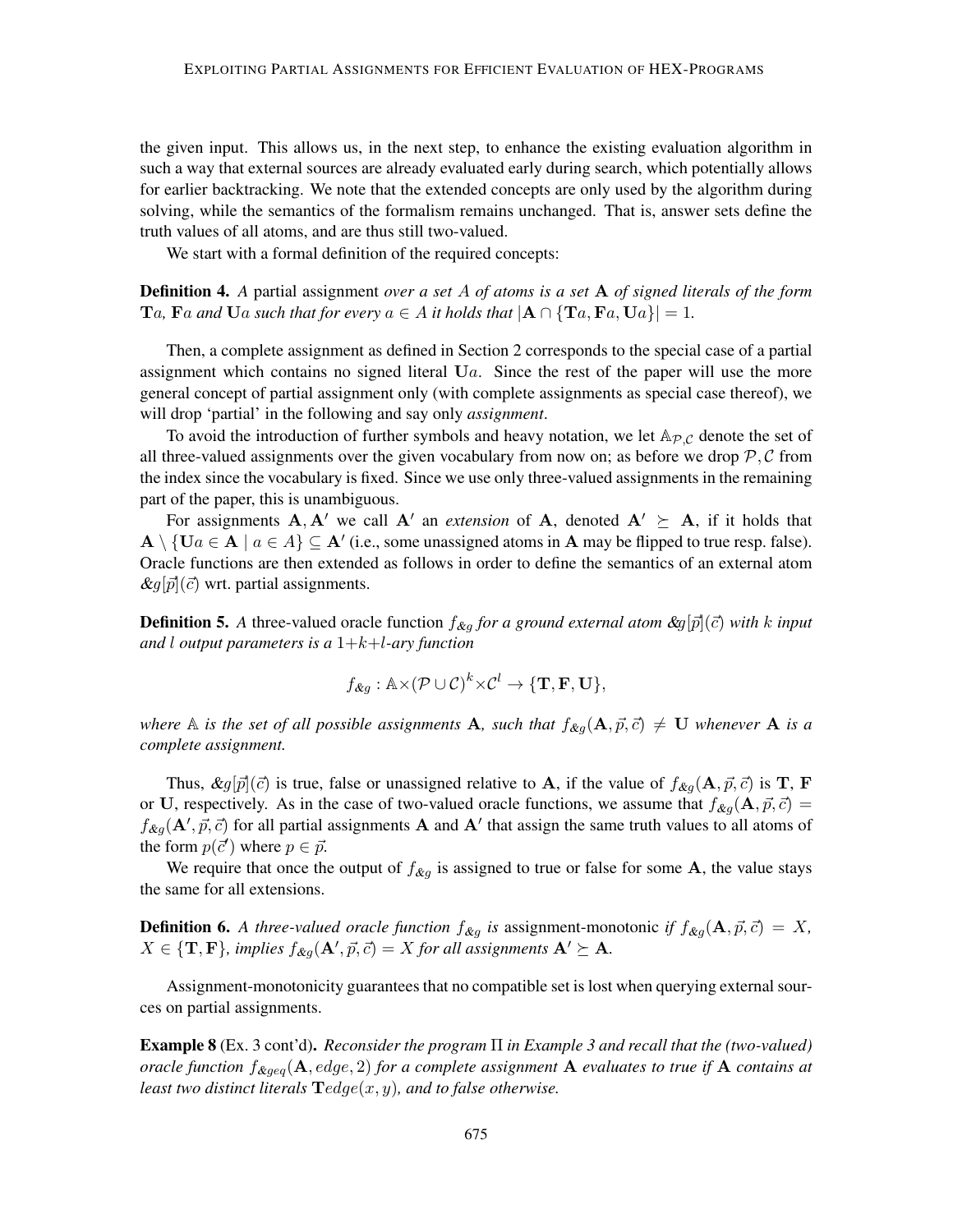the given input. This allows us, in the next step, to enhance the existing evaluation algorithm in such a way that external sources are already evaluated early during search, which potentially allows for earlier backtracking. We note that the extended concepts are only used by the algorithm during solving, while the semantics of the formalism remains unchanged. That is, answer sets define the truth values of all atoms, and are thus still two-valued.

We start with a formal definition of the required concepts:

**Definition 4.** *A* partial assignment *over a set $A$ of atoms is a set $\mathbf{A}$ of signed literals of the form $\mathbf{T}a$, $\mathbf{F}a$ and $\mathbf{U}a$ such that for every $a \in A$ it holds that $|\mathbf{A} \cap \{\mathbf{T}a, \mathbf{F}a, \mathbf{U}a\}| = 1$.*

Then, a complete assignment as defined in Section 2 corresponds to the special case of a partial assignment which contains no signed literal $\mathbf{U}a$. Since the rest of the paper will use the more general concept of partial assignment only (with complete assignments as special case thereof), we will drop 'partial' in the following and say only *assignment*.

To avoid the introduction of further symbols and heavy notation, we let $\mathbb{A}_{\mathcal{P},\mathcal{C}}$ denote the set of all three-valued assignments over the given vocabulary from now on; as before we drop $\mathcal{P}, \mathcal{C}$ from the index since the vocabulary is fixed. Since we use only three-valued assignments in the remaining part of the paper, this is unambiguous.

For assignments $\mathbf{A}, \mathbf{A}'$ we call $\mathbf{A}'$ an *extension* of $\mathbf{A}$, denoted $\mathbf{A}' \succeq \mathbf{A}$, if it holds that $\mathbf{A} \setminus \{\mathbf{U}a \in \mathbf{A} \mid a \in A\} \subseteq \mathbf{A}'$ (i.e., some unassigned atoms in $\mathbf{A}$ may be flipped to true resp. false). Oracle functions are then extended as follows in order to define the semantics of an external atom $\&g[\vec{p}](\vec{c})$ wrt. partial assignments.

**Definition 5.** *A* three-valued oracle function *$f_{\&g}$ for a ground external atom $\&g[\vec{p}](\vec{c})$ with $k$ input and $l$ output parameters is a $1+k+l$-ary function*

$$f_{\&g} : \mathbb{A} \times (\mathcal{P} \cup \mathcal{C})^k \times \mathcal{C}^l \rightarrow \{\mathbf{T}, \mathbf{F}, \mathbf{U}\},$$

*where $\mathbb{A}$ is the set of all possible assignments $\mathbf{A}$, such that $f_{\&g}(\mathbf{A}, \vec{p}, \vec{c}) \neq \mathbf{U}$ whenever $\mathbf{A}$ is a complete assignment.*

Thus, $\&g[\vec{p}](\vec{c})$ is true, false or unassigned relative to $\mathbf{A}$, if the value of $f_{\&g}(\mathbf{A}, \vec{p}, \vec{c})$ is $\mathbf{T}$, $\mathbf{F}$ or $\mathbf{U}$, respectively. As in the case of two-valued oracle functions, we assume that $f_{\&g}(\mathbf{A}, \vec{p}, \vec{c}) = f_{\&g}(\mathbf{A}', \vec{p}, \vec{c})$ for all partial assignments $\mathbf{A}$ and $\mathbf{A}'$ that assign the same truth values to all atoms of the form $p(\vec{c}')$ where $p \in \vec{p}$.

We require that once the output of $f_{\&g}$ is assigned to true or false for some $\mathbf{A}$, the value stays the same for all extensions.

**Definition 6.** *A three-valued oracle function $f_{\&g}$ is* assignment-monotonic *if $f_{\&g}(\mathbf{A}, \vec{p}, \vec{c}) = X$, $X \in \{\mathbf{T}, \mathbf{F}\}$, implies $f_{\&g}(\mathbf{A}', \vec{p}, \vec{c}) = X$ for all assignments $\mathbf{A}' \succeq \mathbf{A}$.*

Assignment-monotonicity guarantees that no compatible set is lost when querying external sources on partial assignments.

**Example 8** (Ex. 3 cont'd)**.** *Reconsider the program $\Pi$ in Example 3 and recall that the (two-valued) oracle function $f_{\&geq}(\mathbf{A}, edge, 2)$ for a complete assignment $\mathbf{A}$ evaluates to true if $\mathbf{A}$ contains at least two distinct literals $\mathbf{T}edge(x, y)$, and to false otherwise.*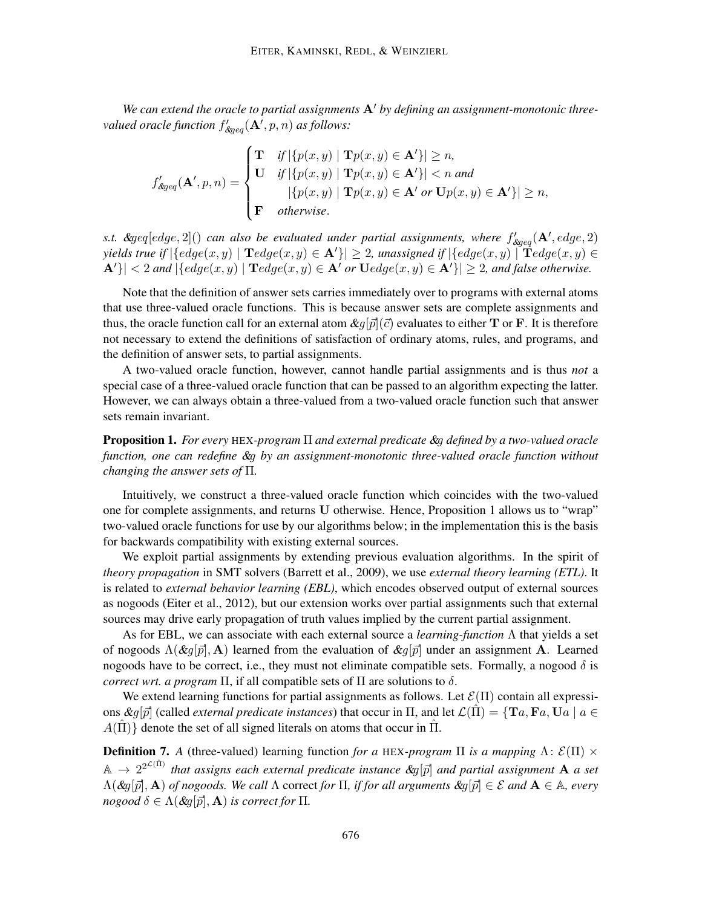*We can extend the oracle to partial assignments* $\mathbf{A}'$ *by defining an assignment-monotonic three-valued oracle function* $f'_{\&geq}(\mathbf{A}', p, n)$ *as follows:*

$$f'_{\&geq}(\mathbf{A}', p, n) = \begin{cases} \mathbf{T} & \text{if } |\{p(x,y) \mid \mathbf{T}p(x,y) \in \mathbf{A}'\}| \geq n, \\ \mathbf{U} & \text{if } |\{p(x,y) \mid \mathbf{T}p(x,y) \in \mathbf{A}'\}| < n \text{ and} \\ & \quad |\{p(x,y) \mid \mathbf{T}p(x,y) \in \mathbf{A}' \text{ or } \mathbf{U}p(x,y) \in \mathbf{A}'\}| \geq n, \\ \mathbf{F} & \text{otherwise}. \end{cases}$$

*s.t.* $\&geq[edge, 2]()$ *can also be evaluated under partial assignments, where* $f'_{\&geq}(\mathbf{A}', edge, 2)$ *yields true if* $|\{edge(x,y) \mid \mathbf{T}edge(x,y) \in \mathbf{A}'\}| \geq 2$*, unassigned if* $|\{edge(x,y) \mid \mathbf{T}edge(x,y) \in \mathbf{A}'\}| < 2$ *and* $|\{edge(x,y) \mid \mathbf{T}edge(x,y) \in \mathbf{A}' \text{ or } \mathbf{U}edge(x,y) \in \mathbf{A}'\}| \geq 2$*, and false otherwise.*

Note that the definition of answer sets carries immediately over to programs with external atoms that use three-valued oracle functions. This is because answer sets are complete assignments and thus, the oracle function call for an external atom $\&g[\vec{p}](\vec{c})$ evaluates to either $\mathbf{T}$ or $\mathbf{F}$. It is therefore not necessary to extend the definitions of satisfaction of ordinary atoms, rules, and programs, and the definition of answer sets, to partial assignments.

A two-valued oracle function, however, cannot handle partial assignments and is thus *not* a special case of a three-valued oracle function that can be passed to an algorithm expecting the latter. However, we can always obtain a three-valued from a two-valued oracle function such that answer sets remain invariant.

**Proposition 1.** *For every* HEX*-program* $\Pi$ *and external predicate* $\&g$ *defined by a two-valued oracle function, one can redefine* $\&g$ *by an assignment-monotonic three-valued oracle function without changing the answer sets of* $\Pi$*.*

Intuitively, we construct a three-valued oracle function which coincides with the two-valued one for complete assignments, and returns $\mathbf{U}$ otherwise. Hence, Proposition 1 allows us to "wrap" two-valued oracle functions for use by our algorithms below; in the implementation this is the basis for backwards compatibility with existing external sources.

We exploit partial assignments by extending previous evaluation algorithms. In the spirit of *theory propagation* in SMT solvers (Barrett et al., 2009), we use *external theory learning (ETL)*. It is related to *external behavior learning (EBL)*, which encodes observed output of external sources as nogoods (Eiter et al., 2012), but our extension works over partial assignments such that external sources may drive early propagation of truth values implied by the current partial assignment.

As for EBL, we can associate with each external source a *learning-function* $\Lambda$ that yields a set of nogoods $\Lambda(\&g[\vec{p}], \mathbf{A})$ learned from the evaluation of $\&g[\vec{p}]$ under an assignment $\mathbf{A}$. Learned nogoods have to be correct, i.e., they must not eliminate compatible sets. Formally, a nogood $\delta$ is *correct wrt. a program* $\Pi$, if all compatible sets of $\Pi$ are solutions to $\delta$.

We extend learning functions for partial assignments as follows. Let $\mathcal{E}(\Pi)$ contain all expressions $\&g[\vec{p}]$ (called *external predicate instances*) that occur in $\Pi$, and let $\mathcal{L}(\hat{\Pi}) = \{\mathbf{T}a, \mathbf{F}a, \mathbf{U}a \mid a \in A(\hat{\Pi})\}$ denote the set of all signed literals on atoms that occur in $\hat{\Pi}$.

**Definition 7.** *A* (three-valued) learning function *for a* HEX*-program* $\Pi$ *is a mapping* $\Lambda\colon \mathcal{E}(\Pi) \times \mathbb{A} \to 2^{2^{\mathcal{L}(\hat{\Pi})}}$ *that assigns each external predicate instance* $\&g[\vec{p}]$ *and partial assignment* $\mathbf{A}$ *a set* $\Lambda(\&g[\vec{p}], \mathbf{A})$ *of nogoods. We call* $\Lambda$ correct *for* $\Pi$*, if for all arguments* $\&g[\vec{p}] \in \mathcal{E}$ *and* $\mathbf{A} \in \mathbb{A}$*, every nogood* $\delta \in \Lambda(\&g[\vec{p}], \mathbf{A})$ *is correct for* $\Pi$*.*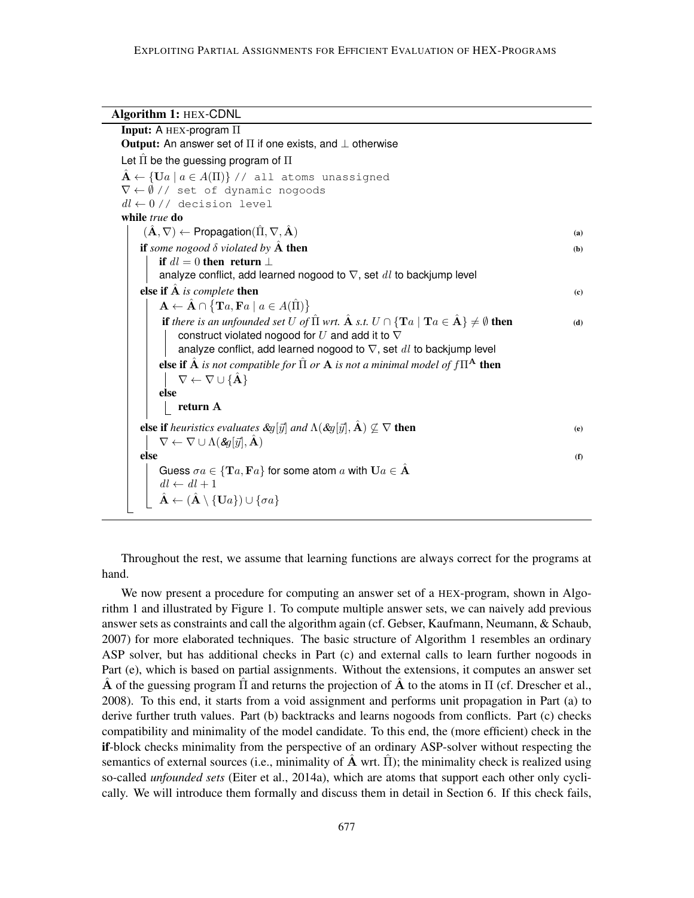**Algorithm 1:** HEX-CDNL

```
Input: A HEX-program Π
Output: An answer set of Π if one exists, and ⊥ otherwise
Let Π̂ be the guessing program of Π
Â ← {Ua | a ∈ A(Π)} // all atoms unassigned
∇ ← ∅ // set of dynamic nogoods
dl ← 0 // decision level
while true do
    (Â, ∇) ← Propagation(Π̂, ∇, Â)                                          (a)
    if some nogood δ violated by Â then                                      (b)
        if dl = 0 then return ⊥
        analyze conflict, add learned nogood to ∇, set dl to backjump level
    else if Â is complete then                                               (c)
        A ← Â ∩ {Ta, Fa | a ∈ A(Π̂)}
        if there is an unfounded set U of Π̂ wrt. Â s.t. U ∩ {Ta | Ta ∈ Â} ≠ ∅ then   (d)
            construct violated nogood for U and add it to ∇
            analyze conflict, add learned nogood to ∇, set dl to backjump level
        else if Â is not compatible for Π̂ or A is not a minimal model of fΠ^A then
            ∇ ← ∇ ∪ {Â}
        else
            return A
    else if heuristics evaluates &g[y⃗] and Λ(&g[y⃗], Â) ⊄ ∇ then           (e)
        ∇ ← ∇ ∪ Λ(&g[y⃗], Â)
    else                                                                     (f)
        Guess σa ∈ {Ta, Fa} for some atom a with Ua ∈ Â
        dl ← dl + 1
        Â ← (Â \ {Ua}) ∪ {σa}
```

Throughout the rest, we assume that learning functions are always correct for the programs at hand.

We now present a procedure for computing an answer set of a HEX-program, shown in Algorithm 1 and illustrated by Figure 1. To compute multiple answer sets, we can naively add previous answer sets as constraints and call the algorithm again (cf. Gebser, Kaufmann, Neumann, & Schaub, 2007) for more elaborated techniques. The basic structure of Algorithm 1 resembles an ordinary ASP solver, but has additional checks in Part (c) and external calls to learn further nogoods in Part (e), which is based on partial assignments. Without the extensions, it computes an answer set $\hat{\mathbf{A}}$ of the guessing program $\hat{\Pi}$ and returns the projection of $\hat{\mathbf{A}}$ to the atoms in $\Pi$ (cf. Drescher et al., 2008). To this end, it starts from a void assignment and performs unit propagation in Part (a) to derive further truth values. Part (b) backtracks and learns nogoods from conflicts. Part (c) checks compatibility and minimality of the model candidate. To this end, the (more efficient) check in the **if**-block checks minimality from the perspective of an ordinary ASP-solver without respecting the semantics of external sources (i.e., minimality of $\hat{\mathbf{A}}$ wrt. $\hat{\Pi}$); the minimality check is realized using so-called *unfounded sets* (Eiter et al., 2014a), which are atoms that support each other only cyclically. We will introduce them formally and discuss them in detail in Section 6. If this check fails,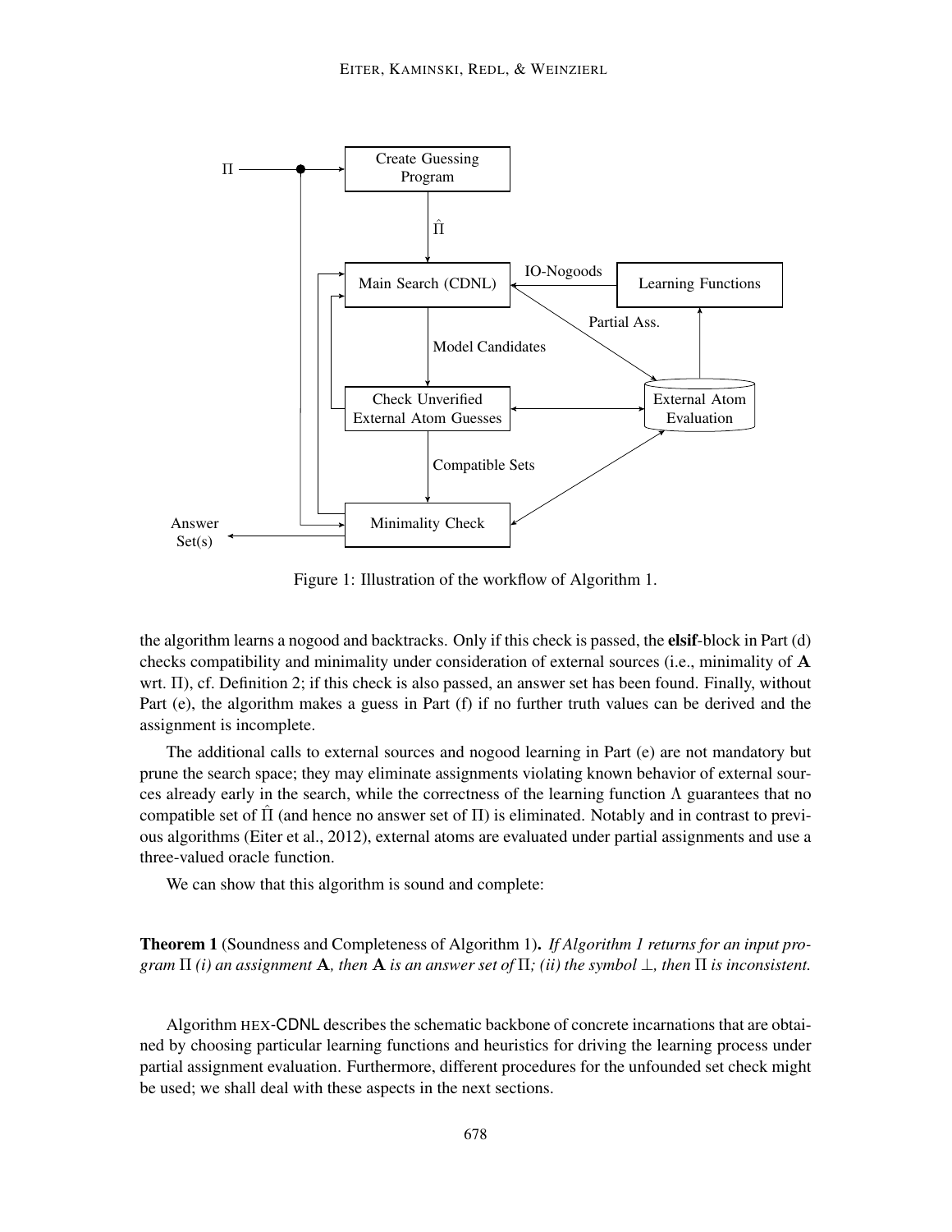Figure 1: Illustration of the workflow of Algorithm 1.

the algorithm learns a nogood and backtracks. Only if this check is passed, the **elsif**-block in Part (d) checks compatibility and minimality under consideration of external sources (i.e., minimality of $\mathbf{A}$ wrt. $\Pi$), cf. Definition 2; if this check is also passed, an answer set has been found. Finally, without Part (e), the algorithm makes a guess in Part (f) if no further truth values can be derived and the assignment is incomplete.

The additional calls to external sources and nogood learning in Part (e) are not mandatory but prune the search space; they may eliminate assignments violating known behavior of external sources already early in the search, while the correctness of the learning function $\Lambda$ guarantees that no compatible set of $\hat{\Pi}$ (and hence no answer set of $\Pi$) is eliminated. Notably and in contrast to previous algorithms (Eiter et al., 2012), external atoms are evaluated under partial assignments and use a three-valued oracle function.

We can show that this algorithm is sound and complete:

**Theorem 1** (Soundness and Completeness of Algorithm 1)**.** *If Algorithm 1 returns for an input program $\Pi$ (i) an assignment $\mathbf{A}$, then $\mathbf{A}$ is an answer set of $\Pi$; (ii) the symbol $\bot$, then $\Pi$ is inconsistent.*

Algorithm HEX-CDNL describes the schematic backbone of concrete incarnations that are obtained by choosing particular learning functions and heuristics for driving the learning process under partial assignment evaluation. Furthermore, different procedures for the unfounded set check might be used; we shall deal with these aspects in the next sections.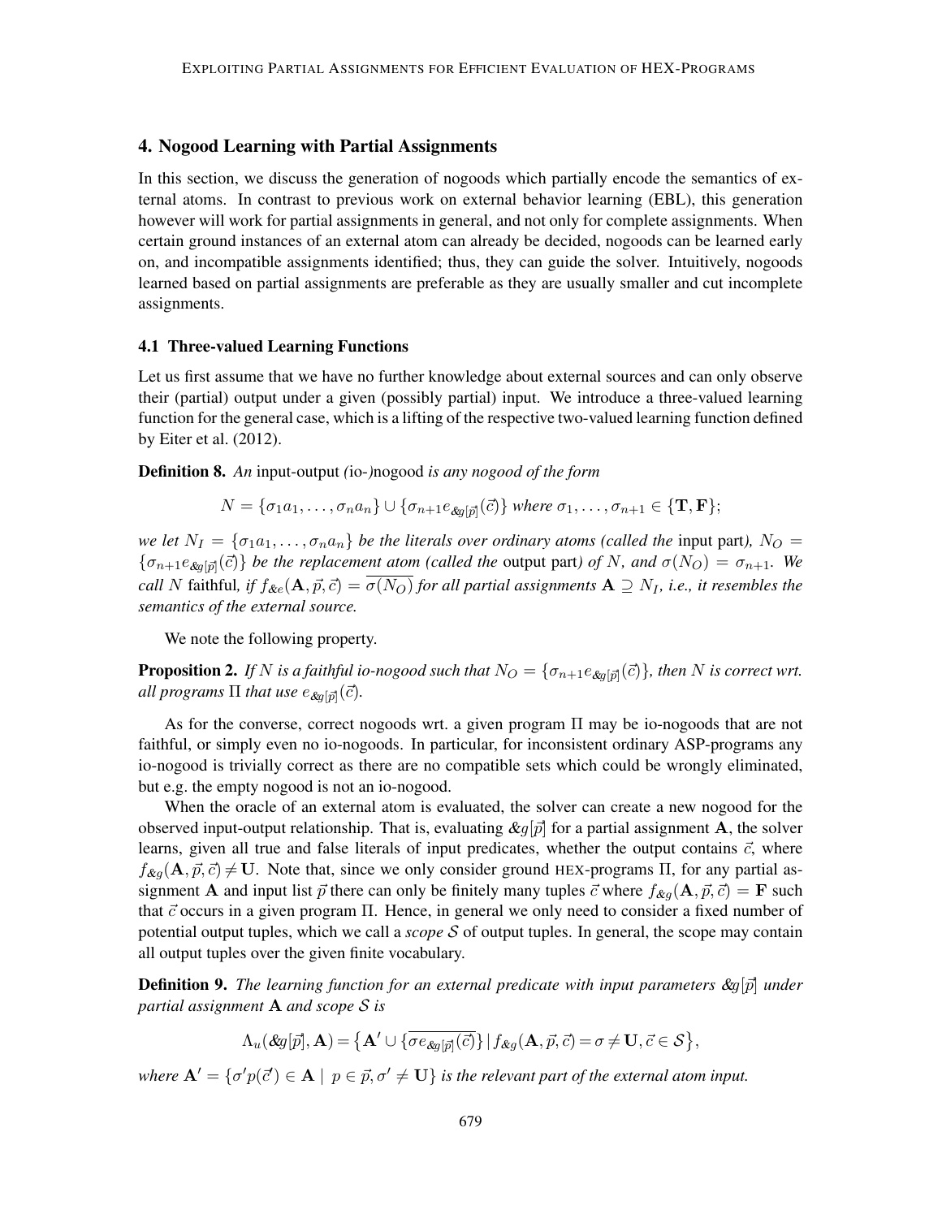## 4. Nogood Learning with Partial Assignments

In this section, we discuss the generation of nogoods which partially encode the semantics of external atoms. In contrast to previous work on external behavior learning (EBL), this generation however will work for partial assignments in general, and not only for complete assignments. When certain ground instances of an external atom can already be decided, nogoods can be learned early on, and incompatible assignments identified; thus, they can guide the solver. Intuitively, nogoods learned based on partial assignments are preferable as they are usually smaller and cut incomplete assignments.

### 4.1 Three-valued Learning Functions

Let us first assume that we have no further knowledge about external sources and can only observe their (partial) output under a given (possibly partial) input. We introduce a three-valued learning function for the general case, which is a lifting of the respective two-valued learning function defined by Eiter et al. (2012).

**Definition 8.** *An* input-output *(*io-*)*nogood *is any nogood of the form*

$$N = \{\sigma_1 a_1, \ldots, \sigma_n a_n\} \cup \{\sigma_{n+1} e_{\&g[\vec{p}]}(\vec{c})\} \text{ where } \sigma_1, \ldots, \sigma_{n+1} \in \{\mathbf{T}, \mathbf{F}\};$$

*we let $N_I = \{\sigma_1 a_1, \ldots, \sigma_n a_n\}$ be the literals over ordinary atoms (called the* input part*), $N_O = \{\sigma_{n+1} e_{\&g[\vec{p}]}(\vec{c})\}$ be the replacement atom (called the* output part*) of $N$, and $\sigma(N_O) = \sigma_{n+1}$. We call $N$* faithful*, if $f_{\&e}(\mathbf{A}, \vec{p}, \vec{c}) = \overline{\sigma(N_O)}$ for all partial assignments $\mathbf{A} \supseteq N_I$, i.e., it resembles the semantics of the external source.*

We note the following property.

**Proposition 2.** *If $N$ is a faithful io-nogood such that $N_O = \{\sigma_{n+1} e_{\&g[\vec{p}]}(\vec{c})\}$, then $N$ is correct wrt. all programs $\Pi$ that use $e_{\&g[\vec{p}]}(\vec{c})$.*

As for the converse, correct nogoods wrt. a given program $\Pi$ may be io-nogoods that are not faithful, or simply even no io-nogoods. In particular, for inconsistent ordinary ASP-programs any io-nogood is trivially correct as there are no compatible sets which could be wrongly eliminated, but e.g. the empty nogood is not an io-nogood.

When the oracle of an external atom is evaluated, the solver can create a new nogood for the observed input-output relationship. That is, evaluating $\&g[\vec{p}]$ for a partial assignment $\mathbf{A}$, the solver learns, given all true and false literals of input predicates, whether the output contains $\vec{c}$, where $f_{\&g}(\mathbf{A}, \vec{p}, \vec{c}) \neq \mathbf{U}$. Note that, since we only consider ground HEX-programs $\Pi$, for any partial assignment $\mathbf{A}$ and input list $\vec{p}$ there can only be finitely many tuples $\vec{c}$ where $f_{\&g}(\mathbf{A}, \vec{p}, \vec{c}) = \mathbf{F}$ such that $\vec{c}$ occurs in a given program $\Pi$. Hence, in general we only need to consider a fixed number of potential output tuples, which we call a *scope* $\mathcal{S}$ of output tuples. In general, the scope may contain all output tuples over the given finite vocabulary.

**Definition 9.** *The learning function for an external predicate with input parameters $\&g[\vec{p}]$ under partial assignment $\mathbf{A}$ and scope $\mathcal{S}$ is*

$$\Lambda_u(\&g[\vec{p}], \mathbf{A}) = \left\{\mathbf{A}' \cup \{\overline{\sigma e_{\&g[\vec{p}]}(\vec{c})}\} \mid f_{\&g}(\mathbf{A}, \vec{p}, \vec{c}) = \sigma \neq \mathbf{U}, \vec{c} \in \mathcal{S}\right\},$$

*where $\mathbf{A}' = \{\sigma' p(\vec{c}') \in \mathbf{A} \mid p \in \vec{p}, \sigma' \neq \mathbf{U}\}$ is the relevant part of the external atom input.*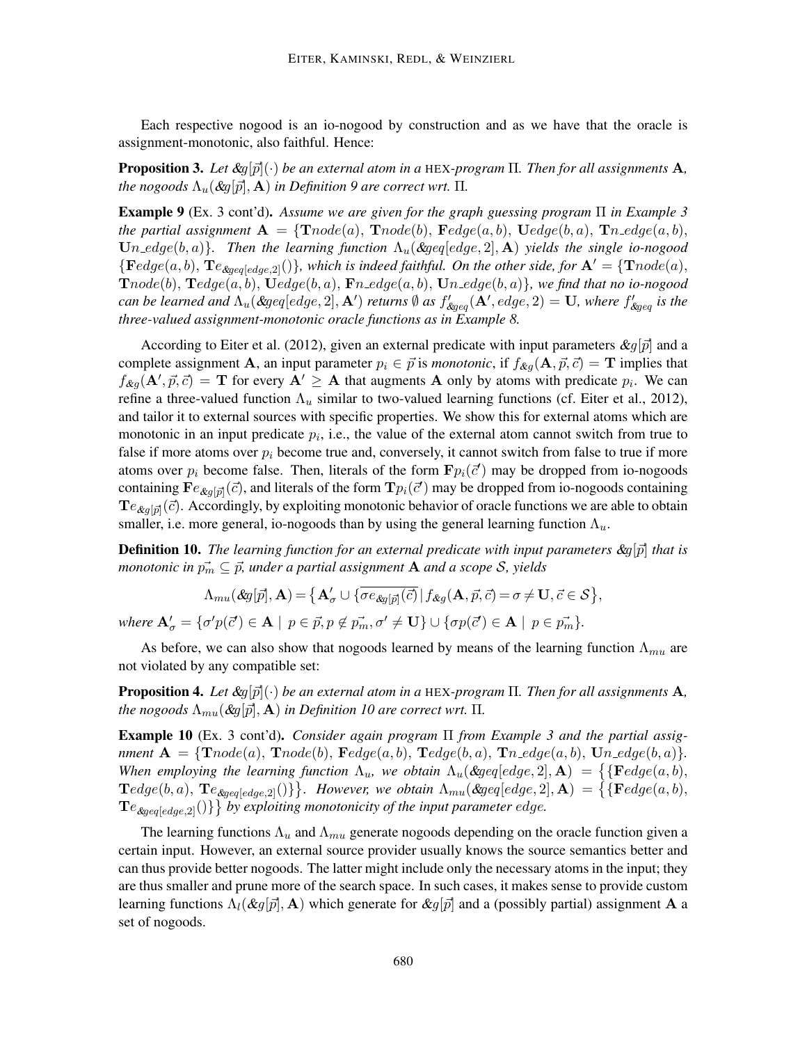Each respective nogood is an io-nogood by construction and as we have that the oracle is assignment-monotonic, also faithful. Hence:

**Proposition 3.** *Let $\&g[\vec{p}](\cdot)$ be an external atom in a* HEX*-program* $\Pi$*. Then for all assignments* $\mathbf{A}$*, the nogoods* $\Lambda_u(\&g[\vec{p}], \mathbf{A})$ *in Definition 9 are correct wrt.* $\Pi$*.*

**Example 9** (Ex. 3 cont'd)**.** *Assume we are given for the graph guessing program* $\Pi$ *in Example 3 the partial assignment* $\mathbf{A} = \{\mathbf{T}node(a),\ \mathbf{T}node(b),\ \mathbf{F}edge(a, b),\ \mathbf{U}edge(b, a),\ \mathbf{T}n\_edge(a, b),\ \mathbf{U}n\_edge(b, a)\}$*. Then the learning function* $\Lambda_u(\&geq[edge, 2], \mathbf{A})$ *yields the single io-nogood* $\{\mathbf{F}edge(a, b),\ \mathbf{T}e_{\&geq[edge,2]}()\}$*, which is indeed faithful. On the other side, for* $\mathbf{A}' = \{\mathbf{T}node(a),\ \mathbf{T}node(b),\ \mathbf{T}edge(a, b),\ \mathbf{U}edge(b, a),\ \mathbf{F}n\_edge(a, b),\ \mathbf{U}n\_edge(b, a)\}$*, we find that no io-nogood can be learned and* $\Lambda_u(\&geq[edge, 2], \mathbf{A}')$ *returns* $\emptyset$ *as* $f'_{\&geq}(\mathbf{A}', edge, 2) = \mathbf{U}$*, where* $f'_{\&geq}$ *is the three-valued assignment-monotonic oracle functions as in Example 8.*

According to Eiter et al. (2012), given an external predicate with input parameters $\&g[\vec{p}]$ and a complete assignment $\mathbf{A}$, an input parameter $p_i \in \vec{p}$ is *monotonic*, if $f_{\&g}(\mathbf{A}, \vec{p}, \vec{c}) = \mathbf{T}$ implies that $f_{\&g}(\mathbf{A}', \vec{p}, \vec{c}) = \mathbf{T}$ for every $\mathbf{A}' \geq \mathbf{A}$ that augments $\mathbf{A}$ only by atoms with predicate $p_i$. We can refine a three-valued function $\Lambda_u$ similar to two-valued learning functions (cf. Eiter et al., 2012), and tailor it to external sources with specific properties. We show this for external atoms which are monotonic in an input predicate $p_i$, i.e., the value of the external atom cannot switch from true to false if more atoms over $p_i$ become true and, conversely, it cannot switch from false to true if more atoms over $p_i$ become false. Then, literals of the form $\mathbf{F}p_i(\vec{c}')$ may be dropped from io-nogoods containing $\mathbf{F}e_{\&g[\vec{p}]}(\vec{c})$, and literals of the form $\mathbf{T}p_i(\vec{c}')$ may be dropped from io-nogoods containing $\mathbf{T}e_{\&g[\vec{p}]}(\vec{c})$. Accordingly, by exploiting monotonic behavior of oracle functions we are able to obtain smaller, i.e. more general, io-nogoods than by using the general learning function $\Lambda_u$.

**Definition 10.** *The learning function for an external predicate with input parameters $\&g[\vec{p}]$ that is monotonic in $\vec{p_m} \subseteq \vec{p}$, under a partial assignment $\mathbf{A}$ and a scope $\mathcal{S}$, yields*

$$\Lambda_{mu}(\&g[\vec{p}], \mathbf{A}) = \big\{ \mathbf{A}'_\sigma \cup \{\overline{\sigma e_{\&g[\vec{p}]}(\vec{c})}\} \,|\, f_{\&g}(\mathbf{A}, \vec{p}, \vec{c}) = \sigma \neq \mathbf{U}, \vec{c} \in \mathcal{S} \big\},$$

*where* $\mathbf{A}'_\sigma = \{\sigma' p(\vec{c}') \in \mathbf{A} \mid p \in \vec{p}, p \notin \vec{p_m}, \sigma' \neq \mathbf{U}\} \cup \{\sigma p(\vec{c}') \in \mathbf{A} \mid p \in \vec{p_m}\}$*.*

As before, we can also show that nogoods learned by means of the learning function $\Lambda_{mu}$ are not violated by any compatible set:

**Proposition 4.** *Let $\&g[\vec{p}](\cdot)$ be an external atom in a* HEX*-program* $\Pi$*. Then for all assignments* $\mathbf{A}$*, the nogoods* $\Lambda_{mu}(\&g[\vec{p}], \mathbf{A})$ *in Definition 10 are correct wrt.* $\Pi$*.*

**Example 10** (Ex. 3 cont'd)**.** *Consider again program* $\Pi$ *from Example 3 and the partial assignment* $\mathbf{A} = \{\mathbf{T}node(a),\ \mathbf{T}node(b),\ \mathbf{F}edge(a, b),\ \mathbf{T}edge(b, a),\ \mathbf{T}n\_edge(a, b),\ \mathbf{U}n\_edge(b, a)\}$*. When employing the learning function* $\Lambda_u$*, we obtain* $\Lambda_u(\&geq[edge, 2], \mathbf{A}) = \big\{\{\mathbf{F}edge(a, b),\ \mathbf{T}edge(b, a),\ \mathbf{T}e_{\&geq[edge,2]}()\}\big\}$*. However, we obtain* $\Lambda_{mu}(\&geq[edge, 2], \mathbf{A}) = \big\{\{\mathbf{F}edge(a, b),\ \mathbf{T}e_{\&geq[edge,2]}()\}\big\}$ *by exploiting monotonicity of the input parameter* $edge$*.*

The learning functions $\Lambda_u$ and $\Lambda_{mu}$ generate nogoods depending on the oracle function given a certain input. However, an external source provider usually knows the source semantics better and can thus provide better nogoods. The latter might include only the necessary atoms in the input; they are thus smaller and prune more of the search space. In such cases, it makes sense to provide custom learning functions $\Lambda_l(\&g[\vec{p}], \mathbf{A})$ which generate for $\&g[\vec{p}]$ and a (possibly partial) assignment $\mathbf{A}$ a set of nogoods.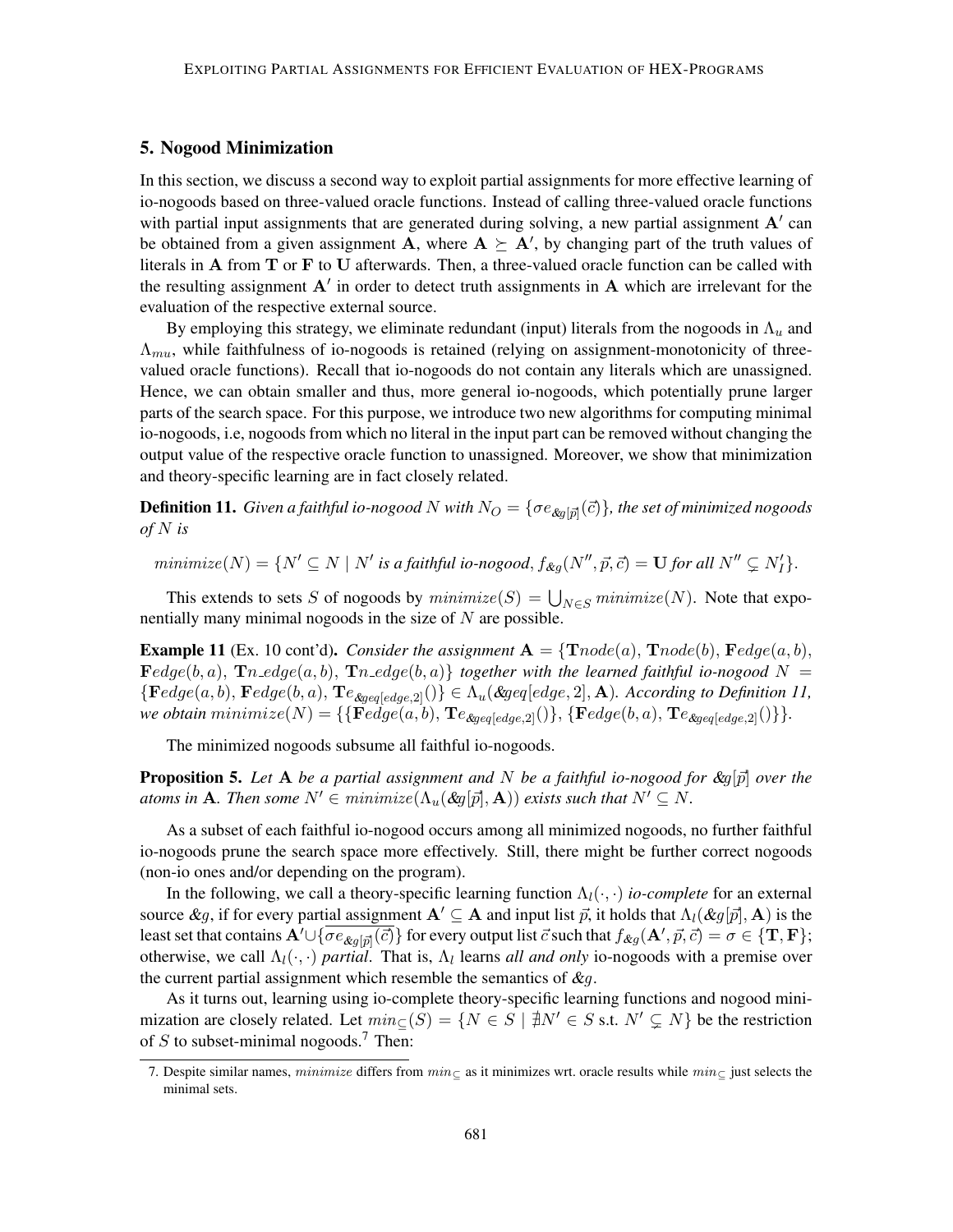## 5. Nogood Minimization

In this section, we discuss a second way to exploit partial assignments for more effective learning of io-nogoods based on three-valued oracle functions. Instead of calling three-valued oracle functions with partial input assignments that are generated during solving, a new partial assignment $\mathbf{A}'$ can be obtained from a given assignment $\mathbf{A}$, where $\mathbf{A} \succeq \mathbf{A}'$, by changing part of the truth values of literals in $\mathbf{A}$ from $\mathbf{T}$ or $\mathbf{F}$ to $\mathbf{U}$ afterwards. Then, a three-valued oracle function can be called with the resulting assignment $\mathbf{A}'$ in order to detect truth assignments in $\mathbf{A}$ which are irrelevant for the evaluation of the respective external source.

By employing this strategy, we eliminate redundant (input) literals from the nogoods in $\Lambda_u$ and $\Lambda_{mu}$, while faithfulness of io-nogoods is retained (relying on assignment-monotonicity of three-valued oracle functions). Recall that io-nogoods do not contain any literals which are unassigned. Hence, we can obtain smaller and thus, more general io-nogoods, which potentially prune larger parts of the search space. For this purpose, we introduce two new algorithms for computing minimal io-nogoods, i.e, nogoods from which no literal in the input part can be removed without changing the output value of the respective oracle function to unassigned. Moreover, we show that minimization and theory-specific learning are in fact closely related.

**Definition 11.** *Given a faithful io-nogood $N$ with $N_O = \{\sigma e_{\&g[\vec{p}]}(\vec{c})\}$, the set of minimized nogoods of $N$ is*

$$minimize(N) = \{N' \subseteq N \mid N' \text{ is a faithful io-nogood}, f_{\&g}(N'', \vec{p}, \vec{c}) = \mathbf{U} \text{ for all } N'' \subsetneq N'_I\}.$$

This extends to sets $S$ of nogoods by $minimize(S) = \bigcup_{N \in S} minimize(N)$. Note that exponentially many minimal nogoods in the size of $N$ are possible.

**Example 11** (Ex. 10 cont'd). *Consider the assignment $\mathbf{A} = \{\mathbf{T}node(a), \mathbf{T}node(b), \mathbf{F}edge(a,b), \mathbf{F}edge(b,a), \mathbf{T}n\_edge(a,b), \mathbf{T}n\_edge(b,a)\}$ together with the learned faithful io-nogood $N = \{\mathbf{F}edge(a,b), \mathbf{F}edge(b,a), \mathbf{T}e_{\&geq[edge,2]}()\} \in \Lambda_u(\&geq[edge,2], \mathbf{A})$. According to Definition 11, we obtain $minimize(N) = \{\{\mathbf{F}edge(a,b), \mathbf{T}e_{\&geq[edge,2]}()\}, \{\mathbf{F}edge(b,a), \mathbf{T}e_{\&geq[edge,2]}()\}\}$.*

The minimized nogoods subsume all faithful io-nogoods.

**Proposition 5.** *Let $\mathbf{A}$ be a partial assignment and $N$ be a faithful io-nogood for $\&g[\vec{p}]$ over the atoms in $\mathbf{A}$. Then some $N' \in minimize(\Lambda_u(\&g[\vec{p}], \mathbf{A}))$ exists such that $N' \subseteq N$.*

As a subset of each faithful io-nogood occurs among all minimized nogoods, no further faithful io-nogoods prune the search space more effectively. Still, there might be further correct nogoods (non-io ones and/or depending on the program).

In the following, we call a theory-specific learning function $\Lambda_l(\cdot,\cdot)$ *io-complete* for an external source $\&g$, if for every partial assignment $\mathbf{A}' \subseteq \mathbf{A}$ and input list $\vec{p}$, it holds that $\Lambda_l(\&g[\vec{p}], \mathbf{A})$ is the least set that contains $\mathbf{A}' \cup \{\overline{\sigma e_{\&g[\vec{p}]}(\vec{c})}\}$ for every output list $\vec{c}$ such that $f_{\&g}(\mathbf{A}', \vec{p}, \vec{c}) = \sigma \in \{\mathbf{T}, \mathbf{F}\}$; otherwise, we call $\Lambda_l(\cdot,\cdot)$ *partial*. That is, $\Lambda_l$ learns *all and only* io-nogoods with a premise over the current partial assignment which resemble the semantics of $\&g$.

As it turns out, learning using io-complete theory-specific learning functions and nogood minimization are closely related. Let $min_{\subseteq}(S) = \{N \in S \mid \nexists N' \in S \text{ s.t. } N' \subsetneq N\}$ be the restriction of $S$ to subset-minimal nogoods.[7] Then:

7. Despite similar names, $minimize$ differs from $min_{\subseteq}$ as it minimizes wrt. oracle results while $min_{\subseteq}$ just selects the minimal sets.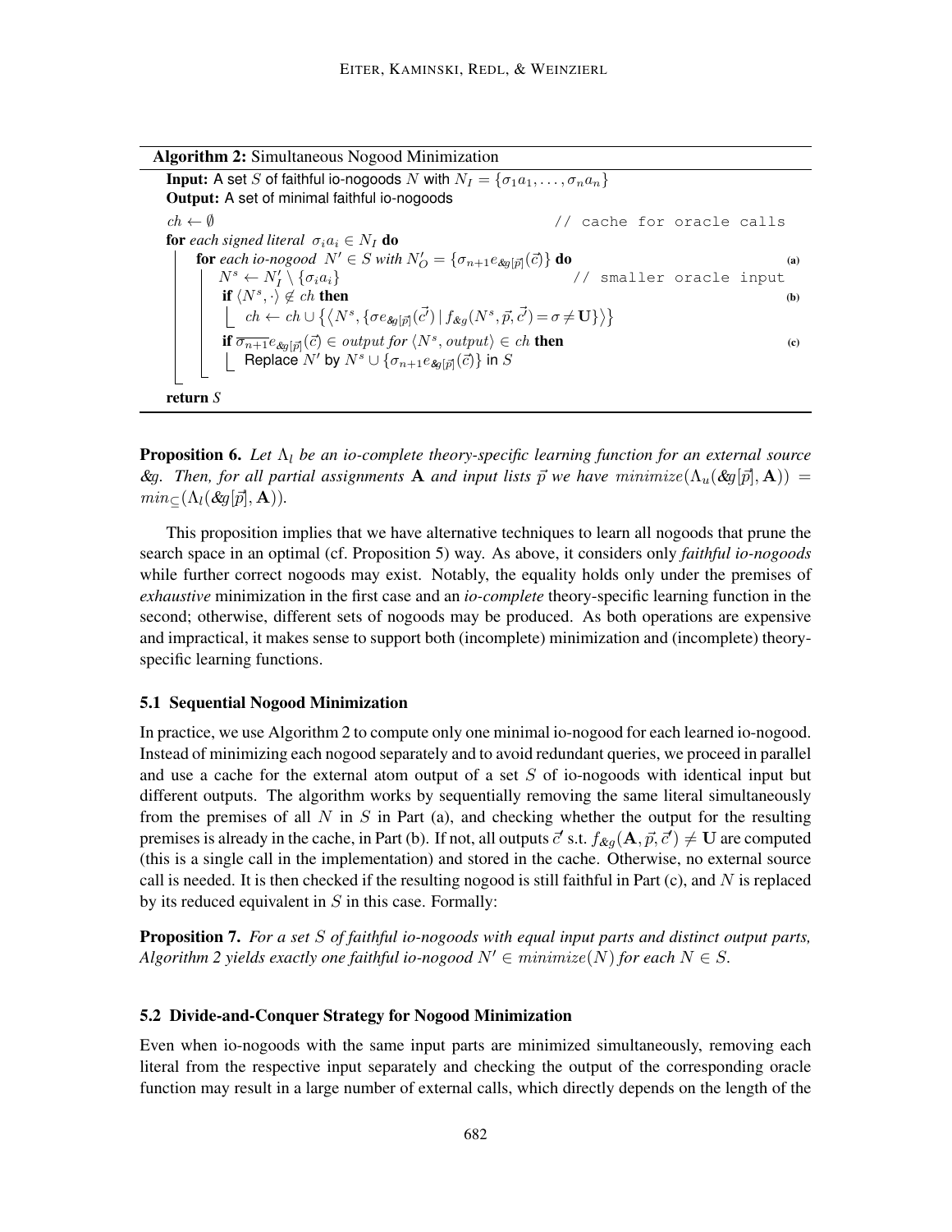**Algorithm 2:** Simultaneous Nogood Minimization

```
Input: A set S of faithful io-nogoods N with N_I = {σ_1 a_1, ..., σ_n a_n}
Output: A set of minimal faithful io-nogoods
ch ← ∅                                                    // cache for oracle calls
for each signed literal σ_i a_i ∈ N_I do
    for each io-nogood N' ∈ S with N'_O = {σ_{n+1} e_{&g[p⃗]}(c⃗)} do                 (a)
        N^s ← N'_I \ {σ_i a_i}                            // smaller oracle input
        if ⟨N^s, ·⟩ ∉ ch then                                                        (b)
            ch ← ch ∪ {⟨N^s, {σ e_{&g[p⃗]}(c⃗') | f_{&g}(N^s, p⃗, c⃗') = σ ≠ U}⟩}
        if \overline{σ_{n+1}} e_{&g[p⃗]}(c⃗) ∈ output for ⟨N^s, output⟩ ∈ ch then        (c)
            Replace N' by N^s ∪ {σ_{n+1} e_{&g[p⃗]}(c⃗)} in S
return S
```

**Proposition 6.** *Let $\Lambda_l$ be an io-complete theory-specific learning function for an external source &g. Then, for all partial assignments $\mathbf{A}$ and input lists $\vec{p}$ we have $minimize(\Lambda_u(\&g[\vec{p}], \mathbf{A})) = min_{\subseteq}(\Lambda_l(\&g[\vec{p}], \mathbf{A}))$.*

This proposition implies that we have alternative techniques to learn all nogoods that prune the search space in an optimal (cf. Proposition 5) way. As above, it considers only *faithful io-nogoods* while further correct nogoods may exist. Notably, the equality holds only under the premises of *exhaustive* minimization in the first case and an *io-complete* theory-specific learning function in the second; otherwise, different sets of nogoods may be produced. As both operations are expensive and impractical, it makes sense to support both (incomplete) minimization and (incomplete) theory-specific learning functions.

### 5.1 Sequential Nogood Minimization

In practice, we use Algorithm 2 to compute only one minimal io-nogood for each learned io-nogood. Instead of minimizing each nogood separately and to avoid redundant queries, we proceed in parallel and use a cache for the external atom output of a set $S$ of io-nogoods with identical input but different outputs. The algorithm works by sequentially removing the same literal simultaneously from the premises of all $N$ in $S$ in Part (a), and checking whether the output for the resulting premises is already in the cache, in Part (b). If not, all outputs $\vec{c}'$ s.t. $f_{\&g}(\mathbf{A}, \vec{p}, \vec{c}') \neq \mathbf{U}$ are computed (this is a single call in the implementation) and stored in the cache. Otherwise, no external source call is needed. It is then checked if the resulting nogood is still faithful in Part (c), and $N$ is replaced by its reduced equivalent in $S$ in this case. Formally:

**Proposition 7.** *For a set $S$ of faithful io-nogoods with equal input parts and distinct output parts, Algorithm 2 yields exactly one faithful io-nogood $N' \in minimize(N)$ for each $N \in S$.*

### 5.2 Divide-and-Conquer Strategy for Nogood Minimization

Even when io-nogoods with the same input parts are minimized simultaneously, removing each literal from the respective input separately and checking the output of the corresponding oracle function may result in a large number of external calls, which directly depends on the length of the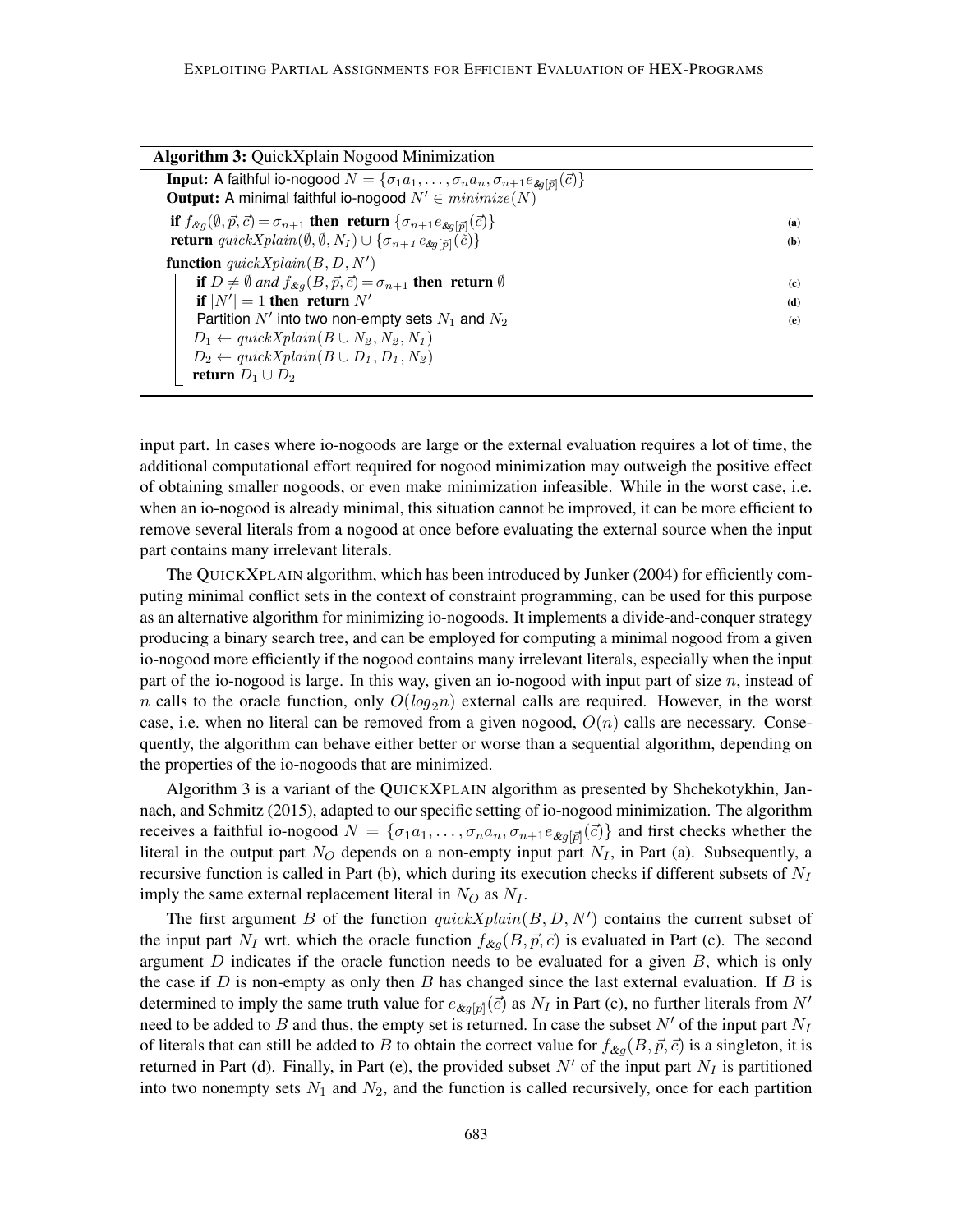**Algorithm 3:** QuickXplain Nogood Minimization

```
Input: A faithful io-nogood N = {σ1a1, ..., σnan, σn+1 e&g[p⃗](c⃗)}
Output: A minimal faithful io-nogood N' ∈ minimize(N)
if f&g(∅, p⃗, c⃗) = ¬σn+1 then return {σn+1 e&g[p⃗](c⃗)}                         (a)
return quickXplain(∅, ∅, N_I) ∪ {σn+1 e&g[p⃗](c⃗)}                              (b)
function quickXplain(B, D, N')
    if D ≠ ∅ and f&g(B, p⃗, c⃗) = ¬σn+1 then return ∅                            (c)
    if |N'| = 1 then return N'                                                  (d)
    Partition N' into two non-empty sets N1 and N2                              (e)
    D1 ← quickXplain(B ∪ N2, N2, N1)
    D2 ← quickXplain(B ∪ D1, D1, N2)
    return D1 ∪ D2
```

input part. In cases where io-nogoods are large or the external evaluation requires a lot of time, the additional computational effort required for nogood minimization may outweigh the positive effect of obtaining smaller nogoods, or even make minimization infeasible. While in the worst case, i.e. when an io-nogood is already minimal, this situation cannot be improved, it can be more efficient to remove several literals from a nogood at once before evaluating the external source when the input part contains many irrelevant literals.

The QUICKXPLAIN algorithm, which has been introduced by Junker (2004) for efficiently computing minimal conflict sets in the context of constraint programming, can be used for this purpose as an alternative algorithm for minimizing io-nogoods. It implements a divide-and-conquer strategy producing a binary search tree, and can be employed for computing a minimal nogood from a given io-nogood more efficiently if the nogood contains many irrelevant literals, especially when the input part of the io-nogood is large. In this way, given an io-nogood with input part of size $n$, instead of $n$ calls to the oracle function, only $O(log_2 n)$ external calls are required. However, in the worst case, i.e. when no literal can be removed from a given nogood, $O(n)$ calls are necessary. Consequently, the algorithm can behave either better or worse than a sequential algorithm, depending on the properties of the io-nogoods that are minimized.

Algorithm 3 is a variant of the QUICKXPLAIN algorithm as presented by Shchekotykhin, Jannach, and Schmitz (2015), adapted to our specific setting of io-nogood minimization. The algorithm receives a faithful io-nogood $N = \{\sigma_1 a_1, \ldots, \sigma_n a_n, \sigma_{n+1} e_{\&g[\vec{p}]}(\vec{c})\}$ and first checks whether the literal in the output part $N_O$ depends on a non-empty input part $N_I$, in Part (a). Subsequently, a recursive function is called in Part (b), which during its execution checks if different subsets of $N_I$ imply the same external replacement literal in $N_O$ as $N_I$.

The first argument $B$ of the function $quickXplain(B, D, N')$ contains the current subset of the input part $N_I$ wrt. which the oracle function $f_{\&g}(B, \vec{p}, \vec{c})$ is evaluated in Part (c). The second argument $D$ indicates if the oracle function needs to be evaluated for a given $B$, which is only the case if $D$ is non-empty as only then $B$ has changed since the last external evaluation. If $B$ is determined to imply the same truth value for $e_{\&g[\vec{p}]}(\vec{c})$ as $N_I$ in Part (c), no further literals from $N'$ need to be added to $B$ and thus, the empty set is returned. In case the subset $N'$ of the input part $N_I$ of literals that can still be added to $B$ to obtain the correct value for $f_{\&g}(B, \vec{p}, \vec{c})$ is a singleton, it is returned in Part (d). Finally, in Part (e), the provided subset $N'$ of the input part $N_I$ is partitioned into two nonempty sets $N_1$ and $N_2$, and the function is called recursively, once for each partition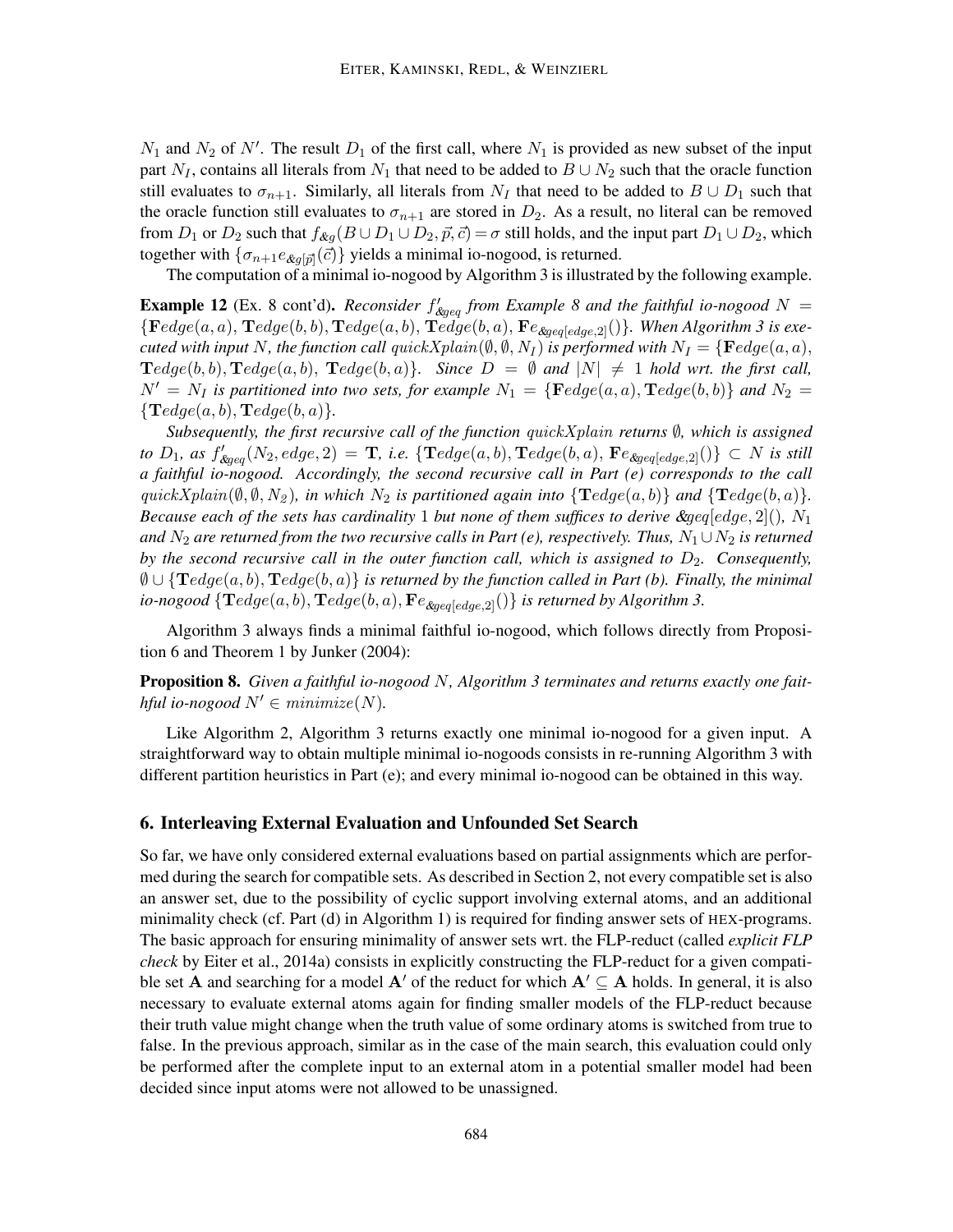$N_1$ and $N_2$ of $N'$. The result $D_1$ of the first call, where $N_1$ is provided as new subset of the input part $N_I$, contains all literals from $N_1$ that need to be added to $B \cup N_2$ such that the oracle function still evaluates to $\sigma_{n+1}$. Similarly, all literals from $N_I$ that need to be added to $B \cup D_1$ such that the oracle function still evaluates to $\sigma_{n+1}$ are stored in $D_2$. As a result, no literal can be removed from $D_1$ or $D_2$ such that $f_{\&g}(B \cup D_1 \cup D_2, \vec{p}, \vec{c}) = \sigma$ still holds, and the input part $D_1 \cup D_2$, which together with $\{\sigma_{n+1} e_{\&g[\vec{p}]}(\vec{c})\}$ yields a minimal io-nogood, is returned.

The computation of a minimal io-nogood by Algorithm 3 is illustrated by the following example.

**Example 12** (Ex. 8 cont'd). *Reconsider $f'_{\&geq}$ from Example 8 and the faithful io-nogood $N = \{\mathbf{F}edge(a,a), \mathbf{T}edge(b,b), \mathbf{T}edge(a,b), \mathbf{T}edge(b,a), \mathbf{F}e_{\&geq[edge,2]}()\}$. When Algorithm 3 is executed with input $N$, the function call $quickXplain(\emptyset, \emptyset, N_I)$ is performed with $N_I = \{\mathbf{F}edge(a,a), \mathbf{T}edge(b,b), \mathbf{T}edge(a,b), \mathbf{T}edge(b,a)\}$. Since $D = \emptyset$ and $|N| \neq 1$ hold wrt. the first call, $N' = N_I$ is partitioned into two sets, for example $N_1 = \{\mathbf{F}edge(a,a), \mathbf{T}edge(b,b)\}$ and $N_2 = \{\mathbf{T}edge(a,b), \mathbf{T}edge(b,a)\}$.*

*Subsequently, the first recursive call of the function $quickXplain$ returns $\emptyset$, which is assigned to $D_1$, as $f'_{\&geq}(N_2, edge, 2) = \mathbf{T}$, i.e. $\{\mathbf{T}edge(a,b), \mathbf{T}edge(b,a), \mathbf{F}e_{\&geq[edge,2]}()\} \subset N$ is still a faithful io-nogood. Accordingly, the second recursive call in Part (e) corresponds to the call $quickXplain(\emptyset, \emptyset, N_2)$, in which $N_2$ is partitioned again into $\{\mathbf{T}edge(a,b)\}$ and $\{\mathbf{T}edge(b,a)\}$. Because each of the sets has cardinality 1 but none of them suffices to derive $\&geq[edge,2]()$, $N_1$ and $N_2$ are returned from the two recursive calls in Part (e), respectively. Thus, $N_1 \cup N_2$ is returned by the second recursive call in the outer function call, which is assigned to $D_2$. Consequently, $\emptyset \cup \{\mathbf{T}edge(a,b), \mathbf{T}edge(b,a)\}$ is returned by the function called in Part (b). Finally, the minimal io-nogood $\{\mathbf{T}edge(a,b), \mathbf{T}edge(b,a), \mathbf{F}e_{\&geq[edge,2]}()\}$ is returned by Algorithm 3.*

Algorithm 3 always finds a minimal faithful io-nogood, which follows directly from Proposition 6 and Theorem 1 by Junker (2004):

**Proposition 8.** *Given a faithful io-nogood $N$, Algorithm 3 terminates and returns exactly one faithful io-nogood $N' \in minimize(N)$.*

Like Algorithm 2, Algorithm 3 returns exactly one minimal io-nogood for a given input. A straightforward way to obtain multiple minimal io-nogoods consists in re-running Algorithm 3 with different partition heuristics in Part (e); and every minimal io-nogood can be obtained in this way.

## 6. Interleaving External Evaluation and Unfounded Set Search

So far, we have only considered external evaluations based on partial assignments which are performed during the search for compatible sets. As described in Section 2, not every compatible set is also an answer set, due to the possibility of cyclic support involving external atoms, and an additional minimality check (cf. Part (d) in Algorithm 1) is required for finding answer sets of HEX-programs. The basic approach for ensuring minimality of answer sets wrt. the FLP-reduct (called *explicit FLP check* by Eiter et al., 2014a) consists in explicitly constructing the FLP-reduct for a given compatible set $\mathbf{A}$ and searching for a model $\mathbf{A}'$ of the reduct for which $\mathbf{A}' \subseteq \mathbf{A}$ holds. In general, it is also necessary to evaluate external atoms again for finding smaller models of the FLP-reduct because their truth value might change when the truth value of some ordinary atoms is switched from true to false. In the previous approach, similar as in the case of the main search, this evaluation could only be performed after the complete input to an external atom in a potential smaller model had been decided since input atoms were not allowed to be unassigned.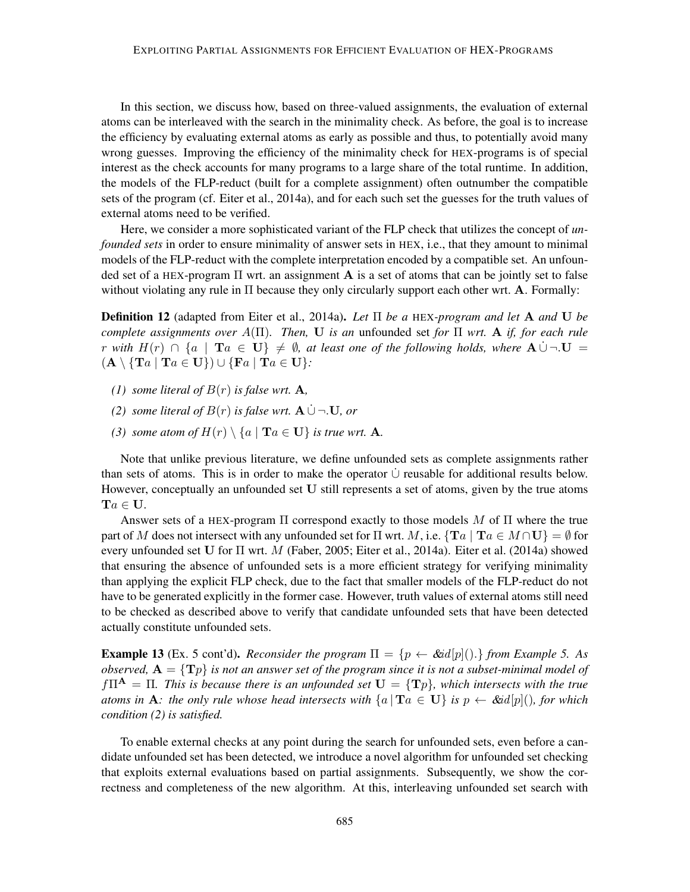In this section, we discuss how, based on three-valued assignments, the evaluation of external atoms can be interleaved with the search in the minimality check. As before, the goal is to increase the efficiency by evaluating external atoms as early as possible and thus, to potentially avoid many wrong guesses. Improving the efficiency of the minimality check for HEX-programs is of special interest as the check accounts for many programs to a large share of the total runtime. In addition, the models of the FLP-reduct (built for a complete assignment) often outnumber the compatible sets of the program (cf. Eiter et al., 2014a), and for each such set the guesses for the truth values of external atoms need to be verified.

Here, we consider a more sophisticated variant of the FLP check that utilizes the concept of *unfounded sets* in order to ensure minimality of answer sets in HEX, i.e., that they amount to minimal models of the FLP-reduct with the complete interpretation encoded by a compatible set. An unfounded set of a HEX-program $\Pi$ wrt. an assignment $\mathbf{A}$ is a set of atoms that can be jointly set to false without violating any rule in $\Pi$ because they only circularly support each other wrt. $\mathbf{A}$. Formally:

**Definition 12** (adapted from Eiter et al., 2014a)**.** *Let $\Pi$ be a HEX-program and let $\mathbf{A}$ and $\mathbf{U}$ be complete assignments over $A(\Pi)$. Then, $\mathbf{U}$ is an* unfounded set *for $\Pi$ wrt. $\mathbf{A}$ if, for each rule $r$ with $H(r) \cap \{a \mid \mathbf{T}a \in \mathbf{U}\} \neq \emptyset$, at least one of the following holds, where $\mathbf{A} \dot{\cup} \neg.\mathbf{U} = (\mathbf{A} \setminus \{\mathbf{T}a \mid \mathbf{T}a \in \mathbf{U}\}) \cup \{\mathbf{F}a \mid \mathbf{T}a \in \mathbf{U}\}$:*

- *(1) some literal of $B(r)$ is false wrt. $\mathbf{A}$,*
- *(2) some literal of $B(r)$ is false wrt. $\mathbf{A} \dot{\cup} \neg.\mathbf{U}$, or*
- *(3) some atom of $H(r) \setminus \{a \mid \mathbf{T}a \in \mathbf{U}\}$ is true wrt. $\mathbf{A}$.*

Note that unlike previous literature, we define unfounded sets as complete assignments rather than sets of atoms. This is in order to make the operator $\dot{\cup}$ reusable for additional results below. However, conceptually an unfounded set $\mathbf{U}$ still represents a set of atoms, given by the true atoms $\mathbf{T}a \in \mathbf{U}$.

Answer sets of a HEX-program $\Pi$ correspond exactly to those models $M$ of $\Pi$ where the true part of $M$ does not intersect with any unfounded set for $\Pi$ wrt. $M$, i.e. $\{\mathbf{T}a \mid \mathbf{T}a \in M \cap \mathbf{U}\} = \emptyset$ for every unfounded set $\mathbf{U}$ for $\Pi$ wrt. $M$ (Faber, 2005; Eiter et al., 2014a). Eiter et al. (2014a) showed that ensuring the absence of unfounded sets is a more efficient strategy for verifying minimality than applying the explicit FLP check, due to the fact that smaller models of the FLP-reduct do not have to be generated explicitly in the former case. However, truth values of external atoms still need to be checked as described above to verify that candidate unfounded sets that have been detected actually constitute unfounded sets.

**Example 13** (Ex. 5 cont'd)**.** *Reconsider the program $\Pi = \{p \leftarrow \&id[p]().\}$ from Example 5. As observed, $\mathbf{A} = \{\mathbf{T}p\}$ is not an answer set of the program since it is not a subset-minimal model of $f\Pi^{\mathbf{A}} = \Pi$. This is because there is an unfounded set $\mathbf{U} = \{\mathbf{T}p\}$, which intersects with the true atoms in $\mathbf{A}$: the only rule whose head intersects with $\{a \mid \mathbf{T}a \in \mathbf{U}\}$ is $p \leftarrow \&id[p]()$, for which condition (2) is satisfied.*

To enable external checks at any point during the search for unfounded sets, even before a candidate unfounded set has been detected, we introduce a novel algorithm for unfounded set checking that exploits external evaluations based on partial assignments. Subsequently, we show the correctness and completeness of the new algorithm. At this, interleaving unfounded set search with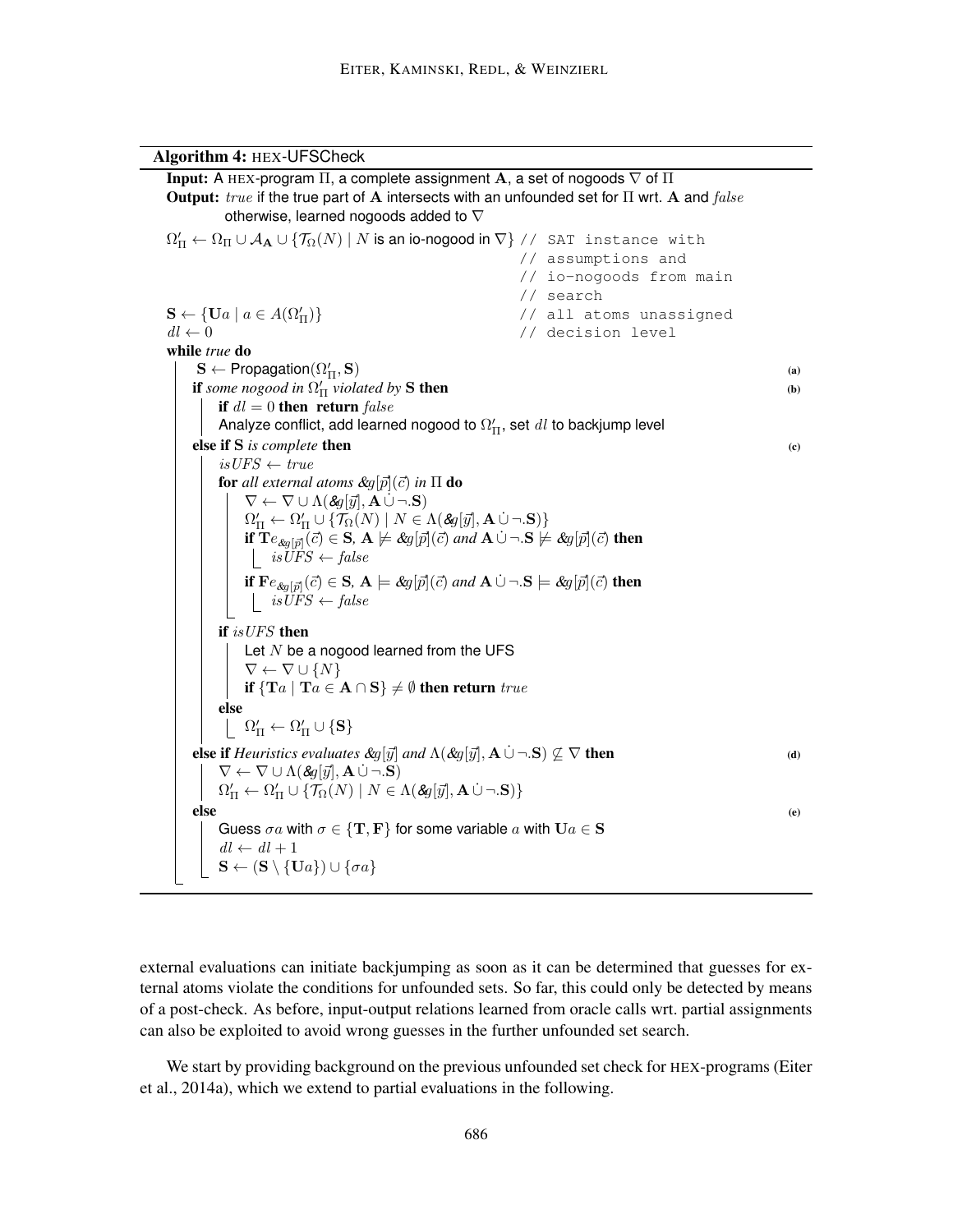**Algorithm 4:** HEX-UFSCheck

```
Input: A HEX-program Π, a complete assignment A, a set of nogoods ∇ of Π
Output: true if the true part of A intersects with an unfounded set for Π wrt. A and false
        otherwise, learned nogoods added to ∇

Ω'_Π ← Ω_Π ∪ A_A ∪ {T_Ω(N) | N is an io-nogood in ∇} // SAT instance with
                                                      // assumptions and
                                                      // io-nogoods from main
                                                      // search
S ← {Ua | a ∈ A(Ω'_Π)}                                // all atoms unassigned
dl ← 0                                                // decision level
while true do
    S ← Propagation(Ω'_Π, S)                                                    (a)
    if some nogood in Ω'_Π violated by S then                                   (b)
        if dl = 0 then return false
        Analyze conflict, add learned nogood to Ω'_Π, set dl to backjump level
    else if S is complete then                                                  (c)
        isUFS ← true
        for all external atoms &g[p⃗](c⃗) in Π do
            ∇ ← ∇ ∪ Λ(&g[y⃗], A ∪̇ ¬.S)
            Ω'_Π ← Ω'_Π ∪ {T_Ω(N) | N ∈ Λ(&g[y⃗], A ∪̇ ¬.S)}
            if T e_{&g[p⃗]}(c⃗) ∈ S, A ⊭ &g[p⃗](c⃗) and A ∪̇ ¬.S ⊭ &g[p⃗](c⃗) then
                isUFS ← false
            if F e_{&g[p⃗]}(c⃗) ∈ S, A ⊨ &g[p⃗](c⃗) and A ∪̇ ¬.S ⊨ &g[p⃗](c⃗) then
                isUFS ← false
        if isUFS then
            Let N be a nogood learned from the UFS
            ∇ ← ∇ ∪ {N}
            if {Ta | Ta ∈ A ∩ S} ≠ ∅ then return true
        else
            Ω'_Π ← Ω'_Π ∪ {S}
    else if Heuristics evaluates &g[y⃗] and Λ(&g[y⃗], A ∪̇ ¬.S) ⊈ ∇ then         (d)
        ∇ ← ∇ ∪ Λ(&g[y⃗], A ∪̇ ¬.S)
        Ω'_Π ← Ω'_Π ∪ {T_Ω(N) | N ∈ Λ(&g[y⃗], A ∪̇ ¬.S)}
    else                                                                        (e)
        Guess σa with σ ∈ {T, F} for some variable a with Ua ∈ S
        dl ← dl + 1
        S ← (S \ {Ua}) ∪ {σa}
```

external evaluations can initiate backjumping as soon as it can be determined that guesses for external atoms violate the conditions for unfounded sets. So far, this could only be detected by means of a post-check. As before, input-output relations learned from oracle calls wrt. partial assignments can also be exploited to avoid wrong guesses in the further unfounded set search.

We start by providing background on the previous unfounded set check for HEX-programs (Eiter et al., 2014a), which we extend to partial evaluations in the following.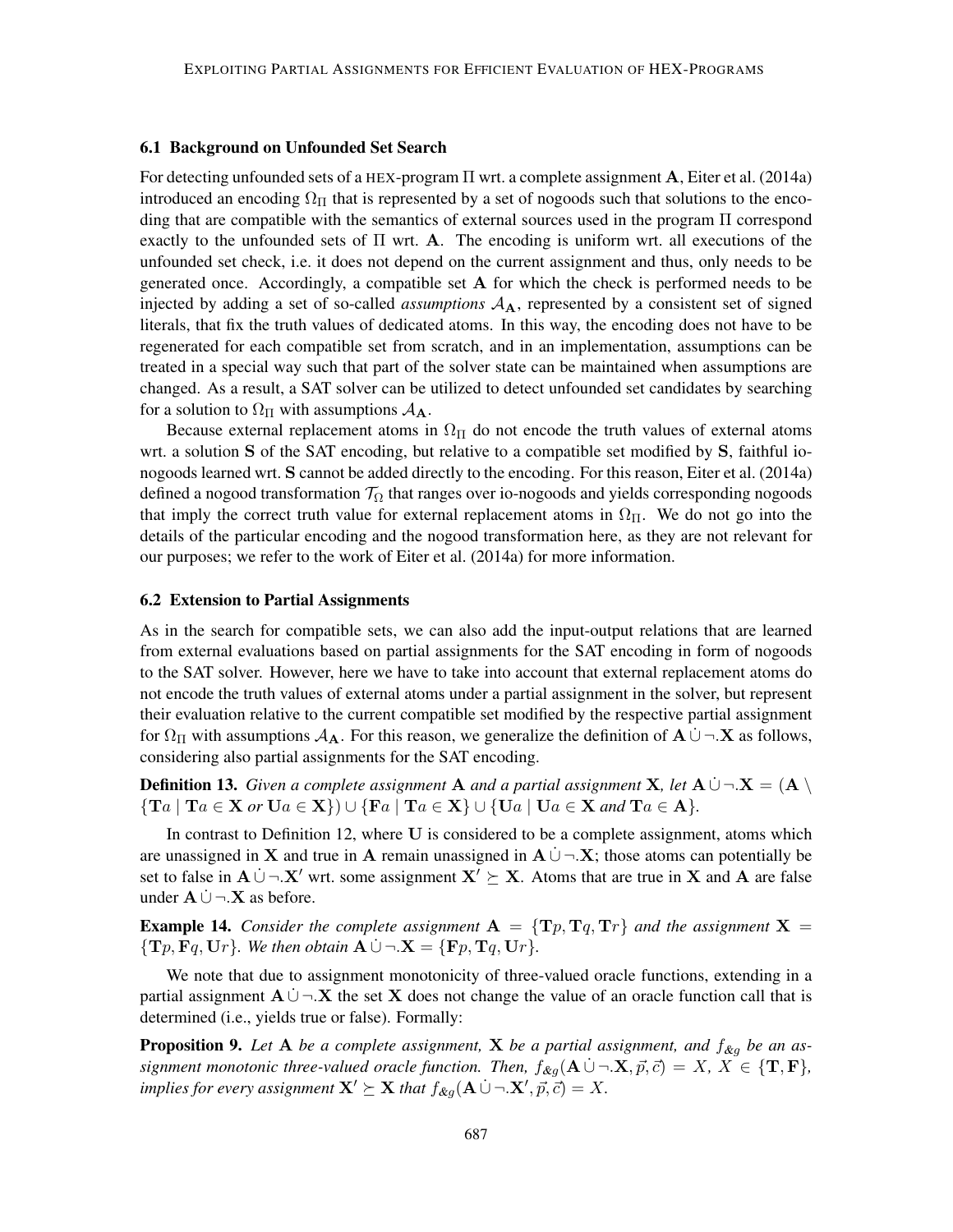### 6.1 Background on Unfounded Set Search

For detecting unfounded sets of a HEX-program $\Pi$ wrt. a complete assignment $\mathbf{A}$, Eiter et al. (2014a) introduced an encoding $\Omega_\Pi$ that is represented by a set of nogoods such that solutions to the encoding that are compatible with the semantics of external sources used in the program $\Pi$ correspond exactly to the unfounded sets of $\Pi$ wrt. $\mathbf{A}$. The encoding is uniform wrt. all executions of the unfounded set check, i.e. it does not depend on the current assignment and thus, only needs to be generated once. Accordingly, a compatible set $\mathbf{A}$ for which the check is performed needs to be injected by adding a set of so-called *assumptions* $\mathcal{A}_\mathbf{A}$, represented by a consistent set of signed literals, that fix the truth values of dedicated atoms. In this way, the encoding does not have to be regenerated for each compatible set from scratch, and in an implementation, assumptions can be treated in a special way such that part of the solver state can be maintained when assumptions are changed. As a result, a SAT solver can be utilized to detect unfounded set candidates by searching for a solution to $\Omega_\Pi$ with assumptions $\mathcal{A}_\mathbf{A}$.

Because external replacement atoms in $\Omega_\Pi$ do not encode the truth values of external atoms wrt. a solution $\mathbf{S}$ of the SAT encoding, but relative to a compatible set modified by $\mathbf{S}$, faithful io-nogoods learned wrt. $\mathbf{S}$ cannot be added directly to the encoding. For this reason, Eiter et al. (2014a) defined a nogood transformation $\mathcal{T}_\Omega$ that ranges over io-nogoods and yields corresponding nogoods that imply the correct truth value for external replacement atoms in $\Omega_\Pi$. We do not go into the details of the particular encoding and the nogood transformation here, as they are not relevant for our purposes; we refer to the work of Eiter et al. (2014a) for more information.

### 6.2 Extension to Partial Assignments

As in the search for compatible sets, we can also add the input-output relations that are learned from external evaluations based on partial assignments for the SAT encoding in form of nogoods to the SAT solver. However, here we have to take into account that external replacement atoms do not encode the truth values of external atoms under a partial assignment in the solver, but represent their evaluation relative to the current compatible set modified by the respective partial assignment for $\Omega_\Pi$ with assumptions $\mathcal{A}_\mathbf{A}$. For this reason, we generalize the definition of $\mathbf{A} \dot\cup \neg.\mathbf{X}$ as follows, considering also partial assignments for the SAT encoding.

**Definition 13.** *Given a complete assignment $\mathbf{A}$ and a partial assignment $\mathbf{X}$, let $\mathbf{A} \dot\cup \neg.\mathbf{X} = (\mathbf{A} \setminus \{\mathbf{T}a \mid \mathbf{T}a \in \mathbf{X} \text{ or } \mathbf{U}a \in \mathbf{X}\}) \cup \{\mathbf{F}a \mid \mathbf{T}a \in \mathbf{X}\} \cup \{\mathbf{U}a \mid \mathbf{U}a \in \mathbf{X} \text{ and } \mathbf{T}a \in \mathbf{A}\}$.*

In contrast to Definition 12, where $\mathbf{U}$ is considered to be a complete assignment, atoms which are unassigned in $\mathbf{X}$ and true in $\mathbf{A}$ remain unassigned in $\mathbf{A} \dot\cup \neg.\mathbf{X}$; those atoms can potentially be set to false in $\mathbf{A} \dot\cup \neg.\mathbf{X}'$ wrt. some assignment $\mathbf{X}' \succeq \mathbf{X}$. Atoms that are true in $\mathbf{X}$ and $\mathbf{A}$ are false under $\mathbf{A} \dot\cup \neg.\mathbf{X}$ as before.

**Example 14.** *Consider the complete assignment $\mathbf{A} = \{\mathbf{T}p, \mathbf{T}q, \mathbf{T}r\}$ and the assignment $\mathbf{X} = \{\mathbf{T}p, \mathbf{F}q, \mathbf{U}r\}$. We then obtain $\mathbf{A} \dot\cup \neg.\mathbf{X} = \{\mathbf{F}p, \mathbf{T}q, \mathbf{U}r\}$.*

We note that due to assignment monotonicity of three-valued oracle functions, extending in a partial assignment $\mathbf{A} \dot\cup \neg.\mathbf{X}$ the set $\mathbf{X}$ does not change the value of an oracle function call that is determined (i.e., yields true or false). Formally:

**Proposition 9.** *Let $\mathbf{A}$ be a complete assignment, $\mathbf{X}$ be a partial assignment, and $f_{\&g}$ be an assignment monotonic three-valued oracle function. Then, $f_{\&g}(\mathbf{A} \dot\cup \neg.\mathbf{X}, \vec{p}, \vec{c}) = X$, $X \in \{\mathbf{T}, \mathbf{F}\}$, implies for every assignment $\mathbf{X}' \succeq \mathbf{X}$ that $f_{\&g}(\mathbf{A} \dot\cup \neg.\mathbf{X}', \vec{p}, \vec{c}) = X$.*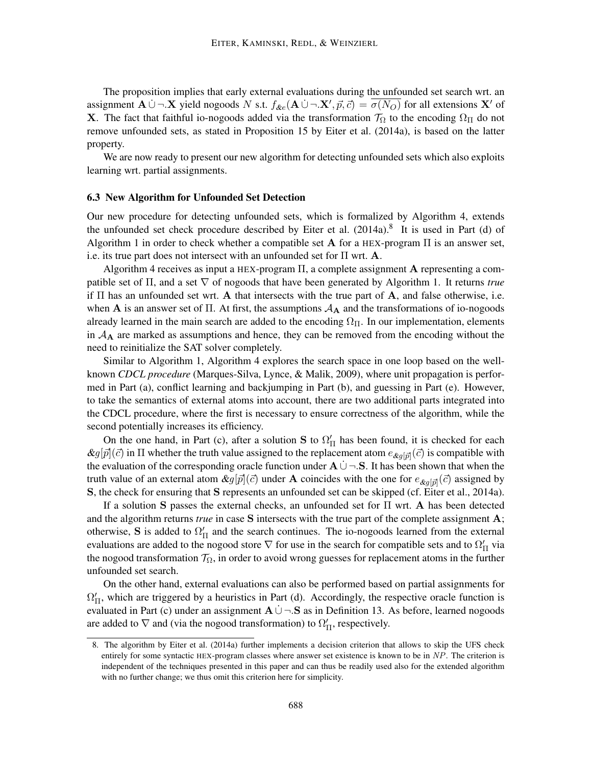The proposition implies that early external evaluations during the unfounded set search wrt. an assignment $\mathbf{A} \,\dot{\cup}\, \neg.\mathbf{X}$ yield nogoods $N$ s.t. $f_{\&e}(\mathbf{A} \,\dot{\cup}\, \neg.\mathbf{X}', \vec{p}, \vec{c}) = \overline{\sigma(N_O)}$ for all extensions $\mathbf{X}'$ of $\mathbf{X}$. The fact that faithful io-nogoods added via the transformation $\mathcal{T}_\Omega$ to the encoding $\Omega_\Pi$ do not remove unfounded sets, as stated in Proposition 15 by Eiter et al. (2014a), is based on the latter property.

We are now ready to present our new algorithm for detecting unfounded sets which also exploits learning wrt. partial assignments.

### 6.3 New Algorithm for Unfounded Set Detection

Our new procedure for detecting unfounded sets, which is formalized by Algorithm 4, extends the unfounded set check procedure described by Eiter et al. (2014a).[8] It is used in Part (d) of Algorithm 1 in order to check whether a compatible set $\mathbf{A}$ for a HEX-program $\Pi$ is an answer set, i.e. its true part does not intersect with an unfounded set for $\Pi$ wrt. $\mathbf{A}$.

Algorithm 4 receives as input a HEX-program $\Pi$, a complete assignment $\mathbf{A}$ representing a compatible set of $\Pi$, and a set $\nabla$ of nogoods that have been generated by Algorithm 1. It returns *true* if $\Pi$ has an unfounded set wrt. $\mathbf{A}$ that intersects with the true part of $\mathbf{A}$, and false otherwise, i.e. when $\mathbf{A}$ is an answer set of $\Pi$. At first, the assumptions $\mathcal{A}_\mathbf{A}$ and the transformations of io-nogoods already learned in the main search are added to the encoding $\Omega_\Pi$. In our implementation, elements in $\mathcal{A}_\mathbf{A}$ are marked as assumptions and hence, they can be removed from the encoding without the need to reinitialize the SAT solver completely.

Similar to Algorithm 1, Algorithm 4 explores the search space in one loop based on the well-known *CDCL procedure* (Marques-Silva, Lynce, & Malik, 2009), where unit propagation is performed in Part (a), conflict learning and backjumping in Part (b), and guessing in Part (e). However, to take the semantics of external atoms into account, there are two additional parts integrated into the CDCL procedure, where the first is necessary to ensure correctness of the algorithm, while the second potentially increases its efficiency.

On the one hand, in Part (c), after a solution $\mathbf{S}$ to $\Omega'_\Pi$ has been found, it is checked for each $\&g[\vec{p}](\vec{c})$ in $\Pi$ whether the truth value assigned to the replacement atom $e_{\&g[\vec{p}]}(\vec{c})$ is compatible with the evaluation of the corresponding oracle function under $\mathbf{A} \,\dot{\cup}\, \neg.\mathbf{S}$. It has been shown that when the truth value of an external atom $\&g[\vec{p}](\vec{c})$ under $\mathbf{A}$ coincides with the one for $e_{\&g[\vec{p}]}(\vec{c})$ assigned by $\mathbf{S}$, the check for ensuring that $\mathbf{S}$ represents an unfounded set can be skipped (cf. Eiter et al., 2014a).

If a solution $\mathbf{S}$ passes the external checks, an unfounded set for $\Pi$ wrt. $\mathbf{A}$ has been detected and the algorithm returns *true* in case $\mathbf{S}$ intersects with the true part of the complete assignment $\mathbf{A}$; otherwise, $\mathbf{S}$ is added to $\Omega'_\Pi$ and the search continues. The io-nogoods learned from the external evaluations are added to the nogood store $\nabla$ for use in the search for compatible sets and to $\Omega'_\Pi$ via the nogood transformation $\mathcal{T}_\Omega$, in order to avoid wrong guesses for replacement atoms in the further unfounded set search.

On the other hand, external evaluations can also be performed based on partial assignments for $\Omega'_\Pi$, which are triggered by a heuristics in Part (d). Accordingly, the respective oracle function is evaluated in Part (c) under an assignment $\mathbf{A} \,\dot{\cup}\, \neg.\mathbf{S}$ as in Definition 13. As before, learned nogoods are added to $\nabla$ and (via the nogood transformation) to $\Omega'_\Pi$, respectively.

---

8. The algorithm by Eiter et al. (2014a) further implements a decision criterion that allows to skip the UFS check entirely for some syntactic HEX-program classes where answer set existence is known to be in $NP$. The criterion is independent of the techniques presented in this paper and can thus be readily used also for the extended algorithm with no further change; we thus omit this criterion here for simplicity.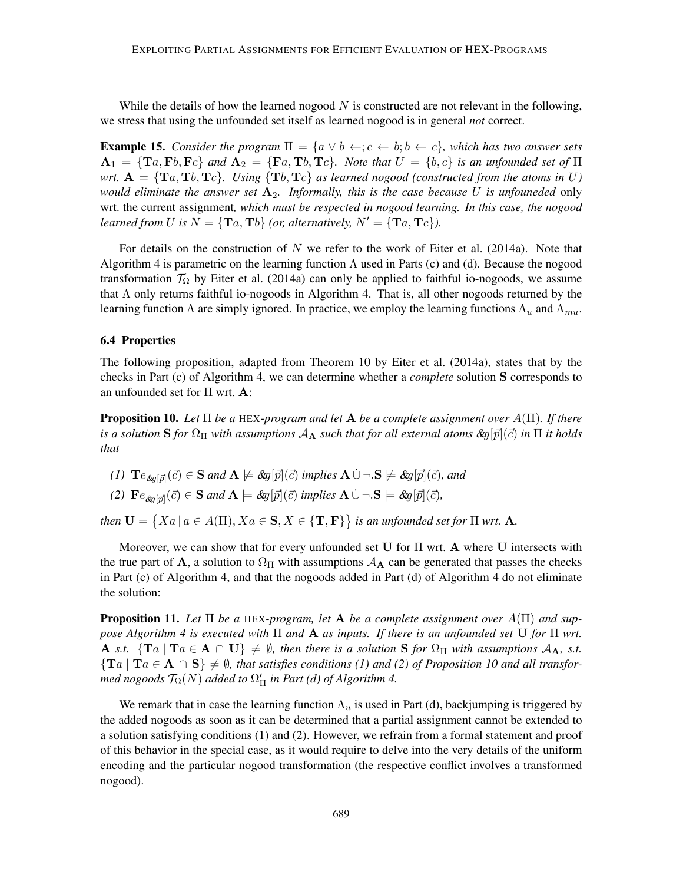While the details of how the learned nogood $N$ is constructed are not relevant in the following, we stress that using the unfounded set itself as learned nogood is in general *not* correct.

**Example 15.** *Consider the program $\Pi = \{a \vee b \leftarrow; c \leftarrow b; b \leftarrow c\}$, which has two answer sets $\mathbf{A}_1 = \{\mathbf{T}a, \mathbf{F}b, \mathbf{F}c\}$ and $\mathbf{A}_2 = \{\mathbf{F}a, \mathbf{T}b, \mathbf{T}c\}$. Note that $U = \{b, c\}$ is an unfounded set of $\Pi$ wrt. $\mathbf{A} = \{\mathbf{T}a, \mathbf{T}b, \mathbf{T}c\}$. Using $\{\mathbf{T}b, \mathbf{T}c\}$ as learned nogood (constructed from the atoms in $U$) would eliminate the answer set $\mathbf{A}_2$. Informally, this is the case because $U$ is unfouneded* only wrt. the current assignment*, which must be respected in nogood learning. In this case, the nogood learned from $U$ is $N = \{\mathbf{T}a, \mathbf{T}b\}$ (or, alternatively, $N' = \{\mathbf{T}a, \mathbf{T}c\}$).*

For details on the construction of $N$ we refer to the work of Eiter et al. (2014a). Note that Algorithm 4 is parametric on the learning function $\Lambda$ used in Parts (c) and (d). Because the nogood transformation $\mathcal{T}_\Omega$ by Eiter et al. (2014a) can only be applied to faithful io-nogoods, we assume that $\Lambda$ only returns faithful io-nogoods in Algorithm 4. That is, all other nogoods returned by the learning function $\Lambda$ are simply ignored. In practice, we employ the learning functions $\Lambda_u$ and $\Lambda_{mu}$.

### 6.4 Properties

The following proposition, adapted from Theorem 10 by Eiter et al. (2014a), states that by the checks in Part (c) of Algorithm 4, we can determine whether a *complete* solution $\mathbf{S}$ corresponds to an unfounded set for $\Pi$ wrt. $\mathbf{A}$:

**Proposition 10.** *Let $\Pi$ be a* HEX*-program and let $\mathbf{A}$ be a complete assignment over $A(\Pi)$. If there is a solution $\mathbf{S}$ for $\Omega_\Pi$ with assumptions $\mathcal{A}_\mathbf{A}$ such that for all external atoms $\&g[\vec{p}](\vec{c})$ in $\Pi$ it holds that*

*(1)* $\mathbf{T}e_{\&g[\vec{p}]}(\vec{c}) \in \mathbf{S}$ *and* $\mathbf{A} \not\models \&g[\vec{p}](\vec{c})$ *implies* $\mathbf{A} \,\dot{\cup}\, \neg.\mathbf{S} \not\models \&g[\vec{p}](\vec{c})$*, and*

*(2)* $\mathbf{F}e_{\&g[\vec{p}]}(\vec{c}) \in \mathbf{S}$ *and* $\mathbf{A} \models \&g[\vec{p}](\vec{c})$ *implies* $\mathbf{A} \,\dot{\cup}\, \neg.\mathbf{S} \models \&g[\vec{p}](\vec{c})$*,*

*then $\mathbf{U} = \{Xa \mid a \in A(\Pi), Xa \in \mathbf{S}, X \in \{\mathbf{T}, \mathbf{F}\}\}$ is an unfounded set for $\Pi$ wrt. $\mathbf{A}$.*

Moreover, we can show that for every unfounded set $\mathbf{U}$ for $\Pi$ wrt. $\mathbf{A}$ where $\mathbf{U}$ intersects with the true part of $\mathbf{A}$, a solution to $\Omega_\Pi$ with assumptions $\mathcal{A}_\mathbf{A}$ can be generated that passes the checks in Part (c) of Algorithm 4, and that the nogoods added in Part (d) of Algorithm 4 do not eliminate the solution:

**Proposition 11.** *Let $\Pi$ be a* HEX*-program, let $\mathbf{A}$ be a complete assignment over $A(\Pi)$ and suppose Algorithm 4 is executed with $\Pi$ and $\mathbf{A}$ as inputs. If there is an unfounded set $\mathbf{U}$ for $\Pi$ wrt. $\mathbf{A}$ s.t. $\{\mathbf{T}a \mid \mathbf{T}a \in \mathbf{A} \cap \mathbf{U}\} \neq \emptyset$, then there is a solution $\mathbf{S}$ for $\Omega_\Pi$ with assumptions $\mathcal{A}_\mathbf{A}$, s.t. $\{\mathbf{T}a \mid \mathbf{T}a \in \mathbf{A} \cap \mathbf{S}\} \neq \emptyset$, that satisfies conditions (1) and (2) of Proposition 10 and all transformed nogoods $\mathcal{T}_\Omega(N)$ added to $\Omega'_\Pi$ in Part (d) of Algorithm 4.*

We remark that in case the learning function $\Lambda_u$ is used in Part (d), backjumping is triggered by the added nogoods as soon as it can be determined that a partial assignment cannot be extended to a solution satisfying conditions (1) and (2). However, we refrain from a formal statement and proof of this behavior in the special case, as it would require to delve into the very details of the uniform encoding and the particular nogood transformation (the respective conflict involves a transformed nogood).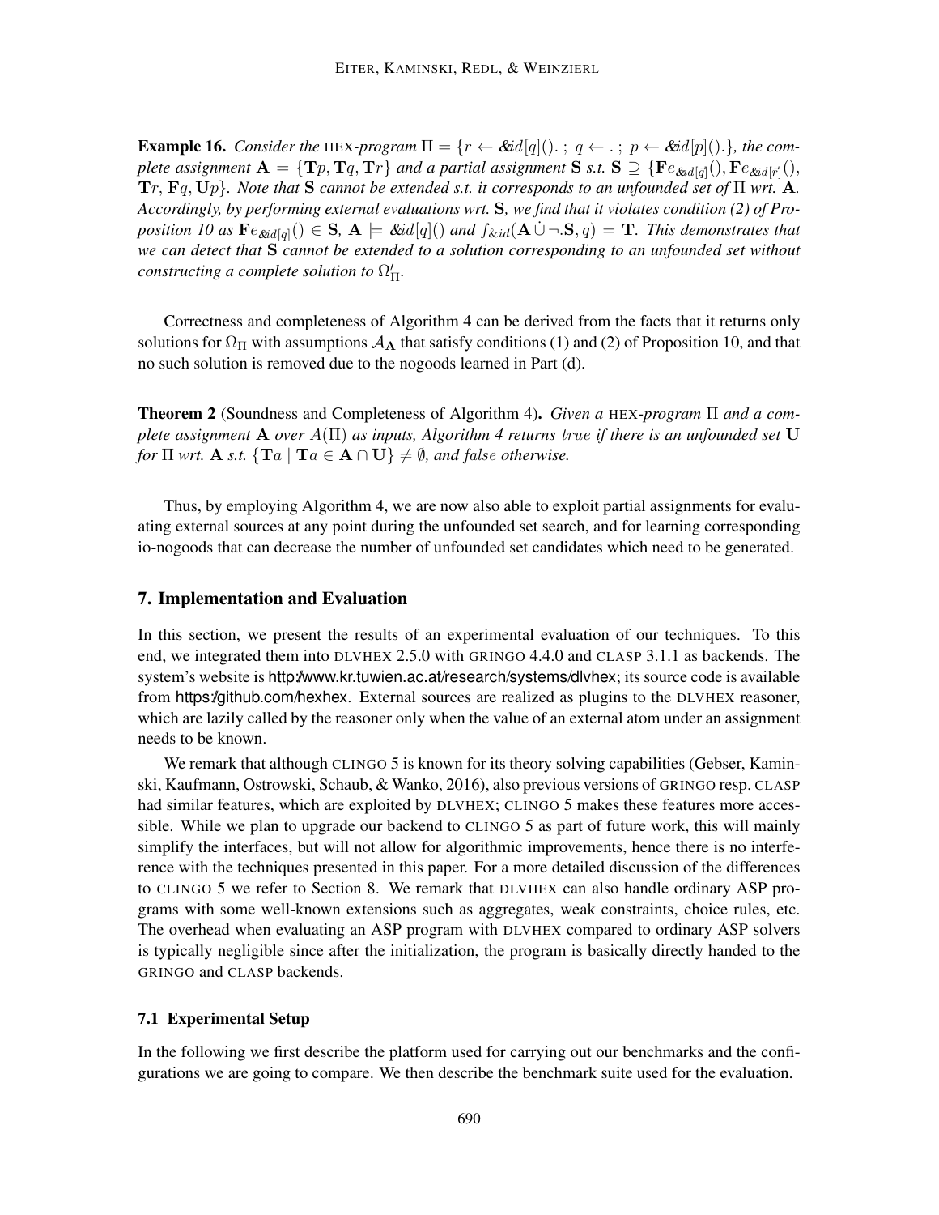**Example 16.** *Consider the* HEX*-program* $\Pi = \{r \leftarrow \&id[q]().\,;\ q \leftarrow .\,;\ p \leftarrow \&id[p]().\}$*, the complete assignment* $\mathbf{A} = \{\mathbf{T}p, \mathbf{T}q, \mathbf{T}r\}$ *and a partial assignment* $\mathbf{S}$ *s.t.* $\mathbf{S} \supseteq \{\mathbf{F}e_{\&id[\vec{q}]}(), \mathbf{F}e_{\&id[\vec{r}]}(), \mathbf{T}r, \mathbf{F}q, \mathbf{U}p\}$*. Note that* $\mathbf{S}$ *cannot be extended s.t. it corresponds to an unfounded set of* $\Pi$ *wrt.* $\mathbf{A}$*. Accordingly, by performing external evaluations wrt.* $\mathbf{S}$*, we find that it violates condition (2) of Proposition 10 as* $\mathbf{F}e_{\&id[q]}() \in \mathbf{S}$*,* $\mathbf{A} \models \&id[q]()$ *and* $f_{\&id}(\mathbf{A} \dot{\cup} \neg.\mathbf{S}, q) = \mathbf{T}$*. This demonstrates that we can detect that* $\mathbf{S}$ *cannot be extended to a solution corresponding to an unfounded set without constructing a complete solution to* $\Omega'_\Pi$*.*

Correctness and completeness of Algorithm 4 can be derived from the facts that it returns only solutions for $\Omega_\Pi$ with assumptions $\mathcal{A}_\mathbf{A}$ that satisfy conditions (1) and (2) of Proposition 10, and that no such solution is removed due to the nogoods learned in Part (d).

**Theorem 2** (Soundness and Completeness of Algorithm 4)**.** *Given a* HEX*-program* $\Pi$ *and a complete assignment* $\mathbf{A}$ *over* $A(\Pi)$ *as inputs, Algorithm 4 returns* $true$ *if there is an unfounded set* $\mathbf{U}$ *for* $\Pi$ *wrt.* $\mathbf{A}$ *s.t.* $\{\mathbf{T}a \mid \mathbf{T}a \in \mathbf{A} \cap \mathbf{U}\} \neq \emptyset$*, and* $false$ *otherwise.*

Thus, by employing Algorithm 4, we are now also able to exploit partial assignments for evaluating external sources at any point during the unfounded set search, and for learning corresponding io-nogoods that can decrease the number of unfounded set candidates which need to be generated.

## 7. Implementation and Evaluation

In this section, we present the results of an experimental evaluation of our techniques. To this end, we integrated them into DLVHEX 2.5.0 with GRINGO 4.4.0 and CLASP 3.1.1 as backends. The system's website is http://www.kr.tuwien.ac.at/research/systems/dlvhex; its source code is available from https://github.com/hexhex. External sources are realized as plugins to the DLVHEX reasoner, which are lazily called by the reasoner only when the value of an external atom under an assignment needs to be known.

We remark that although CLINGO 5 is known for its theory solving capabilities (Gebser, Kaminski, Kaufmann, Ostrowski, Schaub, & Wanko, 2016), also previous versions of GRINGO resp. CLASP had similar features, which are exploited by DLVHEX; CLINGO 5 makes these features more accessible. While we plan to upgrade our backend to CLINGO 5 as part of future work, this will mainly simplify the interfaces, but will not allow for algorithmic improvements, hence there is no interference with the techniques presented in this paper. For a more detailed discussion of the differences to CLINGO 5 we refer to Section 8. We remark that DLVHEX can also handle ordinary ASP programs with some well-known extensions such as aggregates, weak constraints, choice rules, etc. The overhead when evaluating an ASP program with DLVHEX compared to ordinary ASP solvers is typically negligible since after the initialization, the program is basically directly handed to the GRINGO and CLASP backends.

### 7.1 Experimental Setup

In the following we first describe the platform used for carrying out our benchmarks and the configurations we are going to compare. We then describe the benchmark suite used for the evaluation.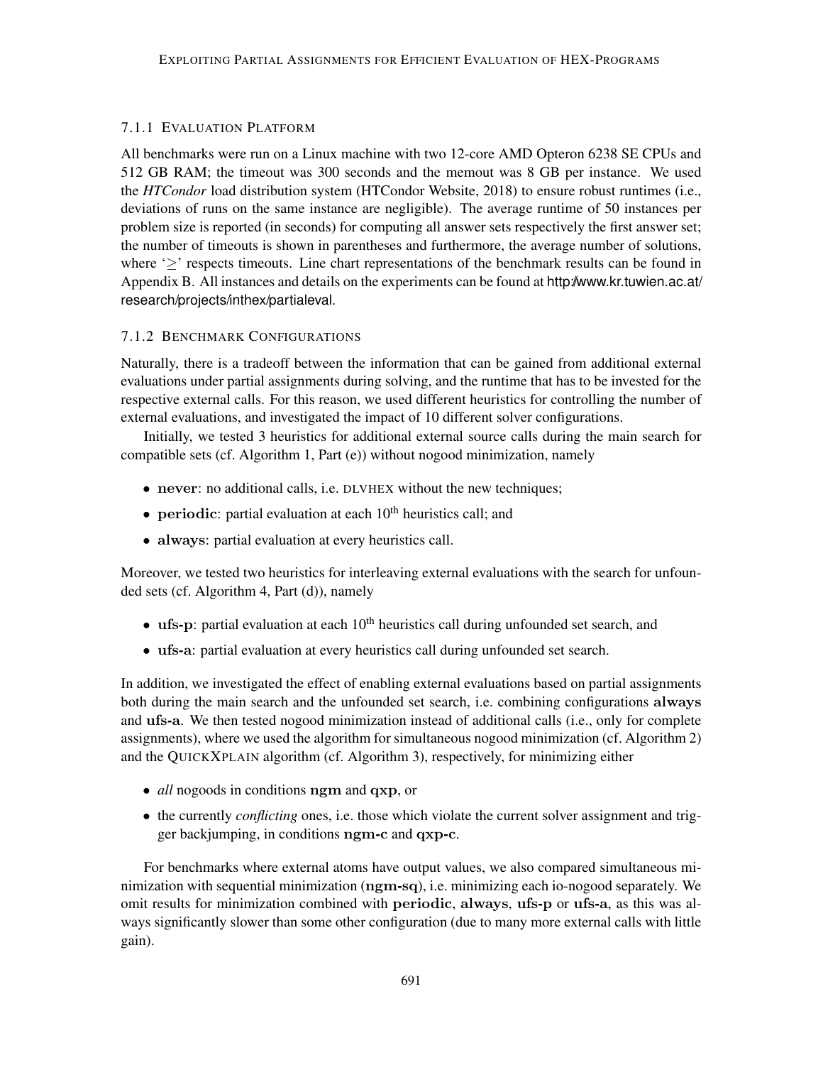#### 7.1.1 Evaluation Platform

All benchmarks were run on a Linux machine with two 12-core AMD Opteron 6238 SE CPUs and 512 GB RAM; the timeout was 300 seconds and the memout was 8 GB per instance. We used the *HTCondor* load distribution system (HTCondor Website, 2018) to ensure robust runtimes (i.e., deviations of runs on the same instance are negligible). The average runtime of 50 instances per problem size is reported (in seconds) for computing all answer sets respectively the first answer set; the number of timeouts is shown in parentheses and furthermore, the average number of solutions, where '$\geq$' respects timeouts. Line chart representations of the benchmark results can be found in Appendix B. All instances and details on the experiments can be found at http://www.kr.tuwien.ac.at/research/projects/inthex/partialeval.

#### 7.1.2 Benchmark Configurations

Naturally, there is a tradeoff between the information that can be gained from additional external evaluations under partial assignments during solving, and the runtime that has to be invested for the respective external calls. For this reason, we used different heuristics for controlling the number of external evaluations, and investigated the impact of 10 different solver configurations.

Initially, we tested 3 heuristics for additional external source calls during the main search for compatible sets (cf. Algorithm 1, Part (e)) without nogood minimization, namely

- **never**: no additional calls, i.e. DLVHEX without the new techniques;
- **periodic**: partial evaluation at each 10$^{\text{th}}$ heuristics call; and
- **always**: partial evaluation at every heuristics call.

Moreover, we tested two heuristics for interleaving external evaluations with the search for unfounded sets (cf. Algorithm 4, Part (d)), namely

- **ufs-p**: partial evaluation at each 10$^{\text{th}}$ heuristics call during unfounded set search, and
- **ufs-a**: partial evaluation at every heuristics call during unfounded set search.

In addition, we investigated the effect of enabling external evaluations based on partial assignments both during the main search and the unfounded set search, i.e. combining configurations **always** and **ufs-a**. We then tested nogood minimization instead of additional calls (i.e., only for complete assignments), where we used the algorithm for simultaneous nogood minimization (cf. Algorithm 2) and the QUICKXPLAIN algorithm (cf. Algorithm 3), respectively, for minimizing either

- *all* nogoods in conditions **ngm** and **qxp**, or
- the currently *conflicting* ones, i.e. those which violate the current solver assignment and trigger backjumping, in conditions **ngm-c** and **qxp-c**.

For benchmarks where external atoms have output values, we also compared simultaneous minimization with sequential minimization (**ngm-sq**), i.e. minimizing each io-nogood separately. We omit results for minimization combined with **periodic**, **always**, **ufs-p** or **ufs-a**, as this was always significantly slower than some other configuration (due to many more external calls with little gain).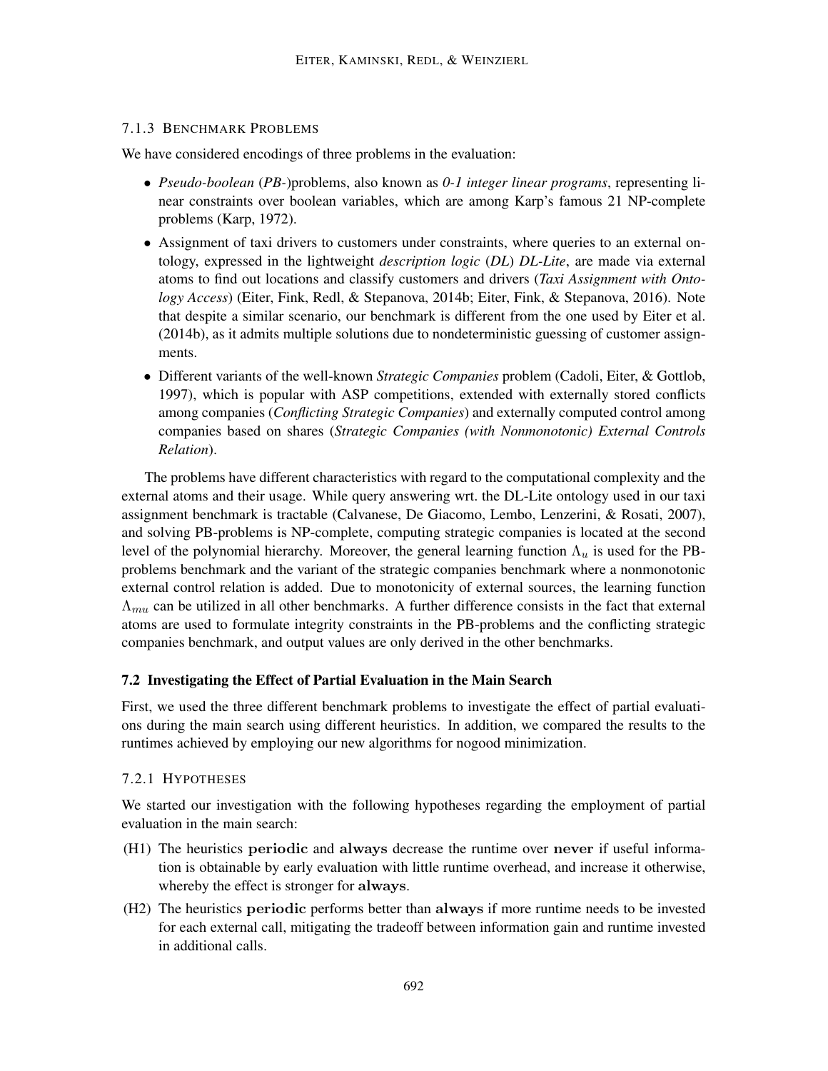#### 7.1.3 Benchmark Problems

We have considered encodings of three problems in the evaluation:

- *Pseudo-boolean* (*PB-*)problems, also known as *0-1 integer linear programs*, representing linear constraints over boolean variables, which are among Karp's famous 21 NP-complete problems (Karp, 1972).
- Assignment of taxi drivers to customers under constraints, where queries to an external ontology, expressed in the lightweight *description logic* (*DL*) *DL-Lite*, are made via external atoms to find out locations and classify customers and drivers (*Taxi Assignment with Ontology Access*) (Eiter, Fink, Redl, & Stepanova, 2014b; Eiter, Fink, & Stepanova, 2016). Note that despite a similar scenario, our benchmark is different from the one used by Eiter et al. (2014b), as it admits multiple solutions due to nondeterministic guessing of customer assignments.
- Different variants of the well-known *Strategic Companies* problem (Cadoli, Eiter, & Gottlob, 1997), which is popular with ASP competitions, extended with externally stored conflicts among companies (*Conflicting Strategic Companies*) and externally computed control among companies based on shares (*Strategic Companies (with Nonmonotonic) External Controls Relation*).

The problems have different characteristics with regard to the computational complexity and the external atoms and their usage. While query answering wrt. the DL-Lite ontology used in our taxi assignment benchmark is tractable (Calvanese, De Giacomo, Lembo, Lenzerini, & Rosati, 2007), and solving PB-problems is NP-complete, computing strategic companies is located at the second level of the polynomial hierarchy. Moreover, the general learning function $\Lambda_u$ is used for the PB-problems benchmark and the variant of the strategic companies benchmark where a nonmonotonic external control relation is added. Due to monotonicity of external sources, the learning function $\Lambda_{mu}$ can be utilized in all other benchmarks. A further difference consists in the fact that external atoms are used to formulate integrity constraints in the PB-problems and the conflicting strategic companies benchmark, and output values are only derived in the other benchmarks.

### 7.2 Investigating the Effect of Partial Evaluation in the Main Search

First, we used the three different benchmark problems to investigate the effect of partial evaluations during the main search using different heuristics. In addition, we compared the results to the runtimes achieved by employing our new algorithms for nogood minimization.

#### 7.2.1 Hypotheses

We started our investigation with the following hypotheses regarding the employment of partial evaluation in the main search:

- (H1) The heuristics **periodic** and **always** decrease the runtime over **never** if useful information is obtainable by early evaluation with little runtime overhead, and increase it otherwise, whereby the effect is stronger for **always**.
- (H2) The heuristics **periodic** performs better than **always** if more runtime needs to be invested for each external call, mitigating the tradeoff between information gain and runtime invested in additional calls.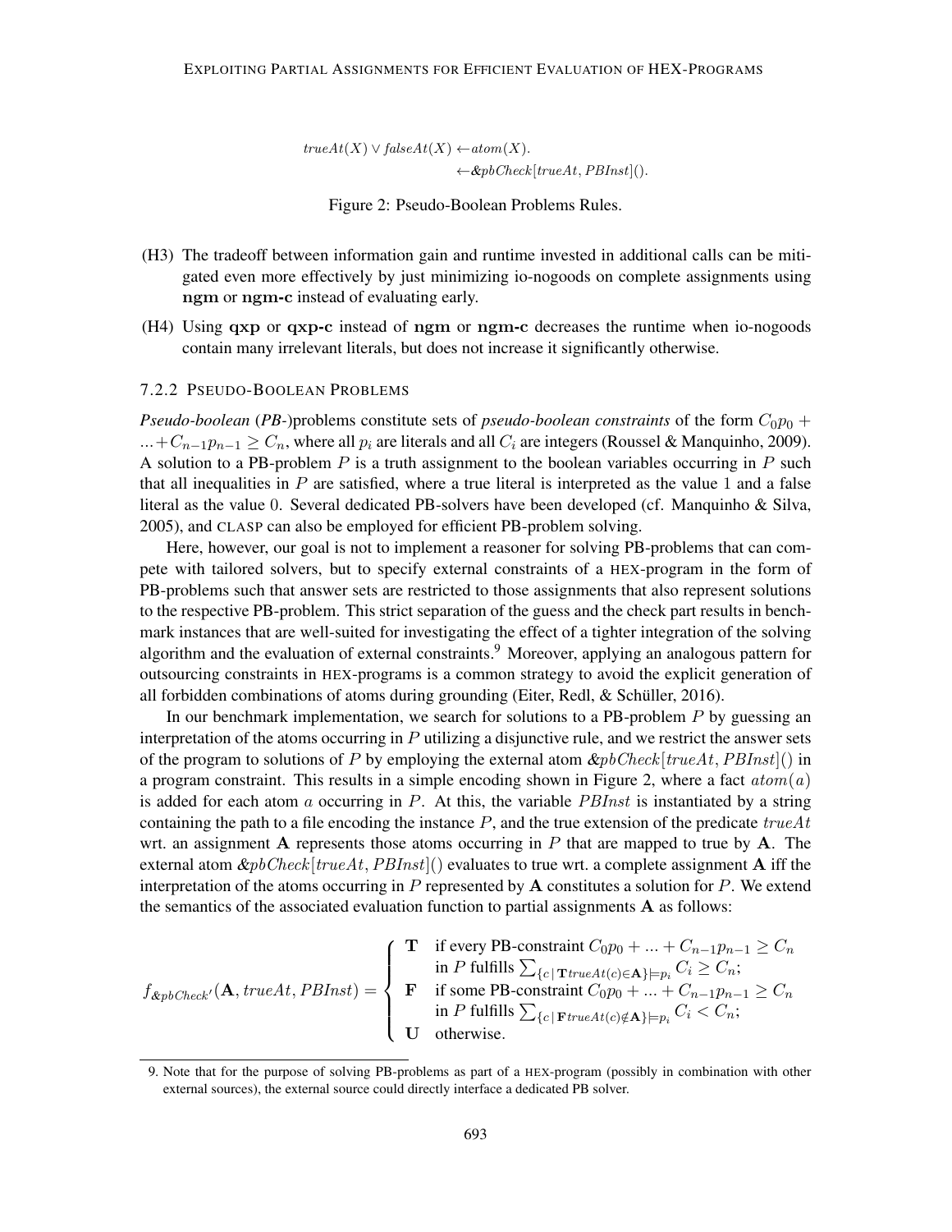$$
\begin{aligned}
&\mathit{trueAt}(X) \vee \mathit{falseAt}(X) \leftarrow \mathit{atom}(X).\\
&\qquad\qquad\qquad\qquad\quad \leftarrow \&\mathit{pbCheck}[\mathit{trueAt}, \mathit{PBInst}]().
\end{aligned}
$$

Figure 2: Pseudo-Boolean Problems Rules.

- (H3) The tradeoff between information gain and runtime invested in additional calls can be mitigated even more effectively by just minimizing io-nogoods on complete assignments using **ngm** or **ngm-c** instead of evaluating early.
- (H4) Using **qxp** or **qxp-c** instead of **ngm** or **ngm-c** decreases the runtime when io-nogoods contain many irrelevant literals, but does not increase it significantly otherwise.

#### 7.2.2 Pseudo-Boolean Problems

*Pseudo-boolean* (*PB*-)problems constitute sets of *pseudo-boolean constraints* of the form $C_0 p_0 + \ldots + C_{n-1} p_{n-1} \geq C_n$, where all $p_i$ are literals and all $C_i$ are integers (Roussel & Manquinho, 2009). A solution to a PB-problem $P$ is a truth assignment to the boolean variables occurring in $P$ such that all inequalities in $P$ are satisfied, where a true literal is interpreted as the value 1 and a false literal as the value 0. Several dedicated PB-solvers have been developed (cf. Manquinho & Silva, 2005), and CLASP can also be employed for efficient PB-problem solving.

Here, however, our goal is not to implement a reasoner for solving PB-problems that can compete with tailored solvers, but to specify external constraints of a HEX-program in the form of PB-problems such that answer sets are restricted to those assignments that also represent solutions to the respective PB-problem. This strict separation of the guess and the check part results in benchmark instances that are well-suited for investigating the effect of a tighter integration of the solving algorithm and the evaluation of external constraints.[9] Moreover, applying an analogous pattern for outsourcing constraints in HEX-programs is a common strategy to avoid the explicit generation of all forbidden combinations of atoms during grounding (Eiter, Redl, & Schüller, 2016).

In our benchmark implementation, we search for solutions to a PB-problem $P$ by guessing an interpretation of the atoms occurring in $P$ utilizing a disjunctive rule, and we restrict the answer sets of the program to solutions of $P$ by employing the external atom $\&\mathit{pbCheck}[\mathit{trueAt}, \mathit{PBInst}]()$ in a program constraint. This results in a simple encoding shown in Figure 2, where a fact $\mathit{atom}(a)$ is added for each atom $a$ occurring in $P$. At this, the variable $\mathit{PBInst}$ is instantiated by a string containing the path to a file encoding the instance $P$, and the true extension of the predicate $\mathit{trueAt}$ wrt. an assignment $\mathbf{A}$ represents those atoms occurring in $P$ that are mapped to true by $\mathbf{A}$. The external atom $\&\mathit{pbCheck}[\mathit{trueAt}, \mathit{PBInst}]()$ evaluates to true wrt. a complete assignment $\mathbf{A}$ iff the interpretation of the atoms occurring in $P$ represented by $\mathbf{A}$ constitutes a solution for $P$. We extend the semantics of the associated evaluation function to partial assignments $\mathbf{A}$ as follows:

$$
f_{\&\mathit{pbCheck}'}(\mathbf{A}, \mathit{trueAt}, \mathit{PBInst}) = \begin{cases} \mathbf{T} & \text{if every PB-constraint } C_0 p_0 + \ldots + C_{n-1} p_{n-1} \geq C_n \\ & \text{in } P \text{ fulfills } \sum_{\{c \mid \mathbf{T}\mathit{trueAt}(c) \in \mathbf{A}\} \models p_i} C_i \geq C_n; \\ \mathbf{F} & \text{if some PB-constraint } C_0 p_0 + \ldots + C_{n-1} p_{n-1} \geq C_n \\ & \text{in } P \text{ fulfills } \sum_{\{c \mid \mathbf{F}\mathit{trueAt}(c) \notin \mathbf{A}\} \models p_i} C_i < C_n; \\ \mathbf{U} & \text{otherwise.} \end{cases}
$$

9. Note that for the purpose of solving PB-problems as part of a HEX-program (possibly in combination with other external sources), the external source could directly interface a dedicated PB solver.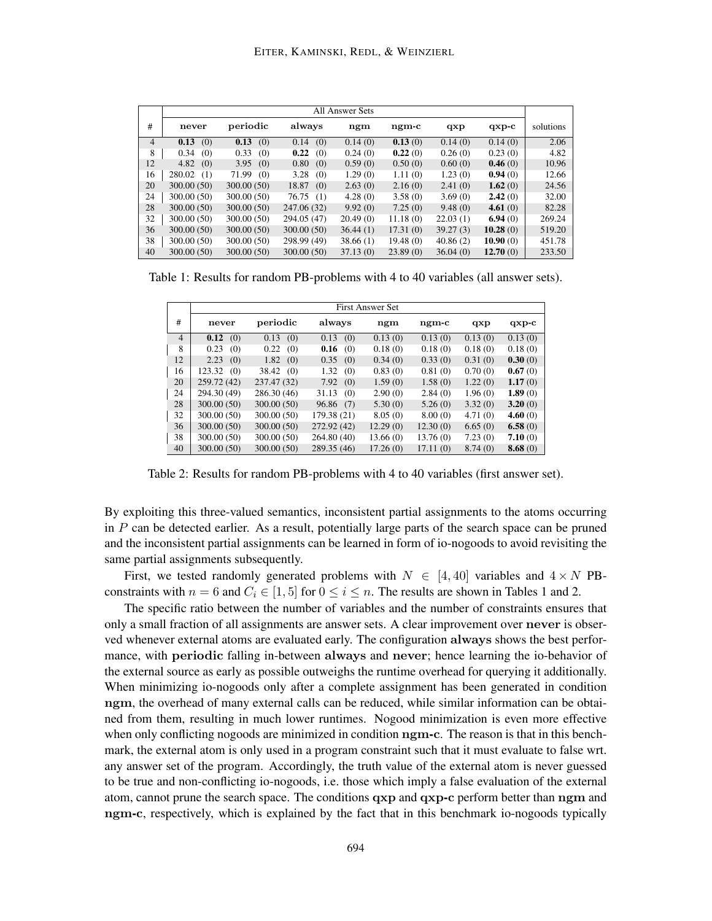| # | All Answer Sets | | | | | | | solutions |
|---|---|---|---|---|---|---|---|---|
| | **never** | **periodic** | **always** | **ngm** | **ngm-c** | **qxp** | **qxp-c** | |
| 4 | **0.13** (0) | **0.13** (0) | 0.14 (0) | 0.14 (0) | **0.13** (0) | 0.14 (0) | 0.14 (0) | 2.06 |
| 8 | 0.34 (0) | 0.33 (0) | **0.22** (0) | 0.24 (0) | **0.22** (0) | 0.26 (0) | 0.23 (0) | 4.82 |
| 12 | 4.82 (0) | 3.95 (0) | 0.80 (0) | 0.59 (0) | 0.50 (0) | 0.60 (0) | **0.46** (0) | 10.96 |
| 16 | 280.02 (1) | 71.99 (0) | 3.28 (0) | 1.29 (0) | 1.11 (0) | 1.23 (0) | **0.94** (0) | 12.66 |
| 20 | 300.00 (50) | 300.00 (50) | 18.87 (0) | 2.63 (0) | 2.16 (0) | 2.41 (0) | **1.62** (0) | 24.56 |
| 24 | 300.00 (50) | 300.00 (50) | 76.75 (1) | 4.28 (0) | 3.58 (0) | 3.69 (0) | **2.42** (0) | 32.00 |
| 28 | 300.00 (50) | 300.00 (50) | 247.06 (32) | 9.92 (0) | 7.25 (0) | 9.48 (0) | **4.61** (0) | 82.28 |
| 32 | 300.00 (50) | 300.00 (50) | 294.05 (47) | 20.49 (0) | 11.18 (0) | 22.03 (1) | **6.94** (0) | 269.24 |
| 36 | 300.00 (50) | 300.00 (50) | 300.00 (50) | 36.44 (1) | 17.31 (0) | 39.27 (3) | **10.28** (0) | 519.20 |
| 38 | 300.00 (50) | 300.00 (50) | 298.99 (49) | 38.66 (1) | 19.48 (0) | 40.86 (2) | **10.90** (0) | 451.78 |
| 40 | 300.00 (50) | 300.00 (50) | 300.00 (50) | 37.13 (0) | 23.89 (0) | 36.04 (0) | **12.70** (0) | 233.50 |

Table 1: Results for random PB-problems with 4 to 40 variables (all answer sets).

| # | First Answer Set | | | | | | |
|---|---|---|---|---|---|---|---|
| | **never** | **periodic** | **always** | **ngm** | **ngm-c** | **qxp** | **qxp-c** |
| 4 | **0.12** (0) | 0.13 (0) | 0.13 (0) | 0.13 (0) | 0.13 (0) | 0.13 (0) | 0.13 (0) |
| 8 | 0.23 (0) | 0.22 (0) | **0.16** (0) | 0.18 (0) | 0.18 (0) | 0.18 (0) | 0.18 (0) |
| 12 | 2.23 (0) | 1.82 (0) | 0.35 (0) | 0.34 (0) | 0.33 (0) | 0.31 (0) | **0.30** (0) |
| 16 | 123.32 (0) | 38.42 (0) | 1.32 (0) | 0.83 (0) | 0.81 (0) | 0.70 (0) | **0.67** (0) |
| 20 | 259.72 (42) | 237.47 (32) | 7.92 (0) | 1.59 (0) | 1.58 (0) | 1.22 (0) | **1.17** (0) |
| 24 | 294.30 (49) | 286.30 (46) | 31.13 (0) | 2.90 (0) | 2.84 (0) | 1.96 (0) | **1.89** (0) |
| 28 | 300.00 (50) | 300.00 (50) | 96.86 (7) | 5.30 (0) | 5.26 (0) | 3.32 (0) | **3.20** (0) |
| 32 | 300.00 (50) | 300.00 (50) | 179.38 (21) | 8.05 (0) | 8.00 (0) | 4.71 (0) | **4.60** (0) |
| 36 | 300.00 (50) | 300.00 (50) | 272.92 (42) | 12.29 (0) | 12.30 (0) | 6.65 (0) | **6.58** (0) |
| 38 | 300.00 (50) | 300.00 (50) | 264.80 (40) | 13.66 (0) | 13.76 (0) | 7.23 (0) | **7.10** (0) |
| 40 | 300.00 (50) | 300.00 (50) | 289.35 (46) | 17.26 (0) | 17.11 (0) | 8.74 (0) | **8.68** (0) |

Table 2: Results for random PB-problems with 4 to 40 variables (first answer set).

By exploiting this three-valued semantics, inconsistent partial assignments to the atoms occurring in $P$ can be detected earlier. As a result, potentially large parts of the search space can be pruned and the inconsistent partial assignments can be learned in form of io-nogoods to avoid revisiting the same partial assignments subsequently.

First, we tested randomly generated problems with $N \in [4, 40]$ variables and $4 \times N$ PB-constraints with $n = 6$ and $C_i \in [1, 5]$ for $0 \leq i \leq n$. The results are shown in Tables 1 and 2.

The specific ratio between the number of variables and the number of constraints ensures that only a small fraction of all assignments are answer sets. A clear improvement over **never** is observed whenever external atoms are evaluated early. The configuration **always** shows the best performance, with **periodic** falling in-between **always** and **never**; hence learning the io-behavior of the external source as early as possible outweighs the runtime overhead for querying it additionally. When minimizing io-nogoods only after a complete assignment has been generated in condition **ngm**, the overhead of many external calls can be reduced, while similar information can be obtained from them, resulting in much lower runtimes. Nogood minimization is even more effective when only conflicting nogoods are minimized in condition **ngm-c**. The reason is that in this benchmark, the external atom is only used in a program constraint such that it must evaluate to false wrt. any answer set of the program. Accordingly, the truth value of the external atom is never guessed to be true and non-conflicting io-nogoods, i.e. those which imply a false evaluation of the external atom, cannot prune the search space. The conditions **qxp** and **qxp-c** perform better than **ngm** and **ngm-c**, respectively, which is explained by the fact that in this benchmark io-nogoods typically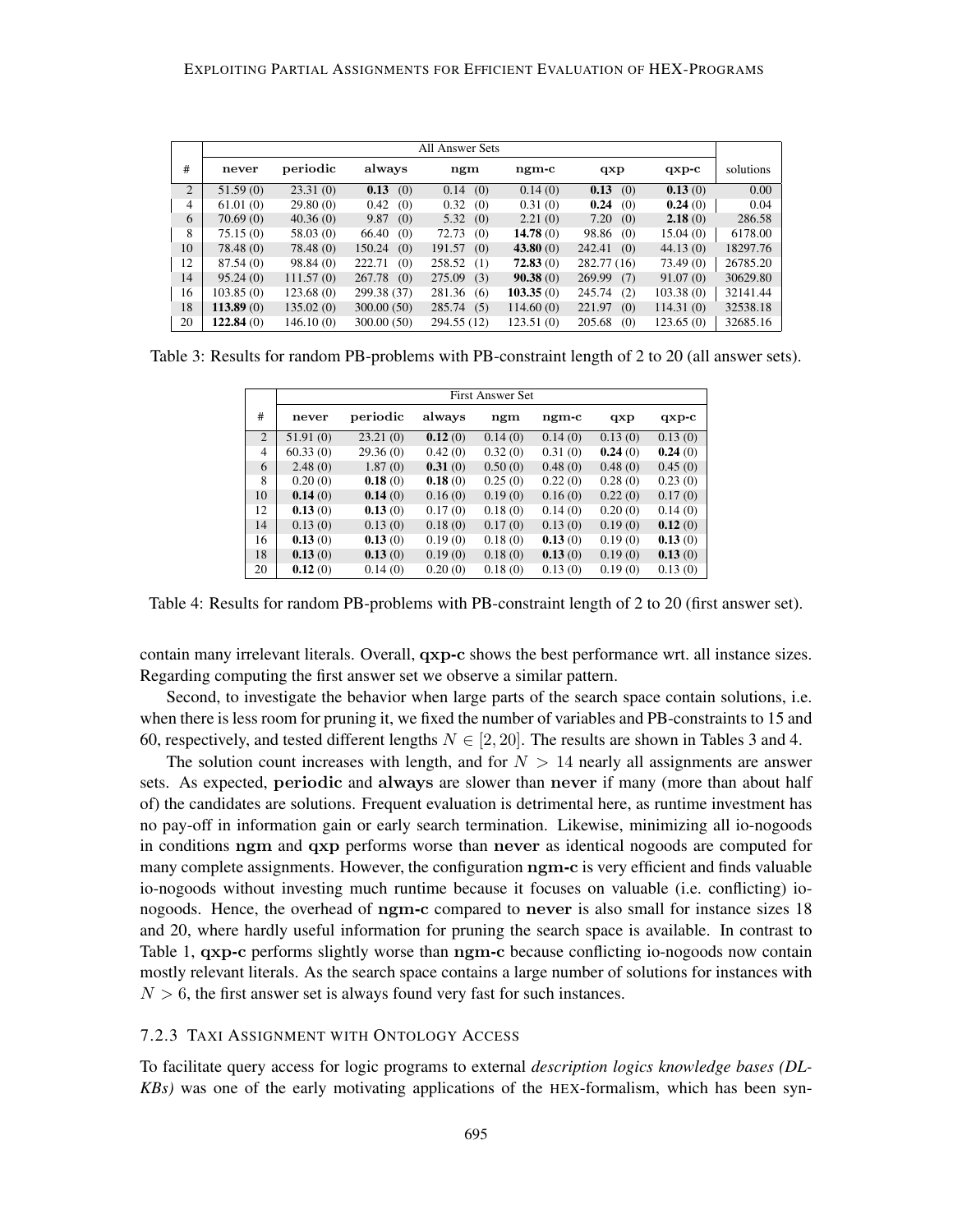| # | All Answer Sets | | | | | | | |
|---|---|---|---|---|---|---|---|---|
| # | **never** | **periodic** | **always** | **ngm** | **ngm-c** | **qxp** | **qxp-c** | solutions |
| 2 | 51.59 (0) | 23.31 (0) | **0.13** (0) | 0.14 (0) | 0.14 (0) | **0.13** (0) | **0.13** (0) | 0.00 |
| 4 | 61.01 (0) | 29.80 (0) | 0.42 (0) | 0.32 (0) | 0.31 (0) | **0.24** (0) | **0.24** (0) | 0.04 |
| 6 | 70.69 (0) | 40.36 (0) | 9.87 (0) | 5.32 (0) | 2.21 (0) | 7.20 (0) | **2.18** (0) | 286.58 |
| 8 | 75.15 (0) | 58.03 (0) | 66.40 (0) | 72.73 (0) | **14.78** (0) | 98.86 (0) | 15.04 (0) | 6178.00 |
| 10 | 78.48 (0) | 78.48 (0) | 150.24 (0) | 191.57 (0) | **43.80** (0) | 242.41 (0) | 44.13 (0) | 18297.76 |
| 12 | 87.54 (0) | 98.84 (0) | 222.71 (0) | 258.52 (1) | **72.83** (0) | 282.77 (16) | 73.49 (0) | 26785.20 |
| 14 | 95.24 (0) | 111.57 (0) | 267.78 (0) | 275.09 (3) | **90.38** (0) | 269.99 (7) | 91.07 (0) | 30629.80 |
| 16 | 103.85 (0) | 123.68 (0) | 299.38 (37) | 281.36 (6) | **103.35** (0) | 245.74 (2) | 103.38 (0) | 32141.44 |
| 18 | **113.89** (0) | 135.02 (0) | 300.00 (50) | 285.74 (5) | 114.60 (0) | 221.97 (0) | 114.31 (0) | 32538.18 |
| 20 | **122.84** (0) | 146.10 (0) | 300.00 (50) | 294.55 (12) | 123.51 (0) | 205.68 (0) | 123.65 (0) | 32685.16 |

Table 3: Results for random PB-problems with PB-constraint length of 2 to 20 (all answer sets).

| # | First Answer Set | | | | | | |
|---|---|---|---|---|---|---|---|
| # | **never** | **periodic** | **always** | **ngm** | **ngm-c** | **qxp** | **qxp-c** |
| 2 | 51.91 (0) | 23.21 (0) | **0.12** (0) | 0.14 (0) | 0.14 (0) | 0.13 (0) | 0.13 (0) |
| 4 | 60.33 (0) | 29.36 (0) | 0.42 (0) | 0.32 (0) | 0.31 (0) | **0.24** (0) | **0.24** (0) |
| 6 | 2.48 (0) | 1.87 (0) | **0.31** (0) | 0.50 (0) | 0.48 (0) | 0.48 (0) | 0.45 (0) |
| 8 | 0.20 (0) | **0.18** (0) | **0.18** (0) | 0.25 (0) | 0.22 (0) | 0.28 (0) | 0.23 (0) |
| 10 | **0.14** (0) | **0.14** (0) | 0.16 (0) | 0.19 (0) | 0.16 (0) | 0.22 (0) | 0.17 (0) |
| 12 | **0.13** (0) | **0.13** (0) | 0.17 (0) | 0.18 (0) | 0.14 (0) | 0.20 (0) | 0.14 (0) |
| 14 | 0.13 (0) | 0.13 (0) | 0.18 (0) | 0.17 (0) | 0.13 (0) | 0.19 (0) | **0.12** (0) |
| 16 | **0.13** (0) | **0.13** (0) | 0.19 (0) | 0.18 (0) | **0.13** (0) | 0.19 (0) | **0.13** (0) |
| 18 | **0.13** (0) | **0.13** (0) | 0.19 (0) | 0.18 (0) | **0.13** (0) | 0.19 (0) | **0.13** (0) |
| 20 | **0.12** (0) | 0.14 (0) | 0.20 (0) | 0.18 (0) | 0.13 (0) | 0.19 (0) | 0.13 (0) |

Table 4: Results for random PB-problems with PB-constraint length of 2 to 20 (first answer set).

contain many irrelevant literals. Overall, **qxp-c** shows the best performance wrt. all instance sizes. Regarding computing the first answer set we observe a similar pattern.

Second, to investigate the behavior when large parts of the search space contain solutions, i.e. when there is less room for pruning it, we fixed the number of variables and PB-constraints to 15 and 60, respectively, and tested different lengths $N \in [2, 20]$. The results are shown in Tables 3 and 4.

The solution count increases with length, and for $N > 14$ nearly all assignments are answer sets. As expected, **periodic** and **always** are slower than **never** if many (more than about half of) the candidates are solutions. Frequent evaluation is detrimental here, as runtime investment has no pay-off in information gain or early search termination. Likewise, minimizing all io-nogoods in conditions **ngm** and **qxp** performs worse than **never** as identical nogoods are computed for many complete assignments. However, the configuration **ngm-c** is very efficient and finds valuable io-nogoods without investing much runtime because it focuses on valuable (i.e. conflicting) io-nogoods. Hence, the overhead of **ngm-c** compared to **never** is also small for instance sizes 18 and 20, where hardly useful information for pruning the search space is available. In contrast to Table 1, **qxp-c** performs slightly worse than **ngm-c** because conflicting io-nogoods now contain mostly relevant literals. As the search space contains a large number of solutions for instances with $N > 6$, the first answer set is always found very fast for such instances.

#### 7.2.3 Taxi Assignment with Ontology Access

To facilitate query access for logic programs to external *description logics knowledge bases (DL-KBs)* was one of the early motivating applications of the HEX-formalism, which has been syn-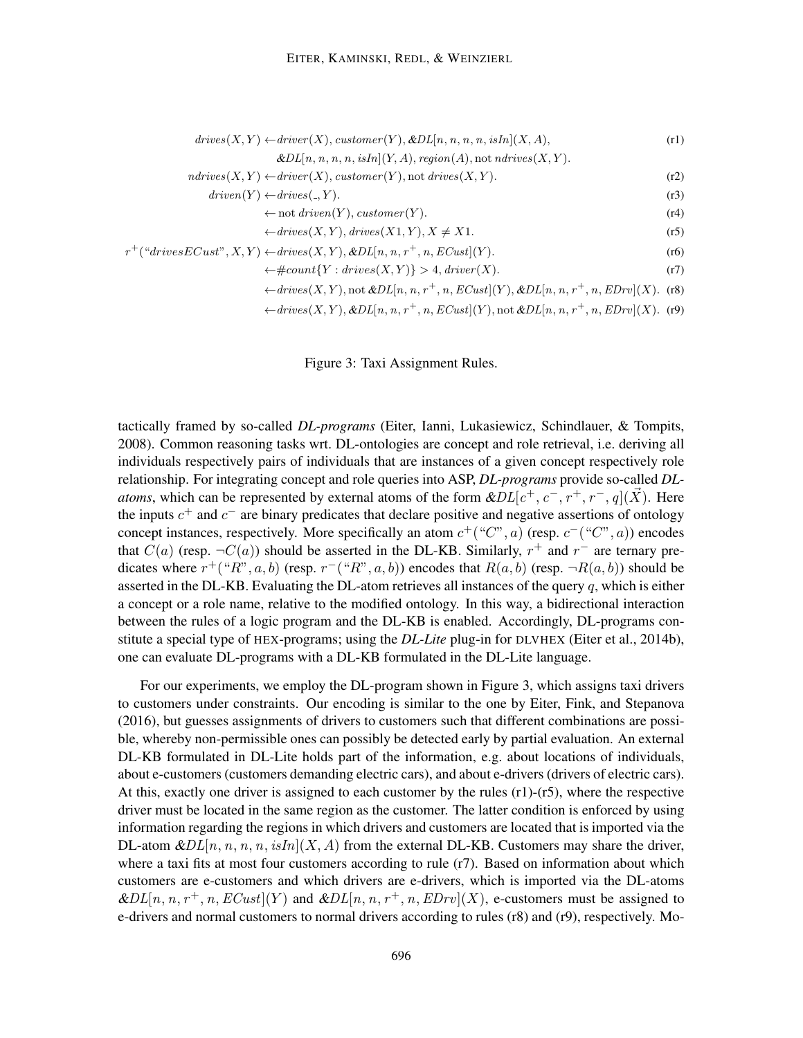$$drives(X,Y) \leftarrow driver(X), customer(Y), \&DL[n,n,n,n,isIn](X,A), \quad \text{(r1)}$$
$$\&DL[n,n,n,n,isIn](Y,A), region(A), \text{not } ndrives(X,Y).$$
$$ndrives(X,Y) \leftarrow driver(X), customer(Y), \text{not } drives(X,Y). \quad \text{(r2)}$$
$$driven(Y) \leftarrow drives(\_,Y). \quad \text{(r3)}$$
$$\leftarrow \text{not } driven(Y), customer(Y). \quad \text{(r4)}$$
$$\leftarrow drives(X,Y), drives(X1,Y), X \neq X1. \quad \text{(r5)}$$
$$r^{+}(\text{“}drivesECust\text{”}, X, Y) \leftarrow drives(X,Y), \&DL[n,n,r^{+},n,ECust](Y). \quad \text{(r6)}$$
$$\leftarrow \#count\{Y : drives(X,Y)\} > 4, driver(X). \quad \text{(r7)}$$
$$\leftarrow drives(X,Y), \text{not } \&DL[n,n,r^{+},n,ECust](Y), \&DL[n,n,r^{+},n,EDrv](X). \quad \text{(r8)}$$
$$\leftarrow drives(X,Y), \&DL[n,n,r^{+},n,ECust](Y), \text{not } \&DL[n,n,r^{+},n,EDrv](X). \quad \text{(r9)}$$

Figure 3: Taxi Assignment Rules.

tactically framed by so-called *DL-programs* (Eiter, Ianni, Lukasiewicz, Schindlauer, & Tompits, 2008). Common reasoning tasks wrt. DL-ontologies are concept and role retrieval, i.e. deriving all individuals respectively pairs of individuals that are instances of a given concept respectively role relationship. For integrating concept and role queries into ASP, *DL-programs* provide so-called *DL-atoms*, which can be represented by external atoms of the form $\&DL[c^{+}, c^{-}, r^{+}, r^{-}, q](\vec{X})$. Here the inputs $c^{+}$ and $c^{-}$ are binary predicates that declare positive and negative assertions of ontology concept instances, respectively. More specifically an atom $c^{+}(\text{“}C\text{”}, a)$ (resp. $c^{-}(\text{“}C\text{”}, a)$) encodes that $C(a)$ (resp. $\neg C(a)$) should be asserted in the DL-KB. Similarly, $r^{+}$ and $r^{-}$ are ternary predicates where $r^{+}(\text{“}R\text{”}, a, b)$ (resp. $r^{-}(\text{“}R\text{”}, a, b)$) encodes that $R(a,b)$ (resp. $\neg R(a,b)$) should be asserted in the DL-KB. Evaluating the DL-atom retrieves all instances of the query $q$, which is either a concept or a role name, relative to the modified ontology. In this way, a bidirectional interaction between the rules of a logic program and the DL-KB is enabled. Accordingly, DL-programs constitute a special type of HEX-programs; using the *DL-Lite* plug-in for DLVHEX (Eiter et al., 2014b), one can evaluate DL-programs with a DL-KB formulated in the DL-Lite language.

For our experiments, we employ the DL-program shown in Figure 3, which assigns taxi drivers to customers under constraints. Our encoding is similar to the one by Eiter, Fink, and Stepanova (2016), but guesses assignments of drivers to customers such that different combinations are possible, whereby non-permissible ones can possibly be detected early by partial evaluation. An external DL-KB formulated in DL-Lite holds part of the information, e.g. about locations of individuals, about e-customers (customers demanding electric cars), and about e-drivers (drivers of electric cars). At this, exactly one driver is assigned to each customer by the rules (r1)-(r5), where the respective driver must be located in the same region as the customer. The latter condition is enforced by using information regarding the regions in which drivers and customers are located that is imported via the DL-atom $\&DL[n,n,n,n,isIn](X,A)$ from the external DL-KB. Customers may share the driver, where a taxi fits at most four customers according to rule (r7). Based on information about which customers are e-customers and which drivers are e-drivers, which is imported via the DL-atoms $\&DL[n,n,r^{+},n,ECust](Y)$ and $\&DL[n,n,r^{+},n,EDrv](X)$, e-customers must be assigned to e-drivers and normal customers to normal drivers according to rules (r8) and (r9), respectively. Mo-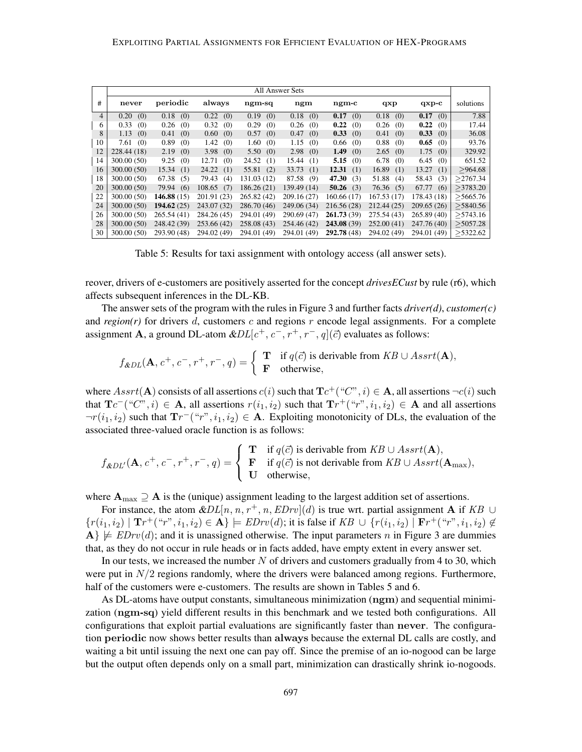| # | All Answer Sets | | | | | | | | solutions |
|---|---|---|---|---|---|---|---|---|---|
| | **never** | **periodic** | **always** | **ngm-sq** | **ngm** | **ngm-c** | **qxp** | **qxp-c** | |
| 4 | 0.20 (0) | 0.18 (0) | 0.22 (0) | 0.19 (0) | 0.18 (0) | **0.17** (0) | 0.18 (0) | **0.17** (0) | 7.88 |
| 6 | 0.33 (0) | 0.26 (0) | 0.32 (0) | 0.29 (0) | 0.26 (0) | **0.22** (0) | 0.26 (0) | **0.22** (0) | 17.44 |
| 8 | 1.13 (0) | 0.41 (0) | 0.60 (0) | 0.57 (0) | 0.47 (0) | **0.33** (0) | 0.41 (0) | **0.33** (0) | 36.08 |
| 10 | 7.61 (0) | 0.89 (0) | 1.42 (0) | 1.60 (0) | 1.15 (0) | 0.66 (0) | 0.88 (0) | **0.65** (0) | 93.76 |
| 12 | 228.44 (18) | 2.19 (0) | 3.98 (0) | 5.50 (0) | 2.98 (0) | **1.49** (0) | 2.65 (0) | 1.75 (0) | 329.92 |
| 14 | 300.00 (50) | 9.25 (0) | 12.71 (0) | 24.52 (1) | 15.44 (1) | **5.15** (0) | 6.78 (0) | 6.45 (0) | 651.52 |
| 16 | 300.00 (50) | 15.34 (1) | 24.22 (1) | 55.81 (2) | 33.73 (1) | **12.31** (1) | 16.89 (1) | 13.27 (1) | ≥964.68 |
| 18 | 300.00 (50) | 67.38 (5) | 79.43 (4) | 131.03 (12) | 87.58 (9) | **47.30** (3) | 51.88 (4) | 58.43 (3) | ≥2767.34 |
| 20 | 300.00 (50) | 79.94 (6) | 108.65 (7) | 186.26 (21) | 139.49 (14) | **50.26** (3) | 76.36 (5) | 67.77 (6) | ≥3783.20 |
| 22 | 300.00 (50) | **146.88** (15) | 201.91 (23) | 265.82 (42) | 209.16 (27) | 160.66 (17) | 167.53 (17) | 178.43 (18) | ≥5665.76 |
| 24 | 300.00 (50) | **194.62** (25) | 243.07 (32) | 286.70 (46) | 249.06 (34) | 216.56 (28) | 212.44 (25) | 209.65 (26) | ≥5840.56 |
| 26 | 300.00 (50) | 265.54 (41) | 284.26 (45) | 294.01 (49) | 290.69 (47) | **261.73** (39) | 275.54 (43) | 265.89 (40) | ≥5743.16 |
| 28 | 300.00 (50) | 248.42 (39) | 253.66 (42) | 258.08 (43) | 254.46 (42) | **243.08** (39) | 252.00 (41) | 247.76 (40) | ≥5057.28 |
| 30 | 300.00 (50) | 293.90 (48) | 294.02 (49) | 294.01 (49) | 294.01 (49) | **292.78** (48) | 294.02 (49) | 294.01 (49) | ≥5322.62 |

Table 5: Results for taxi assignment with ontology access (all answer sets).

reover, drivers of e-customers are positively asserted for the concept *drivesECust* by rule (r6), which affects subsequent inferences in the DL-KB.

The answer sets of the program with the rules in Figure 3 and further facts *driver(d)*, *customer(c)* and *region(r)* for drivers $d$, customers $c$ and regions $r$ encode legal assignments. For a complete assignment $\mathbf{A}$, a ground DL-atom $\&DL[c^+, c^-, r^+, r^-, q](\vec{c})$ evaluates as follows:

$$f_{\&DL}(\mathbf{A}, c^+, c^-, r^+, r^-, q) = \begin{cases} \mathbf{T} & \text{if } q(\vec{c}) \text{ is derivable from } KB \cup Assrt(\mathbf{A}), \\ \mathbf{F} & \text{otherwise,} \end{cases}$$

where $Assrt(\mathbf{A})$ consists of all assertions $c(i)$ such that $\mathbf{T}c^+(\text{“}C\text{”}, i) \in \mathbf{A}$, all assertions $\neg c(i)$ such that $\mathbf{T}c^-(\text{“}C\text{”}, i) \in \mathbf{A}$, all assertions $r(i_1, i_2)$ such that $\mathbf{T}r^+(\text{“}r\text{”}, i_1, i_2) \in \mathbf{A}$ and all assertions $\neg r(i_1, i_2)$ such that $\mathbf{T}r^-(\text{“}r\text{”}, i_1, i_2) \in \mathbf{A}$. Exploiting monotonicity of DLs, the evaluation of the associated three-valued oracle function is as follows:

$$f_{\&DL'}(\mathbf{A}, c^+, c^-, r^+, r^-, q) = \begin{cases} \mathbf{T} & \text{if } q(\vec{c}) \text{ is derivable from } KB \cup Assrt(\mathbf{A}), \\ \mathbf{F} & \text{if } q(\vec{c}) \text{ is not derivable from } KB \cup Assrt(\mathbf{A}_{\max}), \\ \mathbf{U} & \text{otherwise,} \end{cases}$$

where $\mathbf{A}_{\max} \supseteq \mathbf{A}$ is the (unique) assignment leading to the largest addition set of assertions.

For instance, the atom $\&DL[n, n, r^+, n, EDrv](d)$ is true wrt. partial assignment $\mathbf{A}$ if $KB \cup \{r(i_1, i_2) \mid \mathbf{T}r^+(\text{“}r\text{”}, i_1, i_2) \in \mathbf{A}\} \models EDrv(d)$; it is false if $KB \cup \{r(i_1, i_2) \mid \mathbf{F}r^+(\text{“}r\text{”}, i_1, i_2) \notin \mathbf{A}\} \not\models EDrv(d)$; and it is unassigned otherwise. The input parameters $n$ in Figure 3 are dummies that, as they do not occur in rule heads or in facts added, have empty extent in every answer set.

In our tests, we increased the number $N$ of drivers and customers gradually from 4 to 30, which were put in $N/2$ regions randomly, where the drivers were balanced among regions. Furthermore, half of the customers were e-customers. The results are shown in Tables 5 and 6.

As DL-atoms have output constants, simultaneous minimization (**ngm**) and sequential minimization (**ngm-sq**) yield different results in this benchmark and we tested both configurations. All configurations that exploit partial evaluations are significantly faster than **never**. The configuration **periodic** now shows better results than **always** because the external DL calls are costly, and waiting a bit until issuing the next one can pay off. Since the premise of an io-nogood can be large but the output often depends only on a small part, minimization can drastically shrink io-nogoods.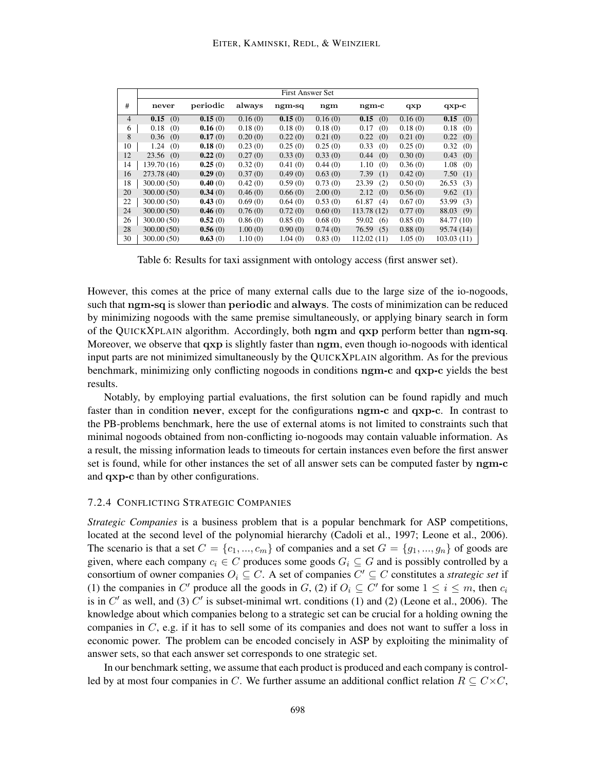| # | First Answer Set | | | | | | | |
|---|---|---|---|---|---|---|---|---|
| | never | periodic | always | ngm-sq | ngm | ngm-c | qxp | qxp-c |
| 4 | **0.15** (0) | **0.15** (0) | 0.16 (0) | **0.15** (0) | 0.16 (0) | **0.15** (0) | 0.16 (0) | **0.15** (0) |
| 6 | 0.18 (0) | **0.16** (0) | 0.18 (0) | 0.18 (0) | 0.18 (0) | 0.17 (0) | 0.18 (0) | 0.18 (0) |
| 8 | 0.36 (0) | **0.17** (0) | 0.20 (0) | 0.22 (0) | 0.21 (0) | 0.22 (0) | 0.21 (0) | 0.22 (0) |
| 10 | 1.24 (0) | **0.18** (0) | 0.23 (0) | 0.25 (0) | 0.25 (0) | 0.33 (0) | 0.25 (0) | 0.32 (0) |
| 12 | 23.56 (0) | **0.22** (0) | 0.27 (0) | 0.33 (0) | 0.33 (0) | 0.44 (0) | 0.30 (0) | 0.43 (0) |
| 14 | 139.70 (16) | **0.25** (0) | 0.32 (0) | 0.41 (0) | 0.44 (0) | 1.10 (0) | 0.36 (0) | 1.08 (0) |
| 16 | 273.78 (40) | **0.29** (0) | 0.37 (0) | 0.49 (0) | 0.63 (0) | 7.39 (1) | 0.42 (0) | 7.50 (1) |
| 18 | 300.00 (50) | **0.40** (0) | 0.42 (0) | 0.59 (0) | 0.73 (0) | 23.39 (2) | 0.50 (0) | 26.53 (3) |
| 20 | 300.00 (50) | **0.34** (0) | 0.46 (0) | 0.66 (0) | 2.00 (0) | 2.12 (0) | 0.56 (0) | 9.62 (1) |
| 22 | 300.00 (50) | **0.43** (0) | 0.69 (0) | 0.64 (0) | 0.53 (0) | 61.87 (4) | 0.67 (0) | 53.99 (3) |
| 24 | 300.00 (50) | **0.46** (0) | 0.76 (0) | 0.72 (0) | 0.60 (0) | 113.78 (12) | 0.77 (0) | 88.03 (9) |
| 26 | 300.00 (50) | **0.52** (0) | 0.86 (0) | 0.85 (0) | 0.68 (0) | 59.02 (6) | 0.85 (0) | 84.77 (10) |
| 28 | 300.00 (50) | **0.56** (0) | 1.00 (0) | 0.90 (0) | 0.74 (0) | 76.59 (5) | 0.88 (0) | 95.74 (14) |
| 30 | 300.00 (50) | **0.63** (0) | 1.10 (0) | 1.04 (0) | 0.83 (0) | 112.02 (11) | 1.05 (0) | 103.03 (11) |

Table 6: Results for taxi assignment with ontology access (first answer set).

However, this comes at the price of many external calls due to the large size of the io-nogoods, such that **ngm-sq** is slower than **periodic** and **always**. The costs of minimization can be reduced by minimizing nogoods with the same premise simultaneously, or applying binary search in form of the QUICKXPLAIN algorithm. Accordingly, both **ngm** and **qxp** perform better than **ngm-sq**. Moreover, we observe that **qxp** is slightly faster than **ngm**, even though io-nogoods with identical input parts are not minimized simultaneously by the QUICKXPLAIN algorithm. As for the previous benchmark, minimizing only conflicting nogoods in conditions **ngm-c** and **qxp-c** yields the best results.

Notably, by employing partial evaluations, the first solution can be found rapidly and much faster than in condition **never**, except for the configurations **ngm-c** and **qxp-c**. In contrast to the PB-problems benchmark, here the use of external atoms is not limited to constraints such that minimal nogoods obtained from non-conflicting io-nogoods may contain valuable information. As a result, the missing information leads to timeouts for certain instances even before the first answer set is found, while for other instances the set of all answer sets can be computed faster by **ngm-c** and **qxp-c** than by other configurations.

### 7.2.4 Conflicting Strategic Companies

*Strategic Companies* is a business problem that is a popular benchmark for ASP competitions, located at the second level of the polynomial hierarchy (Cadoli et al., 1997; Leone et al., 2006). The scenario is that a set $C = \{c_1, ..., c_m\}$ of companies and a set $G = \{g_1, ..., g_n\}$ of goods are given, where each company $c_i \in C$ produces some goods $G_i \subseteq G$ and is possibly controlled by a consortium of owner companies $O_i \subseteq C$. A set of companies $C' \subseteq C$ constitutes a *strategic set* if (1) the companies in $C'$ produce all the goods in $G$, (2) if $O_i \subseteq C'$ for some $1 \leq i \leq m$, then $c_i$ is in $C'$ as well, and (3) $C'$ is subset-minimal wrt. conditions (1) and (2) (Leone et al., 2006). The knowledge about which companies belong to a strategic set can be crucial for a holding owning the companies in $C$, e.g. if it has to sell some of its companies and does not want to suffer a loss in economic power. The problem can be encoded concisely in ASP by exploiting the minimality of answer sets, so that each answer set corresponds to one strategic set.

In our benchmark setting, we assume that each product is produced and each company is controlled by at most four companies in $C$. We further assume an additional conflict relation $R \subseteq C \times C$,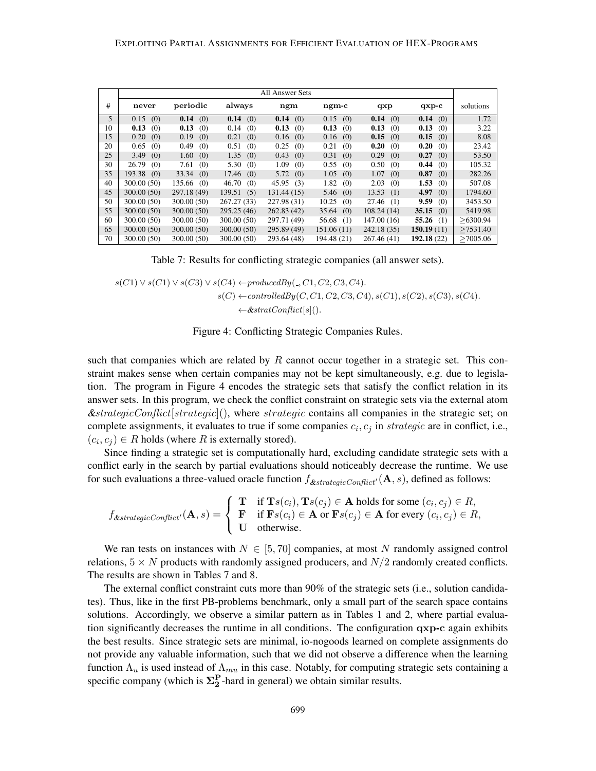| # | All Answer Sets | | | | | | | solutions |
|---|---|---|---|---|---|---|---|---|
| | never | periodic | always | ngm | ngm-c | qxp | qxp-c | |
| 5 | 0.15 (0) | **0.14** (0) | **0.14** (0) | **0.14** (0) | 0.15 (0) | **0.14** (0) | **0.14** (0) | 1.72 |
| 10 | **0.13** (0) | **0.13** (0) | 0.14 (0) | **0.13** (0) | **0.13** (0) | **0.13** (0) | **0.13** (0) | 3.22 |
| 15 | 0.20 (0) | 0.19 (0) | 0.21 (0) | 0.16 (0) | 0.16 (0) | **0.15** (0) | **0.15** (0) | 8.08 |
| 20 | 0.65 (0) | 0.49 (0) | 0.51 (0) | 0.25 (0) | 0.21 (0) | **0.20** (0) | **0.20** (0) | 23.42 |
| 25 | 3.49 (0) | 1.60 (0) | 1.35 (0) | 0.43 (0) | 0.31 (0) | 0.29 (0) | **0.27** (0) | 53.50 |
| 30 | 26.79 (0) | 7.61 (0) | 5.30 (0) | 1.09 (0) | 0.55 (0) | 0.50 (0) | **0.44** (0) | 105.32 |
| 35 | 193.38 (0) | 33.34 (0) | 17.46 (0) | 5.72 (0) | 1.05 (0) | 1.07 (0) | **0.87** (0) | 282.26 |
| 40 | 300.00 (50) | 135.66 (0) | 46.70 (0) | 45.95 (3) | 1.82 (0) | 2.03 (0) | **1.53** (0) | 507.08 |
| 45 | 300.00 (50) | 297.18 (49) | 139.51 (5) | 131.44 (15) | 5.46 (0) | 13.53 (1) | **4.97** (0) | 1794.60 |
| 50 | 300.00 (50) | 300.00 (50) | 267.27 (33) | 227.98 (31) | 10.25 (0) | 27.46 (1) | **9.59** (0) | 3453.50 |
| 55 | 300.00 (50) | 300.00 (50) | 295.25 (46) | 262.83 (42) | 35.64 (0) | 108.24 (14) | **35.15** (0) | 5419.98 |
| 60 | 300.00 (50) | 300.00 (50) | 300.00 (50) | 297.71 (49) | 56.68 (1) | 147.00 (16) | **55.26** (1) | ≥6300.94 |
| 65 | 300.00 (50) | 300.00 (50) | 300.00 (50) | 295.89 (49) | 151.06 (11) | 242.18 (35) | **150.19** (11) | ≥7531.40 |
| 70 | 300.00 (50) | 300.00 (50) | 300.00 (50) | 293.64 (48) | 194.48 (21) | 267.46 (41) | **192.18** (22) | ≥7005.06 |

Table 7: Results for conflicting strategic companies (all answer sets).

$$
\begin{aligned}
s(C1) \vee s(C1) \vee s(C3) \vee s(C4) &\leftarrow producedBy(\_, C1, C2, C3, C4).\\
s(C) &\leftarrow controlledBy(C, C1, C2, C3, C4), s(C1), s(C2), s(C3), s(C4).\\
&\leftarrow \&stratConflict[s]().
\end{aligned}
$$

Figure 4: Conflicting Strategic Companies Rules.

such that companies which are related by $R$ cannot occur together in a strategic set. This constraint makes sense when certain companies may not be kept simultaneously, e.g. due to legislation. The program in Figure 4 encodes the strategic sets that satisfy the conflict relation in its answer sets. In this program, we check the conflict constraint on strategic sets via the external atom $\&strategicConflict[strategic]()$, where $strategic$ contains all companies in the strategic set; on complete assignments, it evaluates to true if some companies $c_i, c_j$ in $strategic$ are in conflict, i.e., $(c_i, c_j) \in R$ holds (where $R$ is externally stored).

Since finding a strategic set is computationally hard, excluding candidate strategic sets with a conflict early in the search by partial evaluations should noticeably decrease the runtime. We use for such evaluations a three-valued oracle function $f_{\&strategicConflict'}(\mathbf{A}, s)$, defined as follows:

$$
f_{\&strategicConflict'}(\mathbf{A}, s) = \begin{cases} \mathbf{T} & \text{if } \mathbf{T}s(c_i), \mathbf{T}s(c_j) \in \mathbf{A} \text{ holds for some } (c_i, c_j) \in R, \\ \mathbf{F} & \text{if } \mathbf{F}s(c_i) \in \mathbf{A} \text{ or } \mathbf{F}s(c_j) \in \mathbf{A} \text{ for every } (c_i, c_j) \in R, \\ \mathbf{U} & \text{otherwise.} \end{cases}
$$

We ran tests on instances with $N \in [5, 70]$ companies, at most $N$ randomly assigned control relations, $5 \times N$ products with randomly assigned producers, and $N/2$ randomly created conflicts. The results are shown in Tables 7 and 8.

The external conflict constraint cuts more than 90% of the strategic sets (i.e., solution candidates). Thus, like in the first PB-problems benchmark, only a small part of the search space contains solutions. Accordingly, we observe a similar pattern as in Tables 1 and 2, where partial evaluation significantly decreases the runtime in all conditions. The configuration **qxp-c** again exhibits the best results. Since strategic sets are minimal, io-nogoods learned on complete assignments do not provide any valuable information, such that we did not observe a difference when the learning function $\Lambda_u$ is used instead of $\Lambda_{mu}$ in this case. Notably, for computing strategic sets containing a specific company (which is $\mathbf{\Sigma_2^P}$-hard in general) we obtain similar results.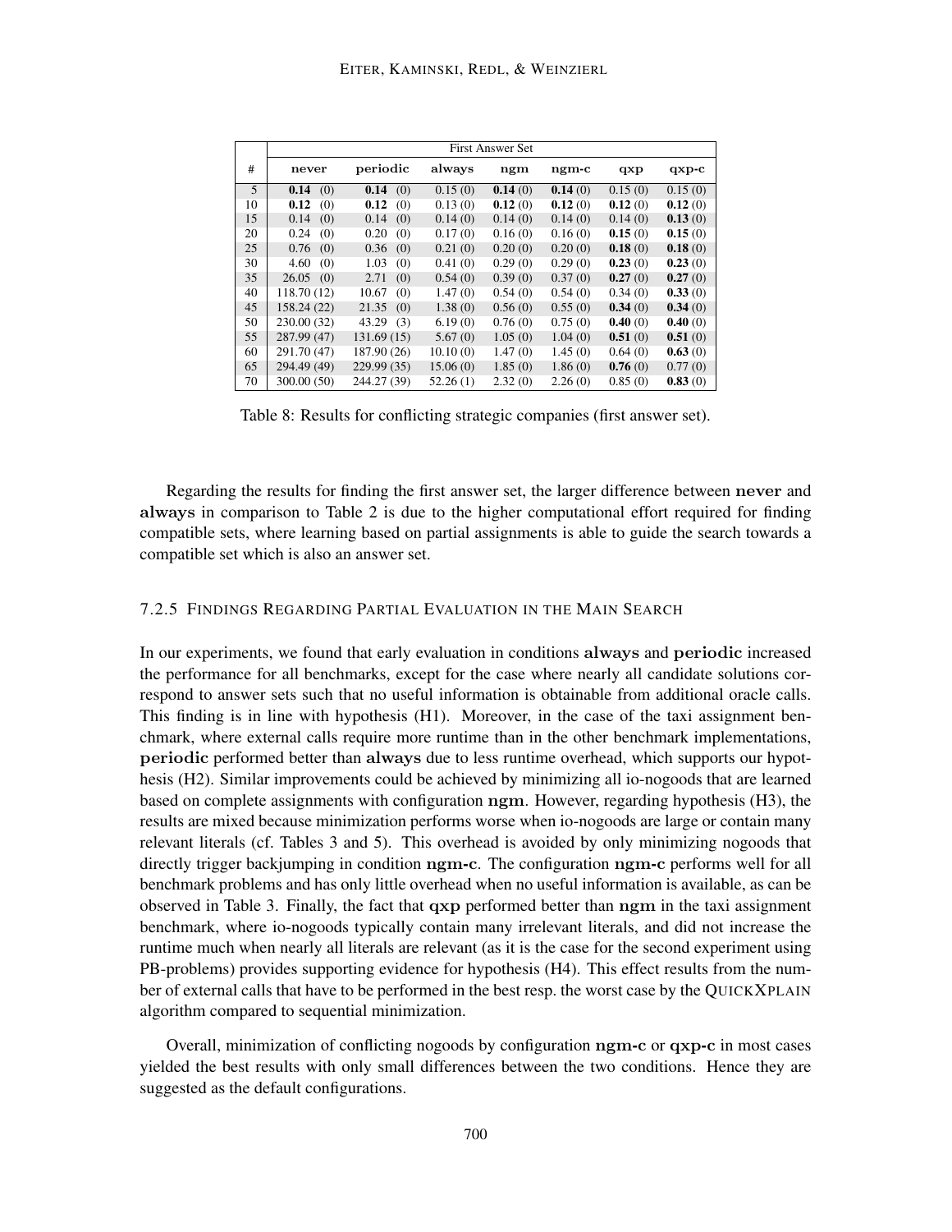| # | First Answer Set | | | | | | |
|---|---|---|---|---|---|---|---|
| | never | periodic | always | ngm | ngm-c | qxp | qxp-c |
| 5 | **0.14** (0) | **0.14** (0) | 0.15 (0) | **0.14** (0) | **0.14** (0) | 0.15 (0) | 0.15 (0) |
| 10 | **0.12** (0) | **0.12** (0) | 0.13 (0) | **0.12** (0) | **0.12** (0) | **0.12** (0) | **0.12** (0) |
| 15 | 0.14 (0) | 0.14 (0) | 0.14 (0) | 0.14 (0) | 0.14 (0) | 0.14 (0) | **0.13** (0) |
| 20 | 0.24 (0) | 0.20 (0) | 0.17 (0) | 0.16 (0) | 0.16 (0) | **0.15** (0) | **0.15** (0) |
| 25 | 0.76 (0) | 0.36 (0) | 0.21 (0) | 0.20 (0) | 0.20 (0) | **0.18** (0) | **0.18** (0) |
| 30 | 4.60 (0) | 1.03 (0) | 0.41 (0) | 0.29 (0) | 0.29 (0) | **0.23** (0) | **0.23** (0) |
| 35 | 26.05 (0) | 2.71 (0) | 0.54 (0) | 0.39 (0) | 0.37 (0) | **0.27** (0) | **0.27** (0) |
| 40 | 118.70 (12) | 10.67 (0) | 1.47 (0) | 0.54 (0) | 0.54 (0) | 0.34 (0) | **0.33** (0) |
| 45 | 158.24 (22) | 21.35 (0) | 1.38 (0) | 0.56 (0) | 0.55 (0) | **0.34** (0) | **0.34** (0) |
| 50 | 230.00 (32) | 43.29 (3) | 6.19 (0) | 0.76 (0) | 0.75 (0) | **0.40** (0) | **0.40** (0) |
| 55 | 287.99 (47) | 131.69 (15) | 5.67 (0) | 1.05 (0) | 1.04 (0) | **0.51** (0) | **0.51** (0) |
| 60 | 291.70 (47) | 187.90 (26) | 10.10 (0) | 1.47 (0) | 1.45 (0) | 0.64 (0) | **0.63** (0) |
| 65 | 294.49 (49) | 229.99 (35) | 15.06 (0) | 1.85 (0) | 1.86 (0) | **0.76** (0) | 0.77 (0) |
| 70 | 300.00 (50) | 244.27 (39) | 52.26 (1) | 2.32 (0) | 2.26 (0) | 0.85 (0) | **0.83** (0) |

Table 8: Results for conflicting strategic companies (first answer set).

Regarding the results for finding the first answer set, the larger difference between **never** and **always** in comparison to Table 2 is due to the higher computational effort required for finding compatible sets, where learning based on partial assignments is able to guide the search towards a compatible set which is also an answer set.

### 7.2.5 Findings Regarding Partial Evaluation in the Main Search

In our experiments, we found that early evaluation in conditions **always** and **periodic** increased the performance for all benchmarks, except for the case where nearly all candidate solutions correspond to answer sets such that no useful information is obtainable from additional oracle calls. This finding is in line with hypothesis (H1). Moreover, in the case of the taxi assignment benchmark, where external calls require more runtime than in the other benchmark implementations, **periodic** performed better than **always** due to less runtime overhead, which supports our hypothesis (H2). Similar improvements could be achieved by minimizing all io-nogoods that are learned based on complete assignments with configuration **ngm**. However, regarding hypothesis (H3), the results are mixed because minimization performs worse when io-nogoods are large or contain many relevant literals (cf. Tables 3 and 5). This overhead is avoided by only minimizing nogoods that directly trigger backjumping in condition **ngm-c**. The configuration **ngm-c** performs well for all benchmark problems and has only little overhead when no useful information is available, as can be observed in Table 3. Finally, the fact that **qxp** performed better than **ngm** in the taxi assignment benchmark, where io-nogoods typically contain many irrelevant literals, and did not increase the runtime much when nearly all literals are relevant (as it is the case for the second experiment using PB-problems) provides supporting evidence for hypothesis (H4). This effect results from the number of external calls that have to be performed in the best resp. the worst case by the QUICKXPLAIN algorithm compared to sequential minimization.

Overall, minimization of conflicting nogoods by configuration **ngm-c** or **qxp-c** in most cases yielded the best results with only small differences between the two conditions. Hence they are suggested as the default configurations.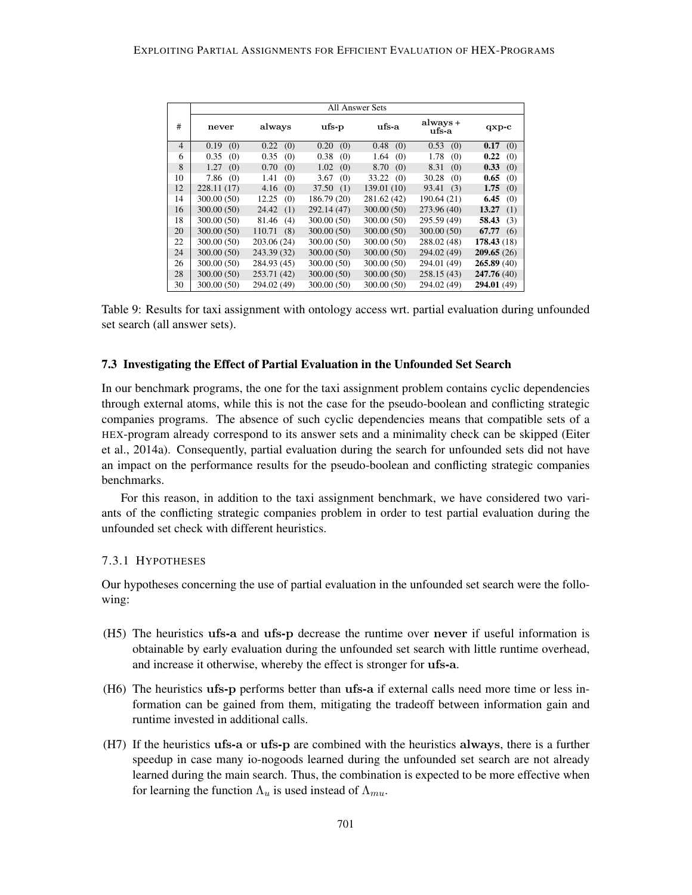| # | All Answer Sets | | | | | |
|---|---|---|---|---|---|---|
| | **never** | **always** | **ufs-p** | **ufs-a** | **always + ufs-a** | **qxp-c** |
| 4 | 0.19 (0) | 0.22 (0) | 0.20 (0) | 0.48 (0) | 0.53 (0) | **0.17** (0) |
| 6 | 0.35 (0) | 0.35 (0) | 0.38 (0) | 1.64 (0) | 1.78 (0) | **0.22** (0) |
| 8 | 1.27 (0) | 0.70 (0) | 1.02 (0) | 8.70 (0) | 8.31 (0) | **0.33** (0) |
| 10 | 7.86 (0) | 1.41 (0) | 3.67 (0) | 33.22 (0) | 30.28 (0) | **0.65** (0) |
| 12 | 228.11 (17) | 4.16 (0) | 37.50 (1) | 139.01 (10) | 93.41 (3) | **1.75** (0) |
| 14 | 300.00 (50) | 12.25 (0) | 186.79 (20) | 281.62 (42) | 190.64 (21) | **6.45** (0) |
| 16 | 300.00 (50) | 24.42 (1) | 292.14 (47) | 300.00 (50) | 273.96 (40) | **13.27** (1) |
| 18 | 300.00 (50) | 81.46 (4) | 300.00 (50) | 300.00 (50) | 295.59 (49) | **58.43** (3) |
| 20 | 300.00 (50) | 110.71 (8) | 300.00 (50) | 300.00 (50) | 300.00 (50) | **67.77** (6) |
| 22 | 300.00 (50) | 203.06 (24) | 300.00 (50) | 300.00 (50) | 288.02 (48) | **178.43** (18) |
| 24 | 300.00 (50) | 243.39 (32) | 300.00 (50) | 300.00 (50) | 294.02 (49) | **209.65** (26) |
| 26 | 300.00 (50) | 284.93 (45) | 300.00 (50) | 300.00 (50) | 294.01 (49) | **265.89** (40) |
| 28 | 300.00 (50) | 253.71 (42) | 300.00 (50) | 300.00 (50) | 258.15 (43) | **247.76** (40) |
| 30 | 300.00 (50) | 294.02 (49) | 300.00 (50) | 300.00 (50) | 294.02 (49) | **294.01** (49) |

Table 9: Results for taxi assignment with ontology access wrt. partial evaluation during unfounded set search (all answer sets).

### 7.3 Investigating the Effect of Partial Evaluation in the Unfounded Set Search

In our benchmark programs, the one for the taxi assignment problem contains cyclic dependencies through external atoms, while this is not the case for the pseudo-boolean and conflicting strategic companies programs. The absence of such cyclic dependencies means that compatible sets of a HEX-program already correspond to its answer sets and a minimality check can be skipped (Eiter et al., 2014a). Consequently, partial evaluation during the search for unfounded sets did not have an impact on the performance results for the pseudo-boolean and conflicting strategic companies benchmarks.

For this reason, in addition to the taxi assignment benchmark, we have considered two variants of the conflicting strategic companies problem in order to test partial evaluation during the unfounded set check with different heuristics.

#### 7.3.1 Hypotheses

Our hypotheses concerning the use of partial evaluation in the unfounded set search were the following:

- (H5) The heuristics **ufs-a** and **ufs-p** decrease the runtime over **never** if useful information is obtainable by early evaluation during the unfounded set search with little runtime overhead, and increase it otherwise, whereby the effect is stronger for **ufs-a**.
- (H6) The heuristics **ufs-p** performs better than **ufs-a** if external calls need more time or less information can be gained from them, mitigating the tradeoff between information gain and runtime invested in additional calls.
- (H7) If the heuristics **ufs-a** or **ufs-p** are combined with the heuristics **always**, there is a further speedup in case many io-nogoods learned during the unfounded set search are not already learned during the main search. Thus, the combination is expected to be more effective when for learning the function $\Lambda_u$ is used instead of $\Lambda_{mu}$.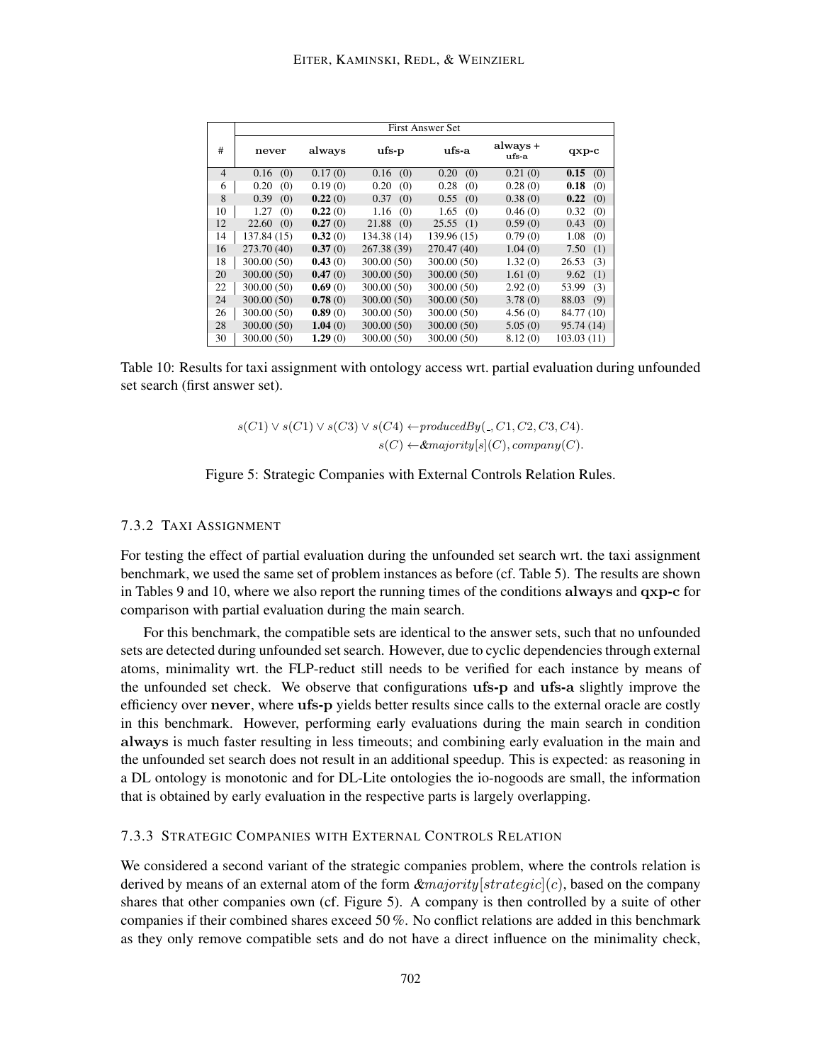| # | First Answer Set | | | | | |
|---|---|---|---|---|---|---|
| | **never** | **always** | **ufs-p** | **ufs-a** | **always + ufs-a** | **qxp-c** |
| 4 | 0.16 (0) | 0.17 (0) | 0.16 (0) | 0.20 (0) | 0.21 (0) | **0.15** (0) |
| 6 | 0.20 (0) | 0.19 (0) | 0.20 (0) | 0.28 (0) | 0.28 (0) | **0.18** (0) |
| 8 | 0.39 (0) | **0.22** (0) | 0.37 (0) | 0.55 (0) | 0.38 (0) | **0.22** (0) |
| 10 | 1.27 (0) | **0.22** (0) | 1.16 (0) | 1.65 (0) | 0.46 (0) | 0.32 (0) |
| 12 | 22.60 (0) | **0.27** (0) | 21.88 (0) | 25.55 (1) | 0.59 (0) | 0.43 (0) |
| 14 | 137.84 (15) | **0.32** (0) | 134.38 (14) | 139.96 (15) | 0.79 (0) | 1.08 (0) |
| 16 | 273.70 (40) | **0.37** (0) | 267.38 (39) | 270.47 (40) | 1.04 (0) | 7.50 (1) |
| 18 | 300.00 (50) | **0.43** (0) | 300.00 (50) | 300.00 (50) | 1.32 (0) | 26.53 (3) |
| 20 | 300.00 (50) | **0.47** (0) | 300.00 (50) | 300.00 (50) | 1.61 (0) | 9.62 (1) |
| 22 | 300.00 (50) | **0.69** (0) | 300.00 (50) | 300.00 (50) | 2.92 (0) | 53.99 (3) |
| 24 | 300.00 (50) | **0.78** (0) | 300.00 (50) | 300.00 (50) | 3.78 (0) | 88.03 (9) |
| 26 | 300.00 (50) | **0.89** (0) | 300.00 (50) | 300.00 (50) | 4.56 (0) | 84.77 (10) |
| 28 | 300.00 (50) | **1.04** (0) | 300.00 (50) | 300.00 (50) | 5.05 (0) | 95.74 (14) |
| 30 | 300.00 (50) | **1.29** (0) | 300.00 (50) | 300.00 (50) | 8.12 (0) | 103.03 (11) |

Table 10: Results for taxi assignment with ontology access wrt. partial evaluation during unfounded set search (first answer set).

$$s(C1) \vee s(C1) \vee s(C3) \vee s(C4) \leftarrow producedBy(\_, C1, C2, C3, C4).$$
$$s(C) \leftarrow \&majority[s](C), company(C).$$

Figure 5: Strategic Companies with External Controls Relation Rules.

### 7.3.2 Taxi Assignment

For testing the effect of partial evaluation during the unfounded set search wrt. the taxi assignment benchmark, we used the same set of problem instances as before (cf. Table 5). The results are shown in Tables 9 and 10, where we also report the running times of the conditions **always** and **qxp-c** for comparison with partial evaluation during the main search.

For this benchmark, the compatible sets are identical to the answer sets, such that no unfounded sets are detected during unfounded set search. However, due to cyclic dependencies through external atoms, minimality wrt. the FLP-reduct still needs to be verified for each instance by means of the unfounded set check. We observe that configurations **ufs-p** and **ufs-a** slightly improve the efficiency over **never**, where **ufs-p** yields better results since calls to the external oracle are costly in this benchmark. However, performing early evaluations during the main search in condition **always** is much faster resulting in less timeouts; and combining early evaluation in the main and the unfounded set search does not result in an additional speedup. This is expected: as reasoning in a DL ontology is monotonic and for DL-Lite ontologies the io-nogoods are small, the information that is obtained by early evaluation in the respective parts is largely overlapping.

### 7.3.3 Strategic Companies with External Controls Relation

We considered a second variant of the strategic companies problem, where the controls relation is derived by means of an external atom of the form $\&majority[strategic](c)$, based on the company shares that other companies own (cf. Figure 5). A company is then controlled by a suite of other companies if their combined shares exceed 50 %. No conflict relations are added in this benchmark as they only remove compatible sets and do not have a direct influence on the minimality check,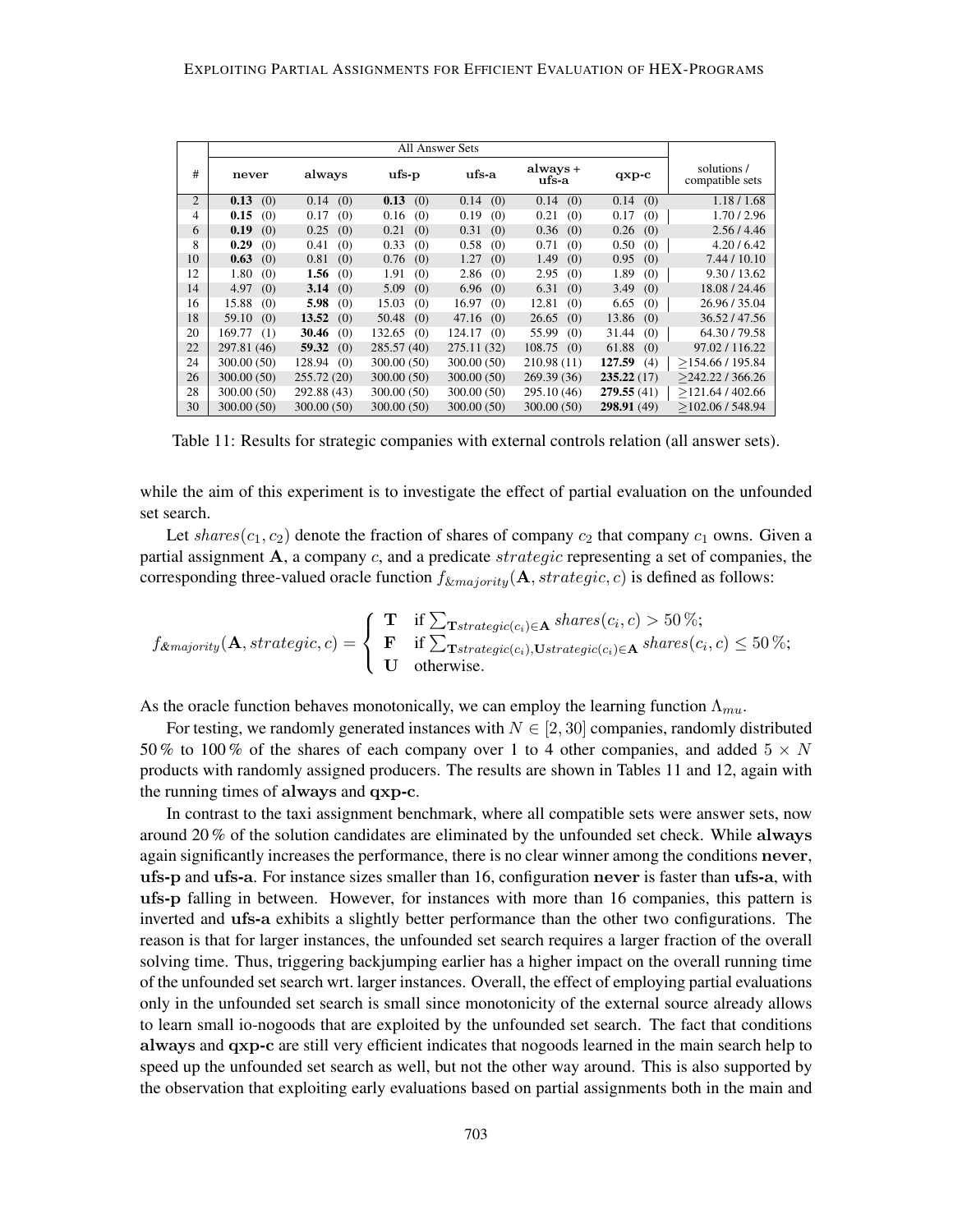| # | All Answer Sets | | | | | | solutions / compatible sets |
|---|---|---|---|---|---|---|---|
| | never | always | ufs-p | ufs-a | always + ufs-a | qxp-c | |
| 2 | **0.13** (0) | 0.14 (0) | **0.13** (0) | 0.14 (0) | 0.14 (0) | 0.14 (0) | 1.18 / 1.68 |
| 4 | **0.15** (0) | 0.17 (0) | 0.16 (0) | 0.19 (0) | 0.21 (0) | 0.17 (0) | 1.70 / 2.96 |
| 6 | **0.19** (0) | 0.25 (0) | 0.21 (0) | 0.31 (0) | 0.36 (0) | 0.26 (0) | 2.56 / 4.46 |
| 8 | **0.29** (0) | 0.41 (0) | 0.33 (0) | 0.58 (0) | 0.71 (0) | 0.50 (0) | 4.20 / 6.42 |
| 10 | **0.63** (0) | 0.81 (0) | 0.76 (0) | 1.27 (0) | 1.49 (0) | 0.95 (0) | 7.44 / 10.10 |
| 12 | 1.80 (0) | **1.56** (0) | 1.91 (0) | 2.86 (0) | 2.95 (0) | 1.89 (0) | 9.30 / 13.62 |
| 14 | 4.97 (0) | **3.14** (0) | 5.09 (0) | 6.96 (0) | 6.31 (0) | 3.49 (0) | 18.08 / 24.46 |
| 16 | 15.88 (0) | **5.98** (0) | 15.03 (0) | 16.97 (0) | 12.81 (0) | 6.65 (0) | 26.96 / 35.04 |
| 18 | 59.10 (0) | **13.52** (0) | 50.48 (0) | 47.16 (0) | 26.65 (0) | 13.86 (0) | 36.52 / 47.56 |
| 20 | 169.77 (1) | **30.46** (0) | 132.65 (0) | 124.17 (0) | 55.99 (0) | 31.44 (0) | 64.30 / 79.58 |
| 22 | 297.81 (46) | **59.32** (0) | 285.57 (40) | 275.11 (32) | 108.75 (0) | 61.88 (0) | 97.02 / 116.22 |
| 24 | 300.00 (50) | 128.94 (0) | 300.00 (50) | 300.00 (50) | 210.98 (11) | **127.59** (4) | ≥154.66 / 195.84 |
| 26 | 300.00 (50) | 255.72 (20) | 300.00 (50) | 300.00 (50) | 269.39 (36) | **235.22** (17) | ≥242.22 / 366.26 |
| 28 | 300.00 (50) | 292.88 (43) | 300.00 (50) | 300.00 (50) | 295.10 (46) | **279.55** (41) | ≥121.64 / 402.66 |
| 30 | 300.00 (50) | 300.00 (50) | 300.00 (50) | 300.00 (50) | 300.00 (50) | **298.91** (49) | ≥102.06 / 548.94 |

Table 11: Results for strategic companies with external controls relation (all answer sets).

while the aim of this experiment is to investigate the effect of partial evaluation on the unfounded set search.

Let $shares(c_1, c_2)$ denote the fraction of shares of company $c_2$ that company $c_1$ owns. Given a partial assignment $\mathbf{A}$, a company $c$, and a predicate $strategic$ representing a set of companies, the corresponding three-valued oracle function $f_{\&majority}(\mathbf{A}, strategic, c)$ is defined as follows:

$$f_{\&majority}(\mathbf{A}, strategic, c) = \begin{cases} \mathbf{T} & \text{if } \sum_{\mathbf{T}strategic(c_i) \in \mathbf{A}} shares(c_i, c) > 50\,\%; \\ \mathbf{F} & \text{if } \sum_{\mathbf{T}strategic(c_i), \mathbf{U}strategic(c_i) \in \mathbf{A}} shares(c_i, c) \leq 50\,\%; \\ \mathbf{U} & \text{otherwise.} \end{cases}$$

As the oracle function behaves monotonically, we can employ the learning function $\Lambda_{mu}$.

For testing, we randomly generated instances with $N \in [2, 30]$ companies, randomly distributed 50 % to 100 % of the shares of each company over 1 to 4 other companies, and added $5 \times N$ products with randomly assigned producers. The results are shown in Tables 11 and 12, again with the running times of **always** and **qxp-c**.

In contrast to the taxi assignment benchmark, where all compatible sets were answer sets, now around 20 % of the solution candidates are eliminated by the unfounded set check. While **always** again significantly increases the performance, there is no clear winner among the conditions **never**, **ufs-p** and **ufs-a**. For instance sizes smaller than 16, configuration **never** is faster than **ufs-a**, with **ufs-p** falling in between. However, for instances with more than 16 companies, this pattern is inverted and **ufs-a** exhibits a slightly better performance than the other two configurations. The reason is that for larger instances, the unfounded set search requires a larger fraction of the overall solving time. Thus, triggering backjumping earlier has a higher impact on the overall running time of the unfounded set search wrt. larger instances. Overall, the effect of employing partial evaluations only in the unfounded set search is small since monotonicity of the external source already allows to learn small io-nogoods that are exploited by the unfounded set search. The fact that conditions **always** and **qxp-c** are still very efficient indicates that nogoods learned in the main search help to speed up the unfounded set search as well, but not the other way around. This is also supported by the observation that exploiting early evaluations based on partial assignments both in the main and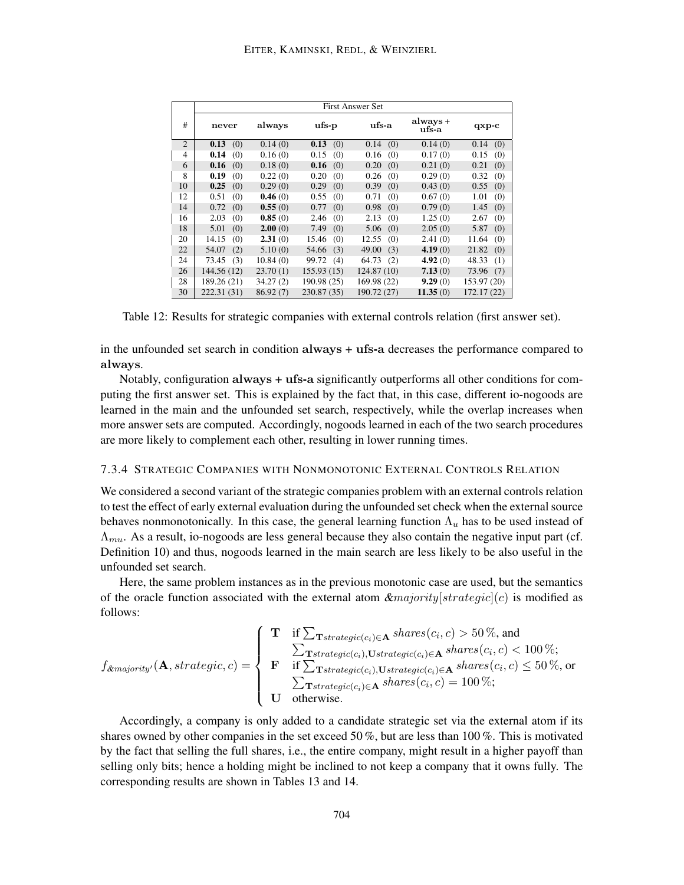| # | First Answer Set | | | | | |
|---|---|---|---|---|---|---|
| | never | always | ufs-p | ufs-a | always + ufs-a | qxp-c |
| 2 | **0.13** (0) | 0.14 (0) | **0.13** (0) | 0.14 (0) | 0.14 (0) | 0.14 (0) |
| 4 | **0.14** (0) | 0.16 (0) | 0.15 (0) | 0.16 (0) | 0.17 (0) | 0.15 (0) |
| 6 | **0.16** (0) | 0.18 (0) | **0.16** (0) | 0.20 (0) | 0.21 (0) | 0.21 (0) |
| 8 | **0.19** (0) | 0.22 (0) | 0.20 (0) | 0.26 (0) | 0.29 (0) | 0.32 (0) |
| 10 | **0.25** (0) | 0.29 (0) | 0.29 (0) | 0.39 (0) | 0.43 (0) | 0.55 (0) |
| 12 | 0.51 (0) | **0.46** (0) | 0.55 (0) | 0.71 (0) | 0.67 (0) | 1.01 (0) |
| 14 | 0.72 (0) | **0.55** (0) | 0.77 (0) | 0.98 (0) | 0.79 (0) | 1.45 (0) |
| 16 | 2.03 (0) | **0.85** (0) | 2.46 (0) | 2.13 (0) | 1.25 (0) | 2.67 (0) |
| 18 | 5.01 (0) | **2.00** (0) | 7.49 (0) | 5.06 (0) | 2.05 (0) | 5.87 (0) |
| 20 | 14.15 (0) | **2.31** (0) | 15.46 (0) | 12.55 (0) | 2.41 (0) | 11.64 (0) |
| 22 | 54.07 (2) | 5.10 (0) | 54.66 (3) | 49.00 (3) | **4.19** (0) | 21.82 (0) |
| 24 | 73.45 (3) | 10.84 (0) | 99.72 (4) | 64.73 (2) | **4.92** (0) | 48.33 (1) |
| 26 | 144.56 (12) | 23.70 (1) | 155.93 (15) | 124.87 (10) | **7.13** (0) | 73.96 (7) |
| 28 | 189.26 (21) | 34.27 (2) | 190.98 (25) | 169.98 (22) | **9.29** (0) | 153.97 (20) |
| 30 | 222.31 (31) | 86.92 (7) | 230.87 (35) | 190.72 (27) | **11.35** (0) | 172.17 (22) |

Table 12: Results for strategic companies with external controls relation (first answer set).

in the unfounded set search in condition **always + ufs-a** decreases the performance compared to **always**.

Notably, configuration **always + ufs-a** significantly outperforms all other conditions for computing the first answer set. This is explained by the fact that, in this case, different io-nogoods are learned in the main and the unfounded set search, respectively, while the overlap increases when more answer sets are computed. Accordingly, nogoods learned in each of the two search procedures are more likely to complement each other, resulting in lower running times.

#### 7.3.4 Strategic Companies with Nonmonotonic External Controls Relation

We considered a second variant of the strategic companies problem with an external controls relation to test the effect of early external evaluation during the unfounded set check when the external source behaves nonmonotonically. In this case, the general learning function $\Lambda_u$ has to be used instead of $\Lambda_{mu}$. As a result, io-nogoods are less general because they also contain the negative input part (cf. Definition 10) and thus, nogoods learned in the main search are less likely to be also useful in the unfounded set search.

Here, the same problem instances as in the previous monotonic case are used, but the semantics of the oracle function associated with the external atom $\&majority[strategic](c)$ is modified as follows:

$$f_{\&majority'}(\mathbf{A}, strategic, c) = \begin{cases} \mathbf{T} & \text{if } \sum_{\mathbf{T}strategic(c_i) \in \mathbf{A}} shares(c_i, c) > 50\,\%, \text{ and} \\ & \sum_{\mathbf{T}strategic(c_i), \mathbf{U}strategic(c_i) \in \mathbf{A}} shares(c_i, c) < 100\,\%; \\ \mathbf{F} & \text{if } \sum_{\mathbf{T}strategic(c_i), \mathbf{U}strategic(c_i) \in \mathbf{A}} shares(c_i, c) \leq 50\,\%, \text{ or} \\ & \sum_{\mathbf{T}strategic(c_i) \in \mathbf{A}} shares(c_i, c) = 100\,\%; \\ \mathbf{U} & \text{otherwise.} \end{cases}$$

Accordingly, a company is only added to a candidate strategic set via the external atom if its shares owned by other companies in the set exceed 50 %, but are less than 100 %. This is motivated by the fact that selling the full shares, i.e., the entire company, might result in a higher payoff than selling only bits; hence a holding might be inclined to not keep a company that it owns fully. The corresponding results are shown in Tables 13 and 14.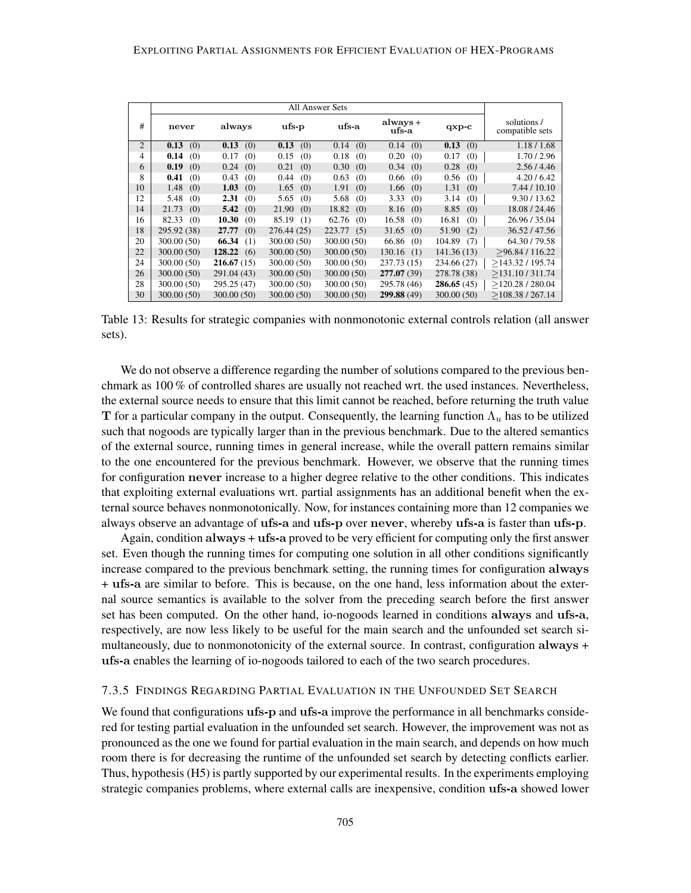| # | All Answer Sets | | | | | | solutions / compatible sets |
|---|---|---|---|---|---|---|---|
| | **never** | **always** | **ufs-p** | **ufs-a** | **always + ufs-a** | **qxp-c** | |
| 2 | **0.13** (0) | **0.13** (0) | **0.13** (0) | 0.14 (0) | 0.14 (0) | **0.13** (0) | 1.18 / 1.68 |
| 4 | **0.14** (0) | 0.17 (0) | 0.15 (0) | 0.18 (0) | 0.20 (0) | 0.17 (0) | 1.70 / 2.96 |
| 6 | **0.19** (0) | 0.24 (0) | 0.21 (0) | 0.30 (0) | 0.34 (0) | 0.28 (0) | 2.56 / 4.46 |
| 8 | **0.41** (0) | 0.43 (0) | 0.44 (0) | 0.63 (0) | 0.66 (0) | 0.56 (0) | 4.20 / 6.42 |
| 10 | 1.48 (0) | **1.03** (0) | 1.65 (0) | 1.91 (0) | 1.66 (0) | 1.31 (0) | 7.44 / 10.10 |
| 12 | 5.48 (0) | **2.31** (0) | 5.65 (0) | 5.68 (0) | 3.33 (0) | 3.14 (0) | 9.30 / 13.62 |
| 14 | 21.73 (0) | **5.42** (0) | 21.90 (0) | 18.82 (0) | 8.16 (0) | 8.85 (0) | 18.08 / 24.46 |
| 16 | 82.33 (0) | **10.30** (0) | 85.19 (1) | 62.76 (0) | 16.58 (0) | 16.81 (0) | 26.96 / 35.04 |
| 18 | 295.92 (38) | **27.77** (0) | 276.44 (25) | 223.77 (5) | 31.65 (0) | 51.90 (2) | 36.52 / 47.56 |
| 20 | 300.00 (50) | **66.34** (1) | 300.00 (50) | 300.00 (50) | 66.86 (0) | 104.89 (7) | 64.30 / 79.58 |
| 22 | 300.00 (50) | **128.22** (6) | 300.00 (50) | 300.00 (50) | 130.16 (1) | 141.36 (13) | ≥96.84 / 116.22 |
| 24 | 300.00 (50) | **216.67** (15) | 300.00 (50) | 300.00 (50) | 237.73 (15) | 234.66 (27) | ≥143.32 / 195.74 |
| 26 | 300.00 (50) | 291.04 (43) | 300.00 (50) | 300.00 (50) | **277.07** (39) | 278.78 (38) | ≥131.10 / 311.74 |
| 28 | 300.00 (50) | 295.25 (47) | 300.00 (50) | 300.00 (50) | 295.78 (46) | **286.65** (45) | ≥120.28 / 280.04 |
| 30 | 300.00 (50) | 300.00 (50) | 300.00 (50) | 300.00 (50) | **299.88** (49) | 300.00 (50) | ≥108.38 / 267.14 |

Table 13: Results for strategic companies with nonmonotonic external controls relation (all answer sets).

We do not observe a difference regarding the number of solutions compared to the previous benchmark as 100 % of controlled shares are usually not reached wrt. the used instances. Nevertheless, the external source needs to ensure that this limit cannot be reached, before returning the truth value **T** for a particular company in the output. Consequently, the learning function $\Lambda_u$ has to be utilized such that nogoods are typically larger than in the previous benchmark. Due to the altered semantics of the external source, running times in general increase, while the overall pattern remains similar to the one encountered for the previous benchmark. However, we observe that the running times for configuration **never** increase to a higher degree relative to the other conditions. This indicates that exploiting external evaluations wrt. partial assignments has an additional benefit when the external source behaves nonmonotonically. Now, for instances containing more than 12 companies we always observe an advantage of **ufs-a** and **ufs-p** over **never**, whereby **ufs-a** is faster than **ufs-p**.

Again, condition **always + ufs-a** proved to be very efficient for computing only the first answer set. Even though the running times for computing one solution in all other conditions significantly increase compared to the previous benchmark setting, the running times for configuration **always + ufs-a** are similar to before. This is because, on the one hand, less information about the external source semantics is available to the solver from the preceding search before the first answer set has been computed. On the other hand, io-nogoods learned in conditions **always** and **ufs-a**, respectively, are now less likely to be useful for the main search and the unfounded set search simultaneously, due to nonmonotonicity of the external source. In contrast, configuration **always + ufs-a** enables the learning of io-nogoods tailored to each of the two search procedures.

### 7.3.5 Findings Regarding Partial Evaluation in the Unfounded Set Search

We found that configurations **ufs-p** and **ufs-a** improve the performance in all benchmarks considered for testing partial evaluation in the unfounded set search. However, the improvement was not as pronounced as the one we found for partial evaluation in the main search, and depends on how much room there is for decreasing the runtime of the unfounded set search by detecting conflicts earlier. Thus, hypothesis (H5) is partly supported by our experimental results. In the experiments employing strategic companies problems, where external calls are inexpensive, condition **ufs-a** showed lower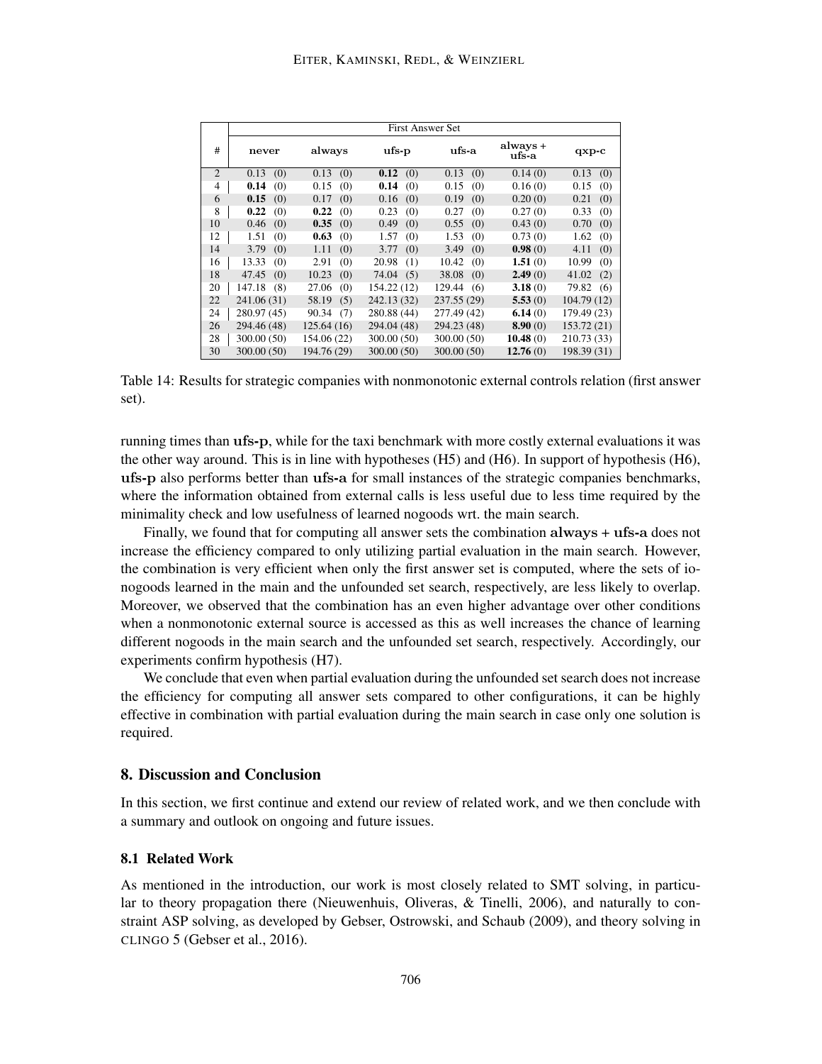| # | First Answer Set | | | | | |
|---|---|---|---|---|---|---|
| | **never** | **always** | **ufs-p** | **ufs-a** | **always + ufs-a** | **qxp-c** |
| 2 | 0.13 (0) | 0.13 (0) | **0.12** (0) | 0.13 (0) | 0.14 (0) | 0.13 (0) |
| 4 | **0.14** (0) | 0.15 (0) | **0.14** (0) | 0.15 (0) | 0.16 (0) | 0.15 (0) |
| 6 | **0.15** (0) | 0.17 (0) | 0.16 (0) | 0.19 (0) | 0.20 (0) | 0.21 (0) |
| 8 | **0.22** (0) | **0.22** (0) | 0.23 (0) | 0.27 (0) | 0.27 (0) | 0.33 (0) |
| 10 | 0.46 (0) | **0.35** (0) | 0.49 (0) | 0.55 (0) | 0.43 (0) | 0.70 (0) |
| 12 | 1.51 (0) | **0.63** (0) | 1.57 (0) | 1.53 (0) | 0.73 (0) | 1.62 (0) |
| 14 | 3.79 (0) | 1.11 (0) | 3.77 (0) | 3.49 (0) | **0.98** (0) | 4.11 (0) |
| 16 | 13.33 (0) | 2.91 (0) | 20.98 (1) | 10.42 (0) | **1.51** (0) | 10.99 (0) |
| 18 | 47.45 (0) | 10.23 (0) | 74.04 (5) | 38.08 (0) | **2.49** (0) | 41.02 (2) |
| 20 | 147.18 (8) | 27.06 (0) | 154.22 (12) | 129.44 (6) | **3.18** (0) | 79.82 (6) |
| 22 | 241.06 (31) | 58.19 (5) | 242.13 (32) | 237.55 (29) | **5.53** (0) | 104.79 (12) |
| 24 | 280.97 (45) | 90.34 (7) | 280.88 (44) | 277.49 (42) | **6.14** (0) | 179.49 (23) |
| 26 | 294.46 (48) | 125.64 (16) | 294.04 (48) | 294.23 (48) | **8.90** (0) | 153.72 (21) |
| 28 | 300.00 (50) | 154.06 (22) | 300.00 (50) | 300.00 (50) | **10.48** (0) | 210.73 (33) |
| 30 | 300.00 (50) | 194.76 (29) | 300.00 (50) | 300.00 (50) | **12.76** (0) | 198.39 (31) |

Table 14: Results for strategic companies with nonmonotonic external controls relation (first answer set).

running times than **ufs-p**, while for the taxi benchmark with more costly external evaluations it was the other way around. This is in line with hypotheses (H5) and (H6). In support of hypothesis (H6), **ufs-p** also performs better than **ufs-a** for small instances of the strategic companies benchmarks, where the information obtained from external calls is less useful due to less time required by the minimality check and low usefulness of learned nogoods wrt. the main search.

Finally, we found that for computing all answer sets the combination **always + ufs-a** does not increase the efficiency compared to only utilizing partial evaluation in the main search. However, the combination is very efficient when only the first answer set is computed, where the sets of io-nogoods learned in the main and the unfounded set search, respectively, are less likely to overlap. Moreover, we observed that the combination has an even higher advantage over other conditions when a nonmonotonic external source is accessed as this as well increases the chance of learning different nogoods in the main search and the unfounded set search, respectively. Accordingly, our experiments confirm hypothesis (H7).

We conclude that even when partial evaluation during the unfounded set search does not increase the efficiency for computing all answer sets compared to other configurations, it can be highly effective in combination with partial evaluation during the main search in case only one solution is required.

## 8. Discussion and Conclusion

In this section, we first continue and extend our review of related work, and we then conclude with a summary and outlook on ongoing and future issues.

### 8.1 Related Work

As mentioned in the introduction, our work is most closely related to SMT solving, in particular to theory propagation there (Nieuwenhuis, Oliveras, & Tinelli, 2006), and naturally to constraint ASP solving, as developed by Gebser, Ostrowski, and Schaub (2009), and theory solving in CLINGO 5 (Gebser et al., 2016).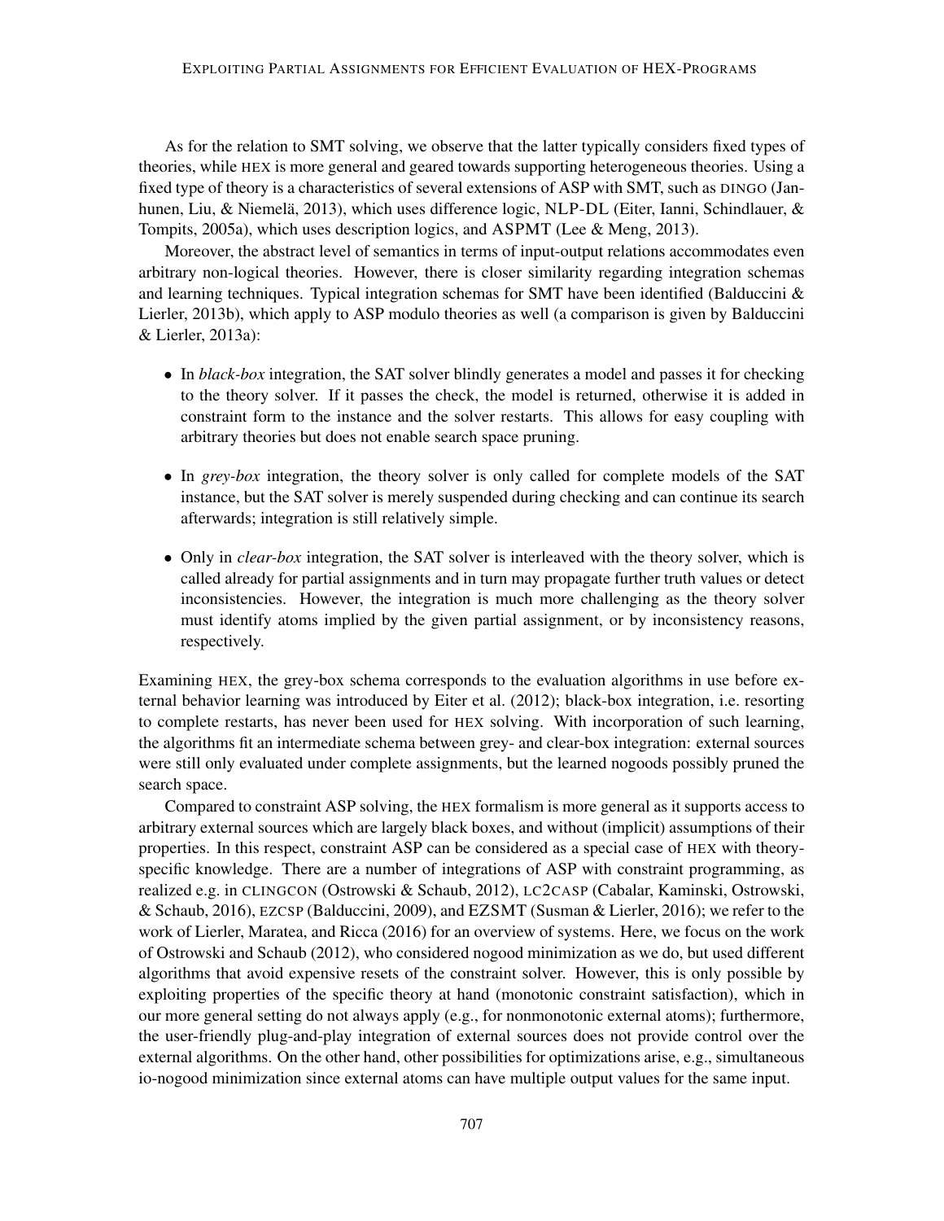As for the relation to SMT solving, we observe that the latter typically considers fixed types of theories, while HEX is more general and geared towards supporting heterogeneous theories. Using a fixed type of theory is a characteristics of several extensions of ASP with SMT, such as DINGO (Janhunen, Liu, & Niemelä, 2013), which uses difference logic, NLP-DL (Eiter, Ianni, Schindlauer, & Tompits, 2005a), which uses description logics, and ASPMT (Lee & Meng, 2013).

Moreover, the abstract level of semantics in terms of input-output relations accommodates even arbitrary non-logical theories. However, there is closer similarity regarding integration schemas and learning techniques. Typical integration schemas for SMT have been identified (Balduccini & Lierler, 2013b), which apply to ASP modulo theories as well (a comparison is given by Balduccini & Lierler, 2013a):

- In *black-box* integration, the SAT solver blindly generates a model and passes it for checking to the theory solver. If it passes the check, the model is returned, otherwise it is added in constraint form to the instance and the solver restarts. This allows for easy coupling with arbitrary theories but does not enable search space pruning.
- In *grey-box* integration, the theory solver is only called for complete models of the SAT instance, but the SAT solver is merely suspended during checking and can continue its search afterwards; integration is still relatively simple.
- Only in *clear-box* integration, the SAT solver is interleaved with the theory solver, which is called already for partial assignments and in turn may propagate further truth values or detect inconsistencies. However, the integration is much more challenging as the theory solver must identify atoms implied by the given partial assignment, or by inconsistency reasons, respectively.

Examining HEX, the grey-box schema corresponds to the evaluation algorithms in use before external behavior learning was introduced by Eiter et al. (2012); black-box integration, i.e. resorting to complete restarts, has never been used for HEX solving. With incorporation of such learning, the algorithms fit an intermediate schema between grey- and clear-box integration: external sources were still only evaluated under complete assignments, but the learned nogoods possibly pruned the search space.

Compared to constraint ASP solving, the HEX formalism is more general as it supports access to arbitrary external sources which are largely black boxes, and without (implicit) assumptions of their properties. In this respect, constraint ASP can be considered as a special case of HEX with theory-specific knowledge. There are a number of integrations of ASP with constraint programming, as realized e.g. in CLINGCON (Ostrowski & Schaub, 2012), LC2CASP (Cabalar, Kaminski, Ostrowski, & Schaub, 2016), EZCSP (Balduccini, 2009), and EZSMT (Susman & Lierler, 2016); we refer to the work of Lierler, Maratea, and Ricca (2016) for an overview of systems. Here, we focus on the work of Ostrowski and Schaub (2012), who considered nogood minimization as we do, but used different algorithms that avoid expensive resets of the constraint solver. However, this is only possible by exploiting properties of the specific theory at hand (monotonic constraint satisfaction), which in our more general setting do not always apply (e.g., for nonmonotonic external atoms); furthermore, the user-friendly plug-and-play integration of external sources does not provide control over the external algorithms. On the other hand, other possibilities for optimizations arise, e.g., simultaneous io-nogood minimization since external atoms can have multiple output values for the same input.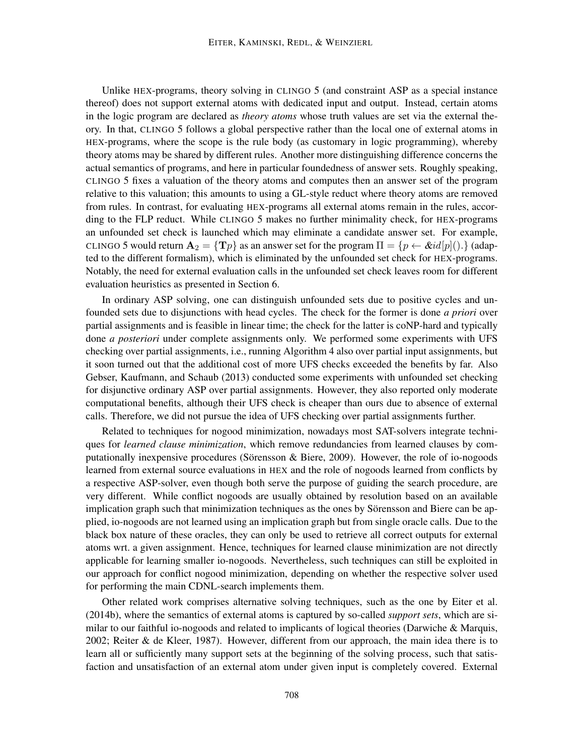Unlike HEX-programs, theory solving in CLINGO 5 (and constraint ASP as a special instance thereof) does not support external atoms with dedicated input and output. Instead, certain atoms in the logic program are declared as *theory atoms* whose truth values are set via the external theory. In that, CLINGO 5 follows a global perspective rather than the local one of external atoms in HEX-programs, where the scope is the rule body (as customary in logic programming), whereby theory atoms may be shared by different rules. Another more distinguishing difference concerns the actual semantics of programs, and here in particular foundedness of answer sets. Roughly speaking, CLINGO 5 fixes a valuation of the theory atoms and computes then an answer set of the program relative to this valuation; this amounts to using a GL-style reduct where theory atoms are removed from rules. In contrast, for evaluating HEX-programs all external atoms remain in the rules, according to the FLP reduct. While CLINGO 5 makes no further minimality check, for HEX-programs an unfounded set check is launched which may eliminate a candidate answer set. For example, CLINGO 5 would return $\mathbf{A}_2 = \{\mathbf{T}p\}$ as an answer set for the program $\Pi = \{p \leftarrow \&id[p]().\}$ (adapted to the different formalism), which is eliminated by the unfounded set check for HEX-programs. Notably, the need for external evaluation calls in the unfounded set check leaves room for different evaluation heuristics as presented in Section 6.

In ordinary ASP solving, one can distinguish unfounded sets due to positive cycles and unfounded sets due to disjunctions with head cycles. The check for the former is done *a priori* over partial assignments and is feasible in linear time; the check for the latter is coNP-hard and typically done *a posteriori* under complete assignments only. We performed some experiments with UFS checking over partial assignments, i.e., running Algorithm 4 also over partial input assignments, but it soon turned out that the additional cost of more UFS checks exceeded the benefits by far. Also Gebser, Kaufmann, and Schaub (2013) conducted some experiments with unfounded set checking for disjunctive ordinary ASP over partial assignments. However, they also reported only moderate computational benefits, although their UFS check is cheaper than ours due to absence of external calls. Therefore, we did not pursue the idea of UFS checking over partial assignments further.

Related to techniques for nogood minimization, nowadays most SAT-solvers integrate techniques for *learned clause minimization*, which remove redundancies from learned clauses by computationally inexpensive procedures (Sörensson & Biere, 2009). However, the role of io-nogoods learned from external source evaluations in HEX and the role of nogoods learned from conflicts by a respective ASP-solver, even though both serve the purpose of guiding the search procedure, are very different. While conflict nogoods are usually obtained by resolution based on an available implication graph such that minimization techniques as the ones by Sörensson and Biere can be applied, io-nogoods are not learned using an implication graph but from single oracle calls. Due to the black box nature of these oracles, they can only be used to retrieve all correct outputs for external atoms wrt. a given assignment. Hence, techniques for learned clause minimization are not directly applicable for learning smaller io-nogoods. Nevertheless, such techniques can still be exploited in our approach for conflict nogood minimization, depending on whether the respective solver used for performing the main CDNL-search implements them.

Other related work comprises alternative solving techniques, such as the one by Eiter et al. (2014b), where the semantics of external atoms is captured by so-called *support sets*, which are similar to our faithful io-nogoods and related to implicants of logical theories (Darwiche & Marquis, 2002; Reiter & de Kleer, 1987). However, different from our approach, the main idea there is to learn all or sufficiently many support sets at the beginning of the solving process, such that satisfaction and unsatisfaction of an external atom under given input is completely covered. External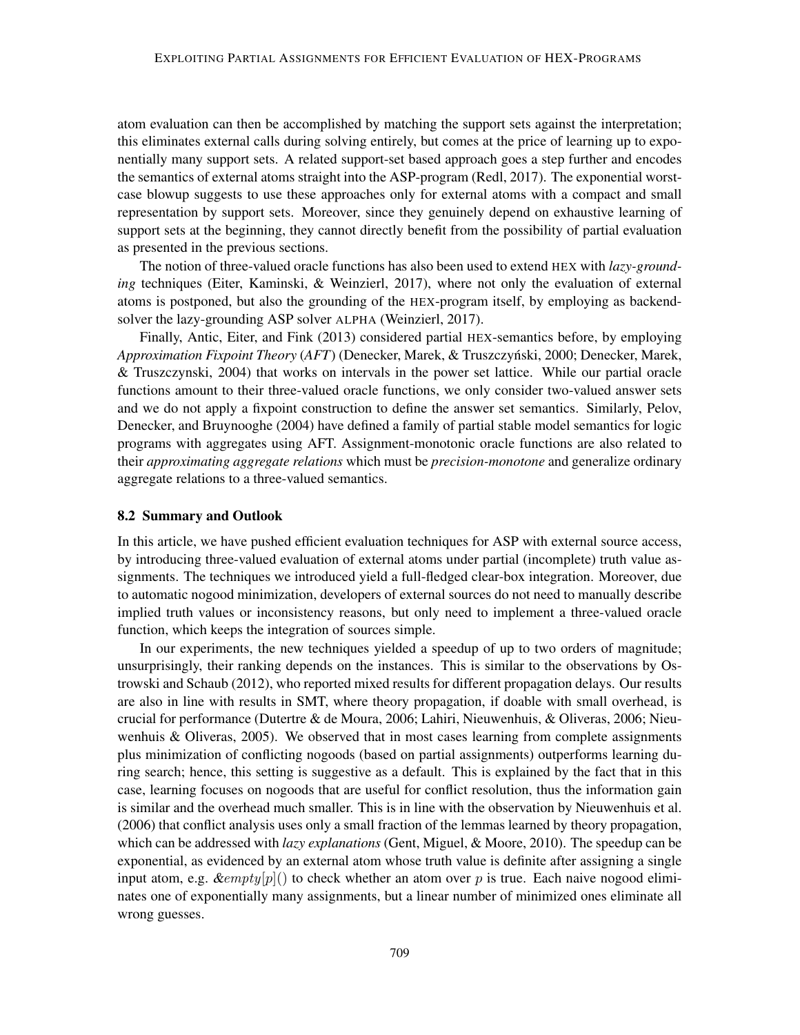atom evaluation can then be accomplished by matching the support sets against the interpretation; this eliminates external calls during solving entirely, but comes at the price of learning up to exponentially many support sets. A related support-set based approach goes a step further and encodes the semantics of external atoms straight into the ASP-program (Redl, 2017). The exponential worst-case blowup suggests to use these approaches only for external atoms with a compact and small representation by support sets. Moreover, since they genuinely depend on exhaustive learning of support sets at the beginning, they cannot directly benefit from the possibility of partial evaluation as presented in the previous sections.

The notion of three-valued oracle functions has also been used to extend HEX with *lazy-grounding* techniques (Eiter, Kaminski, & Weinzierl, 2017), where not only the evaluation of external atoms is postponed, but also the grounding of the HEX-program itself, by employing as backend-solver the lazy-grounding ASP solver ALPHA (Weinzierl, 2017).

Finally, Antic, Eiter, and Fink (2013) considered partial HEX-semantics before, by employing *Approximation Fixpoint Theory* (*AFT*) (Denecker, Marek, & Truszczyński, 2000; Denecker, Marek, & Truszczynski, 2004) that works on intervals in the power set lattice. While our partial oracle functions amount to their three-valued oracle functions, we only consider two-valued answer sets and we do not apply a fixpoint construction to define the answer set semantics. Similarly, Pelov, Denecker, and Bruynooghe (2004) have defined a family of partial stable model semantics for logic programs with aggregates using AFT. Assignment-monotonic oracle functions are also related to their *approximating aggregate relations* which must be *precision-monotone* and generalize ordinary aggregate relations to a three-valued semantics.

### 8.2 Summary and Outlook

In this article, we have pushed efficient evaluation techniques for ASP with external source access, by introducing three-valued evaluation of external atoms under partial (incomplete) truth value assignments. The techniques we introduced yield a full-fledged clear-box integration. Moreover, due to automatic nogood minimization, developers of external sources do not need to manually describe implied truth values or inconsistency reasons, but only need to implement a three-valued oracle function, which keeps the integration of sources simple.

In our experiments, the new techniques yielded a speedup of up to two orders of magnitude; unsurprisingly, their ranking depends on the instances. This is similar to the observations by Ostrowski and Schaub (2012), who reported mixed results for different propagation delays. Our results are also in line with results in SMT, where theory propagation, if doable with small overhead, is crucial for performance (Dutertre & de Moura, 2006; Lahiri, Nieuwenhuis, & Oliveras, 2006; Nieuwenhuis & Oliveras, 2005). We observed that in most cases learning from complete assignments plus minimization of conflicting nogoods (based on partial assignments) outperforms learning during search; hence, this setting is suggestive as a default. This is explained by the fact that in this case, learning focuses on nogoods that are useful for conflict resolution, thus the information gain is similar and the overhead much smaller. This is in line with the observation by Nieuwenhuis et al. (2006) that conflict analysis uses only a small fraction of the lemmas learned by theory propagation, which can be addressed with *lazy explanations* (Gent, Miguel, & Moore, 2010). The speedup can be exponential, as evidenced by an external atom whose truth value is definite after assigning a single input atom, e.g. $\&empty[p]()$ to check whether an atom over $p$ is true. Each naive nogood eliminates one of exponentially many assignments, but a linear number of minimized ones eliminate all wrong guesses.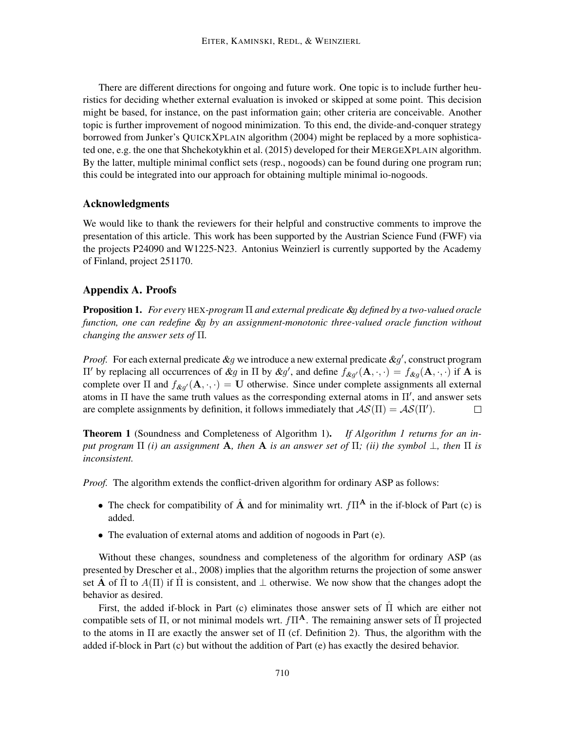There are different directions for ongoing and future work. One topic is to include further heuristics for deciding whether external evaluation is invoked or skipped at some point. This decision might be based, for instance, on the past information gain; other criteria are conceivable. Another topic is further improvement of nogood minimization. To this end, the divide-and-conquer strategy borrowed from Junker's QUICKXPLAIN algorithm (2004) might be replaced by a more sophisticated one, e.g. the one that Shchekotykhin et al. (2015) developed for their MERGEXPLAIN algorithm. By the latter, multiple minimal conflict sets (resp., nogoods) can be found during one program run; this could be integrated into our approach for obtaining multiple minimal io-nogoods.

## Acknowledgments

We would like to thank the reviewers for their helpful and constructive comments to improve the presentation of this article. This work has been supported by the Austrian Science Fund (FWF) via the projects P24090 and W1225-N23. Antonius Weinzierl is currently supported by the Academy of Finland, project 251170.

## Appendix A. Proofs

**Proposition 1.** *For every* HEX*-program* $\Pi$ *and external predicate* $\&g$ *defined by a two-valued oracle function, one can redefine* $\&g$ *by an assignment-monotonic three-valued oracle function without changing the answer sets of* $\Pi$*.*

*Proof.* For each external predicate $\&g$ we introduce a new external predicate $\&g'$, construct program $\Pi'$ by replacing all occurrences of $\&g$ in $\Pi$ by $\&g'$, and define $f_{\&g'}(\mathbf{A}, \cdot, \cdot) = f_{\&g}(\mathbf{A}, \cdot, \cdot)$ if $\mathbf{A}$ is complete over $\Pi$ and $f_{\&g'}(\mathbf{A}, \cdot, \cdot) = \mathbf{U}$ otherwise. Since under complete assignments all external atoms in $\Pi$ have the same truth values as the corresponding external atoms in $\Pi'$, and answer sets are complete assignments by definition, it follows immediately that $\mathcal{AS}(\Pi) = \mathcal{AS}(\Pi')$. □

**Theorem 1** (Soundness and Completeness of Algorithm 1)**.** *If Algorithm 1 returns for an input program* $\Pi$ *(i) an assignment* $\mathbf{A}$*, then* $\mathbf{A}$ *is an answer set of* $\Pi$*; (ii) the symbol* $\bot$*, then* $\Pi$ *is inconsistent.*

*Proof.* The algorithm extends the conflict-driven algorithm for ordinary ASP as follows:

- The check for compatibility of $\hat{\mathbf{A}}$ and for minimality wrt. $f\Pi^{\mathbf{A}}$ in the if-block of Part (c) is added.
- The evaluation of external atoms and addition of nogoods in Part (e).

Without these changes, soundness and completeness of the algorithm for ordinary ASP (as presented by Drescher et al., 2008) implies that the algorithm returns the projection of some answer set $\hat{\mathbf{A}}$ of $\hat{\Pi}$ to $A(\Pi)$ if $\hat{\Pi}$ is consistent, and $\bot$ otherwise. We now show that the changes adopt the behavior as desired.

First, the added if-block in Part (c) eliminates those answer sets of $\hat{\Pi}$ which are either not compatible sets of $\Pi$, or not minimal models wrt. $f\Pi^{\mathbf{A}}$. The remaining answer sets of $\hat{\Pi}$ projected to the atoms in $\Pi$ are exactly the answer set of $\Pi$ (cf. Definition 2). Thus, the algorithm with the added if-block in Part (c) but without the addition of Part (e) has exactly the desired behavior.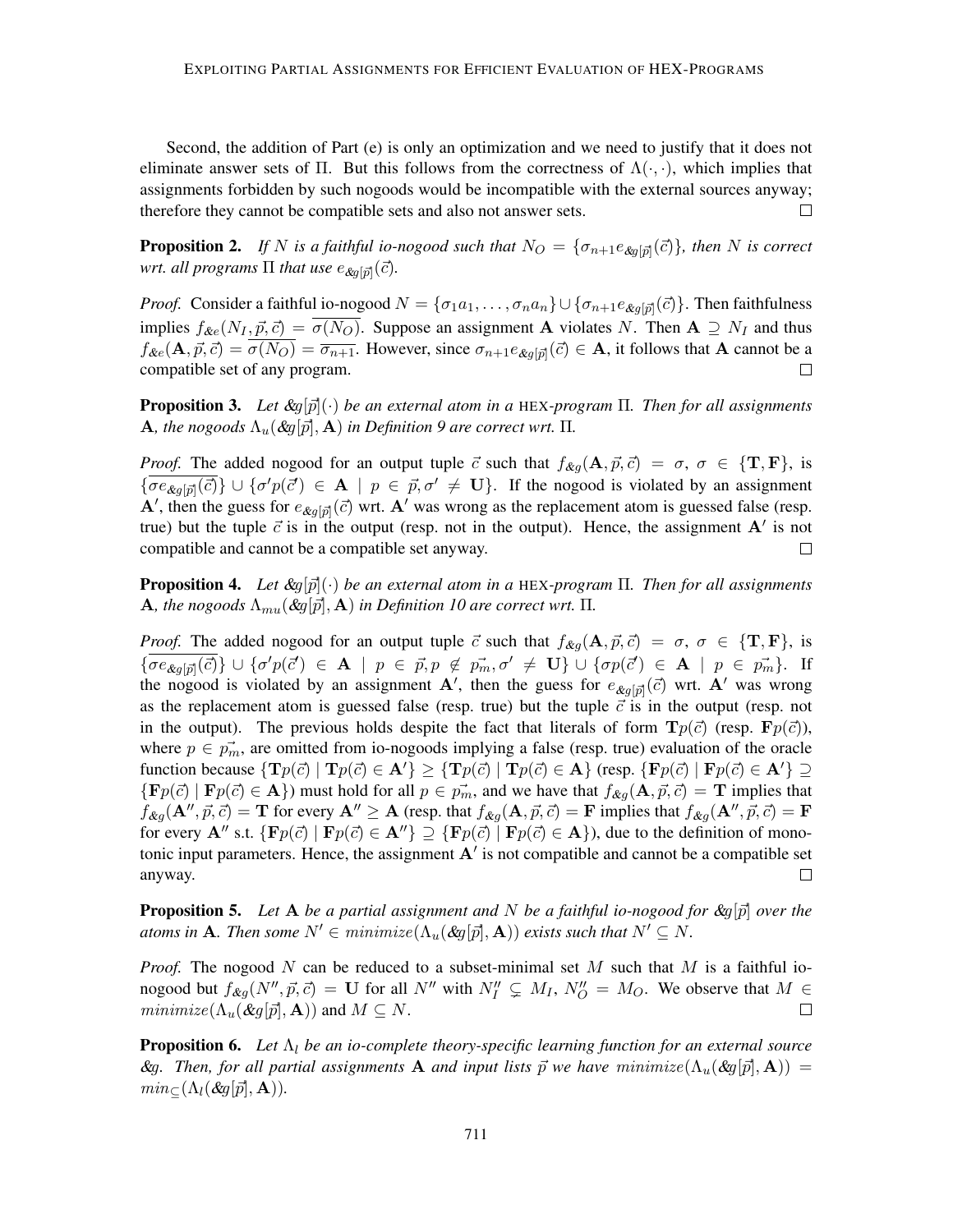Second, the addition of Part (e) is only an optimization and we need to justify that it does not eliminate answer sets of $\Pi$. But this follows from the correctness of $\Lambda(\cdot,\cdot)$, which implies that assignments forbidden by such nogoods would be incompatible with the external sources anyway; therefore they cannot be compatible sets and also not answer sets. $\square$

**Proposition 2.** *If $N$ is a faithful io-nogood such that $N_O = \{\sigma_{n+1} e_{\&g[\vec{p}]}(\vec{c})\}$, then $N$ is correct wrt. all programs $\Pi$ that use $e_{\&g[\vec{p}]}(\vec{c})$.*

*Proof.* Consider a faithful io-nogood $N = \{\sigma_1 a_1, \ldots, \sigma_n a_n\} \cup \{\sigma_{n+1} e_{\&g[\vec{p}]}(\vec{c})\}$. Then faithfulness implies $f_{\&e}(N_I, \vec{p}, \vec{c}) = \overline{\sigma(N_O)}$. Suppose an assignment $\mathbf{A}$ violates $N$. Then $\mathbf{A} \supseteq N_I$ and thus $f_{\&e}(\mathbf{A}, \vec{p}, \vec{c}) = \overline{\sigma(N_O)} = \overline{\sigma_{n+1}}$. However, since $\sigma_{n+1} e_{\&g[\vec{p}]}(\vec{c}) \in \mathbf{A}$, it follows that $\mathbf{A}$ cannot be a compatible set of any program. $\square$

**Proposition 3.** *Let $\&g[\vec{p}](\cdot)$ be an external atom in a* HEX*-program $\Pi$. Then for all assignments $\mathbf{A}$, the nogoods $\Lambda_u(\&g[\vec{p}], \mathbf{A})$ in Definition 9 are correct wrt. $\Pi$.*

*Proof.* The added nogood for an output tuple $\vec{c}$ such that $f_{\&g}(\mathbf{A}, \vec{p}, \vec{c}) = \sigma$, $\sigma \in \{\mathbf{T}, \mathbf{F}\}$, is $\{\overline{\sigma e_{\&g[\vec{p}]}(\vec{c})}\} \cup \{\sigma' p(\vec{c}') \in \mathbf{A} \mid p \in \vec{p}, \sigma' \neq \mathbf{U}\}$. If the nogood is violated by an assignment $\mathbf{A}'$, then the guess for $e_{\&g[\vec{p}]}(\vec{c})$ wrt. $\mathbf{A}'$ was wrong as the replacement atom is guessed false (resp. true) but the tuple $\vec{c}$ is in the output (resp. not in the output). Hence, the assignment $\mathbf{A}'$ is not compatible and cannot be a compatible set anyway. $\square$

**Proposition 4.** *Let $\&g[\vec{p}](\cdot)$ be an external atom in a* HEX*-program $\Pi$. Then for all assignments $\mathbf{A}$, the nogoods $\Lambda_{mu}(\&g[\vec{p}], \mathbf{A})$ in Definition 10 are correct wrt. $\Pi$.*

*Proof.* The added nogood for an output tuple $\vec{c}$ such that $f_{\&g}(\mathbf{A}, \vec{p}, \vec{c}) = \sigma$, $\sigma \in \{\mathbf{T}, \mathbf{F}\}$, is $\{\overline{\sigma e_{\&g[\vec{p}]}(\vec{c})}\} \cup \{\sigma' p(\vec{c}') \in \mathbf{A} \mid p \in \vec{p}, p \notin \vec{p_m}, \sigma' \neq \mathbf{U}\} \cup \{\sigma p(\vec{c}') \in \mathbf{A} \mid p \in \vec{p_m}\}$. If the nogood is violated by an assignment $\mathbf{A}'$, then the guess for $e_{\&g[\vec{p}]}(\vec{c})$ wrt. $\mathbf{A}'$ was wrong as the replacement atom is guessed false (resp. true) but the tuple $\vec{c}$ is in the output (resp. not in the output). The previous holds despite the fact that literals of form $\mathbf{T}p(\vec{c})$ (resp. $\mathbf{F}p(\vec{c})$), where $p \in \vec{p_m}$, are omitted from io-nogoods implying a false (resp. true) evaluation of the oracle function because $\{\mathbf{T}p(\vec{c}) \mid \mathbf{T}p(\vec{c}) \in \mathbf{A}'\} \geq \{\mathbf{T}p(\vec{c}) \mid \mathbf{T}p(\vec{c}) \in \mathbf{A}\}$ (resp. $\{\mathbf{F}p(\vec{c}) \mid \mathbf{F}p(\vec{c}) \in \mathbf{A}'\} \supseteq \{\mathbf{F}p(\vec{c}) \mid \mathbf{F}p(\vec{c}) \in \mathbf{A}\}$) must hold for all $p \in \vec{p_m}$, and we have that $f_{\&g}(\mathbf{A}, \vec{p}, \vec{c}) = \mathbf{T}$ implies that $f_{\&g}(\mathbf{A}'', \vec{p}, \vec{c}) = \mathbf{T}$ for every $\mathbf{A}'' \geq \mathbf{A}$ (resp. that $f_{\&g}(\mathbf{A}, \vec{p}, \vec{c}) = \mathbf{F}$ implies that $f_{\&g}(\mathbf{A}'', \vec{p}, \vec{c}) = \mathbf{F}$ for every $\mathbf{A}''$ s.t. $\{\mathbf{F}p(\vec{c}) \mid \mathbf{F}p(\vec{c}) \in \mathbf{A}''\} \supseteq \{\mathbf{F}p(\vec{c}) \mid \mathbf{F}p(\vec{c}) \in \mathbf{A}\}$), due to the definition of monotonic input parameters. Hence, the assignment $\mathbf{A}'$ is not compatible and cannot be a compatible set anyway. $\square$

**Proposition 5.** *Let $\mathbf{A}$ be a partial assignment and $N$ be a faithful io-nogood for $\&g[\vec{p}]$ over the atoms in $\mathbf{A}$. Then some $N' \in minimize(\Lambda_u(\&g[\vec{p}], \mathbf{A}))$ exists such that $N' \subseteq N$.*

*Proof.* The nogood $N$ can be reduced to a subset-minimal set $M$ such that $M$ is a faithful io-nogood but $f_{\&g}(N'', \vec{p}, \vec{c}) = \mathbf{U}$ for all $N''$ with $N''_I \subsetneq M_I$, $N''_O = M_O$. We observe that $M \in minimize(\Lambda_u(\&g[\vec{p}], \mathbf{A}))$ and $M \subseteq N$. $\square$

**Proposition 6.** *Let $\Lambda_l$ be an io-complete theory-specific learning function for an external source $\&g$. Then, for all partial assignments $\mathbf{A}$ and input lists $\vec{p}$ we have $minimize(\Lambda_u(\&g[\vec{p}], \mathbf{A})) = min_{\subseteq}(\Lambda_l(\&g[\vec{p}], \mathbf{A}))$.*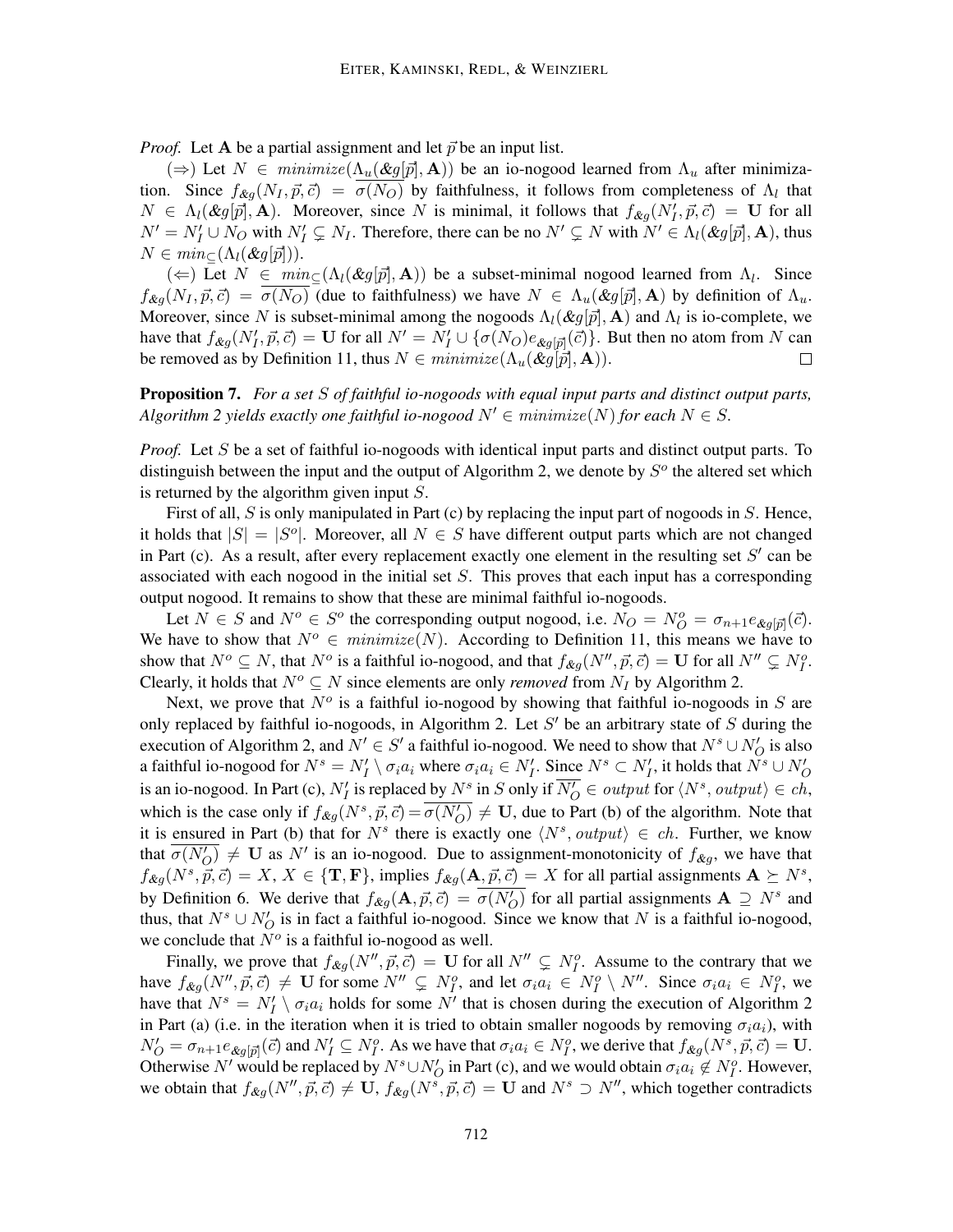*Proof.* Let $\mathbf{A}$ be a partial assignment and let $\vec{p}$ be an input list.

($\Rightarrow$) Let $N \in \mathit{minimize}(\Lambda_u(\&g[\vec{p}], \mathbf{A}))$ be an io-nogood learned from $\Lambda_u$ after minimization. Since $f_{\&g}(N_I, \vec{p}, \vec{c}) = \overline{\sigma(N_O)}$ by faithfulness, it follows from completeness of $\Lambda_l$ that $N \in \Lambda_l(\&g[\vec{p}], \mathbf{A})$. Moreover, since $N$ is minimal, it follows that $f_{\&g}(N'_I, \vec{p}, \vec{c}) = \mathbf{U}$ for all $N' = N'_I \cup N_O$ with $N'_I \subsetneq N_I$. Therefore, there can be no $N' \subsetneq N$ with $N' \in \Lambda_l(\&g[\vec{p}], \mathbf{A})$, thus $N \in \mathit{min}_{\subseteq}(\Lambda_l(\&g[\vec{p}]))$.

($\Leftarrow$) Let $N \in \mathit{min}_{\subseteq}(\Lambda_l(\&g[\vec{p}], \mathbf{A}))$ be a subset-minimal nogood learned from $\Lambda_l$. Since $f_{\&g}(N_I, \vec{p}, \vec{c}) = \overline{\sigma(N_O)}$ (due to faithfulness) we have $N \in \Lambda_u(\&g[\vec{p}], \mathbf{A})$ by definition of $\Lambda_u$. Moreover, since $N$ is subset-minimal among the nogoods $\Lambda_l(\&g[\vec{p}], \mathbf{A})$ and $\Lambda_l$ is io-complete, we have that $f_{\&g}(N'_I, \vec{p}, \vec{c}) = \mathbf{U}$ for all $N' = N'_I \cup \{\sigma(N_O) e_{\&g[\vec{p}]}(\vec{c})\}$. But then no atom from $N$ can be removed as by Definition 11, thus $N \in \mathit{minimize}(\Lambda_u(\&g[\vec{p}], \mathbf{A}))$. $\square$

**Proposition 7.** *For a set $S$ of faithful io-nogoods with equal input parts and distinct output parts, Algorithm 2 yields exactly one faithful io-nogood $N' \in \mathit{minimize}(N)$ for each $N \in S$.*

*Proof.* Let $S$ be a set of faithful io-nogoods with identical input parts and distinct output parts. To distinguish between the input and the output of Algorithm 2, we denote by $S^o$ the altered set which is returned by the algorithm given input $S$.

First of all, $S$ is only manipulated in Part (c) by replacing the input part of nogoods in $S$. Hence, it holds that $|S| = |S^o|$. Moreover, all $N \in S$ have different output parts which are not changed in Part (c). As a result, after every replacement exactly one element in the resulting set $S'$ can be associated with each nogood in the initial set $S$. This proves that each input has a corresponding output nogood. It remains to show that these are minimal faithful io-nogoods.

Let $N \in S$ and $N^o \in S^o$ the corresponding output nogood, i.e. $N_O = N^o_O = \sigma_{n+1} e_{\&g[\vec{p}]}(\vec{c})$. We have to show that $N^o \in \mathit{minimize}(N)$. According to Definition 11, this means we have to show that $N^o \subseteq N$, that $N^o$ is a faithful io-nogood, and that $f_{\&g}(N'', \vec{p}, \vec{c}) = \mathbf{U}$ for all $N'' \subsetneq N^o_I$. Clearly, it holds that $N^o \subseteq N$ since elements are only *removed* from $N_I$ by Algorithm 2.

Next, we prove that $N^o$ is a faithful io-nogood by showing that faithful io-nogoods in $S$ are only replaced by faithful io-nogoods, in Algorithm 2. Let $S'$ be an arbitrary state of $S$ during the execution of Algorithm 2, and $N' \in S'$ a faithful io-nogood. We need to show that $N^s \cup N'_O$ is also a faithful io-nogood for $N^s = N'_I \setminus \sigma_i a_i$ where $\sigma_i a_i \in N'_I$. Since $N^s \subset N'_I$, it holds that $N^s \cup N'_O$ is an io-nogood. In Part (c), $N'_I$ is replaced by $N^s$ in $S$ only if $\overline{N'_O} \in \mathit{output}$ for $\langle N^s, \mathit{output}\rangle \in \mathit{ch}$, which is the case only if $f_{\&g}(N^s, \vec{p}, \vec{c}) = \overline{\sigma(N'_O)} \neq \mathbf{U}$, due to Part (b) of the algorithm. Note that it is ensured in Part (b) that for $N^s$ there is exactly one $\langle N^s, \mathit{output}\rangle \in \mathit{ch}$. Further, we know that $\overline{\sigma(N'_O)} \neq \mathbf{U}$ as $N'$ is an io-nogood. Due to assignment-monotonicity of $f_{\&g}$, we have that $f_{\&g}(N^s, \vec{p}, \vec{c}) = X$, $X \in \{\mathbf{T}, \mathbf{F}\}$, implies $f_{\&g}(\mathbf{A}, \vec{p}, \vec{c}) = X$ for all partial assignments $\mathbf{A} \succeq N^s$, by Definition 6. We derive that $f_{\&g}(\mathbf{A}, \vec{p}, \vec{c}) = \overline{\sigma(N'_O)}$ for all partial assignments $\mathbf{A} \supseteq N^s$ and thus, that $N^s \cup N'_O$ is in fact a faithful io-nogood. Since we know that $N$ is a faithful io-nogood, we conclude that $N^o$ is a faithful io-nogood as well.

Finally, we prove that $f_{\&g}(N'', \vec{p}, \vec{c}) = \mathbf{U}$ for all $N'' \subsetneq N^o_I$. Assume to the contrary that we have $f_{\&g}(N'', \vec{p}, \vec{c}) \neq \mathbf{U}$ for some $N'' \subsetneq N^o_I$, and let $\sigma_i a_i \in N^o_I \setminus N''$. Since $\sigma_i a_i \in N^o_I$, we have that $N^s = N'_I \setminus \sigma_i a_i$ holds for some $N'$ that is chosen during the execution of Algorithm 2 in Part (a) (i.e. in the iteration when it is tried to obtain smaller nogoods by removing $\sigma_i a_i$), with $N'_O = \sigma_{n+1} e_{\&g[\vec{p}]}(\vec{c})$ and $N'_I \subseteq N^o_I$. As we have that $\sigma_i a_i \in N^o_I$, we derive that $f_{\&g}(N^s, \vec{p}, \vec{c}) = \mathbf{U}$. Otherwise $N'$ would be replaced by $N^s \cup N'_O$ in Part (c), and we would obtain $\sigma_i a_i \notin N^o_I$. However, we obtain that $f_{\&g}(N'', \vec{p}, \vec{c}) \neq \mathbf{U}$, $f_{\&g}(N^s, \vec{p}, \vec{c}) = \mathbf{U}$ and $N^s \supset N''$, which together contradicts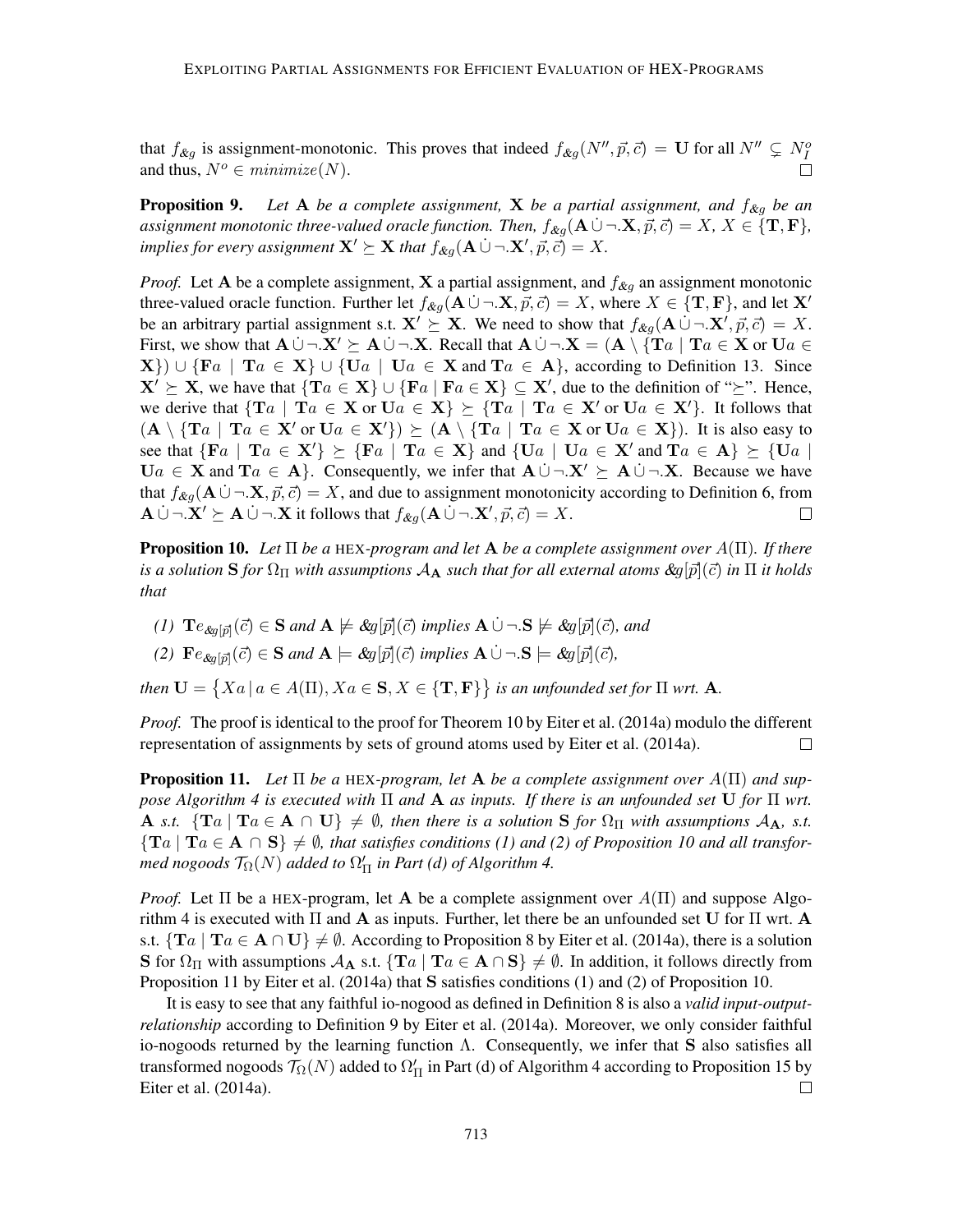that $f_{\&g}$ is assignment-monotonic. This proves that indeed $f_{\&g}(N'', \vec{p}, \vec{c}) = \mathbf{U}$ for all $N'' \subsetneq N^o_I$ and thus, $N^o \in minimize(N)$. □

**Proposition 9.** *Let* $\mathbf{A}$ *be a complete assignment,* $\mathbf{X}$ *be a partial assignment, and* $f_{\&g}$ *be an assignment monotonic three-valued oracle function. Then,* $f_{\&g}(\mathbf{A} \dot{\cup} \neg.\mathbf{X}, \vec{p}, \vec{c}) = X$*,* $X \in \{\mathbf{T}, \mathbf{F}\}$*, implies for every assignment* $\mathbf{X}' \succeq \mathbf{X}$ *that* $f_{\&g}(\mathbf{A} \dot{\cup} \neg.\mathbf{X}', \vec{p}, \vec{c}) = X$*.*

*Proof.* Let $\mathbf{A}$ be a complete assignment, $\mathbf{X}$ a partial assignment, and $f_{\&g}$ an assignment monotonic three-valued oracle function. Further let $f_{\&g}(\mathbf{A} \dot{\cup} \neg.\mathbf{X}, \vec{p}, \vec{c}) = X$, where $X \in \{\mathbf{T}, \mathbf{F}\}$, and let $\mathbf{X}'$ be an arbitrary partial assignment s.t. $\mathbf{X}' \succeq \mathbf{X}$. We need to show that $f_{\&g}(\mathbf{A} \dot{\cup} \neg.\mathbf{X}', \vec{p}, \vec{c}) = X$. First, we show that $\mathbf{A} \dot{\cup} \neg.\mathbf{X}' \succeq \mathbf{A} \dot{\cup} \neg.\mathbf{X}$. Recall that $\mathbf{A} \dot{\cup} \neg.\mathbf{X} = (\mathbf{A} \setminus \{\mathbf{T}a \mid \mathbf{T}a \in \mathbf{X} \text{ or } \mathbf{U}a \in \mathbf{X}\}) \cup \{\mathbf{F}a \mid \mathbf{T}a \in \mathbf{X}\} \cup \{\mathbf{U}a \mid \mathbf{U}a \in \mathbf{X} \text{ and } \mathbf{T}a \in \mathbf{A}\}$, according to Definition 13. Since $\mathbf{X}' \succeq \mathbf{X}$, we have that $\{\mathbf{T}a \in \mathbf{X}\} \cup \{\mathbf{F}a \mid \mathbf{F}a \in \mathbf{X}\} \subseteq \mathbf{X}'$, due to the definition of "$\succeq$". Hence, we derive that $\{\mathbf{T}a \mid \mathbf{T}a \in \mathbf{X} \text{ or } \mathbf{U}a \in \mathbf{X}\} \succeq \{\mathbf{T}a \mid \mathbf{T}a \in \mathbf{X}' \text{ or } \mathbf{U}a \in \mathbf{X}'\}$. It follows that $(\mathbf{A} \setminus \{\mathbf{T}a \mid \mathbf{T}a \in \mathbf{X}' \text{ or } \mathbf{U}a \in \mathbf{X}'\}) \succeq (\mathbf{A} \setminus \{\mathbf{T}a \mid \mathbf{T}a \in \mathbf{X} \text{ or } \mathbf{U}a \in \mathbf{X}\})$. It is also easy to see that $\{\mathbf{F}a \mid \mathbf{T}a \in \mathbf{X}'\} \succeq \{\mathbf{F}a \mid \mathbf{T}a \in \mathbf{X}\}$ and $\{\mathbf{U}a \mid \mathbf{U}a \in \mathbf{X}' \text{ and } \mathbf{T}a \in \mathbf{A}\} \succeq \{\mathbf{U}a \mid \mathbf{U}a \in \mathbf{X} \text{ and } \mathbf{T}a \in \mathbf{A}\}$. Consequently, we infer that $\mathbf{A} \dot{\cup} \neg.\mathbf{X}' \succeq \mathbf{A} \dot{\cup} \neg.\mathbf{X}$. Because we have that $f_{\&g}(\mathbf{A} \dot{\cup} \neg.\mathbf{X}, \vec{p}, \vec{c}) = X$, and due to assignment monotonicity according to Definition 6, from $\mathbf{A} \dot{\cup} \neg.\mathbf{X}' \succeq \mathbf{A} \dot{\cup} \neg.\mathbf{X}$ it follows that $f_{\&g}(\mathbf{A} \dot{\cup} \neg.\mathbf{X}', \vec{p}, \vec{c}) = X$. □

**Proposition 10.** *Let* $\Pi$ *be a* HEX*-program and let* $\mathbf{A}$ *be a complete assignment over* $A(\Pi)$*. If there is a solution* $\mathbf{S}$ *for* $\Omega_\Pi$ *with assumptions* $\mathcal{A}_\mathbf{A}$ *such that for all external atoms* $\&g[\vec{p}](\vec{c})$ *in* $\Pi$ *it holds that*

*(1)* $\mathbf{T}e_{\&g[\vec{p}]}(\vec{c}) \in \mathbf{S}$ *and* $\mathbf{A} \not\models \&g[\vec{p}](\vec{c})$ *implies* $\mathbf{A} \dot{\cup} \neg.\mathbf{S} \not\models \&g[\vec{p}](\vec{c})$*, and*

*(2)* $\mathbf{F}e_{\&g[\vec{p}]}(\vec{c}) \in \mathbf{S}$ *and* $\mathbf{A} \models \&g[\vec{p}](\vec{c})$ *implies* $\mathbf{A} \dot{\cup} \neg.\mathbf{S} \models \&g[\vec{p}](\vec{c})$*,*

*then* $\mathbf{U} = \{Xa \mid a \in A(\Pi), Xa \in \mathbf{S}, X \in \{\mathbf{T}, \mathbf{F}\}\}$ *is an unfounded set for* $\Pi$ *wrt.* $\mathbf{A}$*.*

*Proof.* The proof is identical to the proof for Theorem 10 by Eiter et al. (2014a) modulo the different representation of assignments by sets of ground atoms used by Eiter et al. (2014a). □

**Proposition 11.** *Let* $\Pi$ *be a* HEX*-program, let* $\mathbf{A}$ *be a complete assignment over* $A(\Pi)$ *and suppose Algorithm 4 is executed with* $\Pi$ *and* $\mathbf{A}$ *as inputs. If there is an unfounded set* $\mathbf{U}$ *for* $\Pi$ *wrt.* $\mathbf{A}$ *s.t.* $\{\mathbf{T}a \mid \mathbf{T}a \in \mathbf{A} \cap \mathbf{U}\} \neq \emptyset$*, then there is a solution* $\mathbf{S}$ *for* $\Omega_\Pi$ *with assumptions* $\mathcal{A}_\mathbf{A}$*, s.t.* $\{\mathbf{T}a \mid \mathbf{T}a \in \mathbf{A} \cap \mathbf{S}\} \neq \emptyset$*, that satisfies conditions (1) and (2) of Proposition 10 and all transformed nogoods* $\mathcal{T}_\Omega(N)$ *added to* $\Omega'_\Pi$ *in Part (d) of Algorithm 4.*

*Proof.* Let $\Pi$ be a HEX-program, let $\mathbf{A}$ be a complete assignment over $A(\Pi)$ and suppose Algorithm 4 is executed with $\Pi$ and $\mathbf{A}$ as inputs. Further, let there be an unfounded set $\mathbf{U}$ for $\Pi$ wrt. $\mathbf{A}$ s.t. $\{\mathbf{T}a \mid \mathbf{T}a \in \mathbf{A} \cap \mathbf{U}\} \neq \emptyset$. According to Proposition 8 by Eiter et al. (2014a), there is a solution $\mathbf{S}$ for $\Omega_\Pi$ with assumptions $\mathcal{A}_\mathbf{A}$ s.t. $\{\mathbf{T}a \mid \mathbf{T}a \in \mathbf{A} \cap \mathbf{S}\} \neq \emptyset$. In addition, it follows directly from Proposition 11 by Eiter et al. (2014a) that $\mathbf{S}$ satisfies conditions (1) and (2) of Proposition 10.

It is easy to see that any faithful io-nogood as defined in Definition 8 is also a *valid input-output-relationship* according to Definition 9 by Eiter et al. (2014a). Moreover, we only consider faithful io-nogoods returned by the learning function $\Lambda$. Consequently, we infer that $\mathbf{S}$ also satisfies all transformed nogoods $\mathcal{T}_\Omega(N)$ added to $\Omega'_\Pi$ in Part (d) of Algorithm 4 according to Proposition 15 by Eiter et al. (2014a). □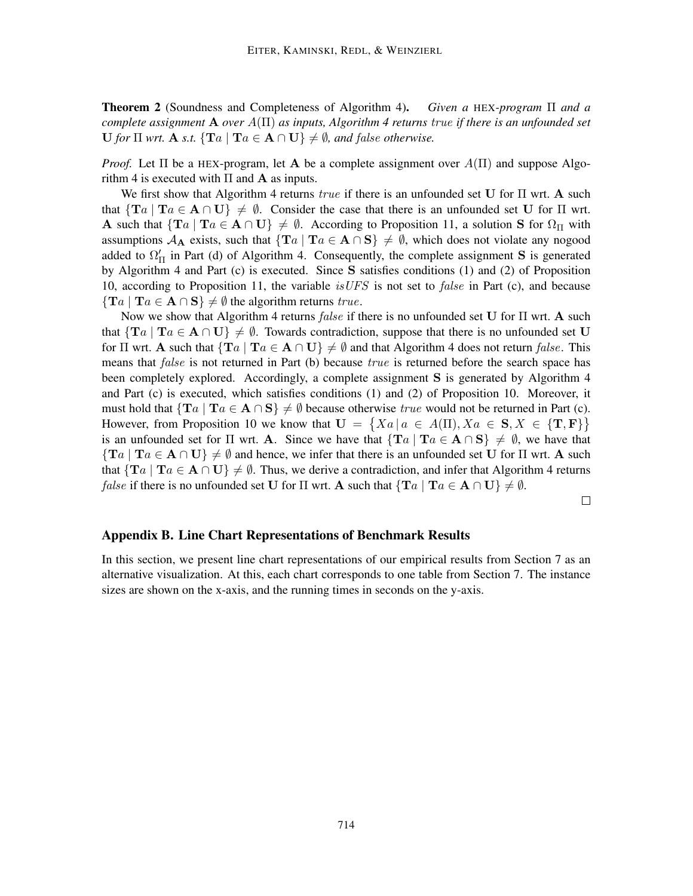**Theorem 2** (Soundness and Completeness of Algorithm 4). *Given a* HEX*-program* $\Pi$ *and a complete assignment* $\mathbf{A}$ *over* $A(\Pi)$ *as inputs, Algorithm 4 returns* $true$ *if there is an unfounded set* $\mathbf{U}$ *for* $\Pi$ *wrt.* $\mathbf{A}$ *s.t.* $\{\mathbf{T}a \mid \mathbf{T}a \in \mathbf{A} \cap \mathbf{U}\} \neq \emptyset$*, and* $false$ *otherwise.*

*Proof.* Let $\Pi$ be a HEX-program, let $\mathbf{A}$ be a complete assignment over $A(\Pi)$ and suppose Algorithm 4 is executed with $\Pi$ and $\mathbf{A}$ as inputs.

We first show that Algorithm 4 returns $true$ if there is an unfounded set $\mathbf{U}$ for $\Pi$ wrt. $\mathbf{A}$ such that $\{\mathbf{T}a \mid \mathbf{T}a \in \mathbf{A} \cap \mathbf{U}\} \neq \emptyset$. Consider the case that there is an unfounded set $\mathbf{U}$ for $\Pi$ wrt. $\mathbf{A}$ such that $\{\mathbf{T}a \mid \mathbf{T}a \in \mathbf{A} \cap \mathbf{U}\} \neq \emptyset$. According to Proposition 11, a solution $\mathbf{S}$ for $\Omega_\Pi$ with assumptions $\mathcal{A}_\mathbf{A}$ exists, such that $\{\mathbf{T}a \mid \mathbf{T}a \in \mathbf{A} \cap \mathbf{S}\} \neq \emptyset$, which does not violate any nogood added to $\Omega'_\Pi$ in Part (d) of Algorithm 4. Consequently, the complete assignment $\mathbf{S}$ is generated by Algorithm 4 and Part (c) is executed. Since $\mathbf{S}$ satisfies conditions (1) and (2) of Proposition 10, according to Proposition 11, the variable $isUFS$ is not set to $false$ in Part (c), and because $\{\mathbf{T}a \mid \mathbf{T}a \in \mathbf{A} \cap \mathbf{S}\} \neq \emptyset$ the algorithm returns $true$.

Now we show that Algorithm 4 returns $false$ if there is no unfounded set $\mathbf{U}$ for $\Pi$ wrt. $\mathbf{A}$ such that $\{\mathbf{T}a \mid \mathbf{T}a \in \mathbf{A} \cap \mathbf{U}\} \neq \emptyset$. Towards contradiction, suppose that there is no unfounded set $\mathbf{U}$ for $\Pi$ wrt. $\mathbf{A}$ such that $\{\mathbf{T}a \mid \mathbf{T}a \in \mathbf{A} \cap \mathbf{U}\} \neq \emptyset$ and that Algorithm 4 does not return $false$. This means that $false$ is not returned in Part (b) because $true$ is returned before the search space has been completely explored. Accordingly, a complete assignment $\mathbf{S}$ is generated by Algorithm 4 and Part (c) is executed, which satisfies conditions (1) and (2) of Proposition 10. Moreover, it must hold that $\{\mathbf{T}a \mid \mathbf{T}a \in \mathbf{A} \cap \mathbf{S}\} \neq \emptyset$ because otherwise $true$ would not be returned in Part (c). However, from Proposition 10 we know that $\mathbf{U} = \{Xa \mid a \in A(\Pi), Xa \in \mathbf{S}, X \in \{\mathbf{T}, \mathbf{F}\}\}$ is an unfounded set for $\Pi$ wrt. $\mathbf{A}$. Since we have that $\{\mathbf{T}a \mid \mathbf{T}a \in \mathbf{A} \cap \mathbf{S}\} \neq \emptyset$, we have that $\{\mathbf{T}a \mid \mathbf{T}a \in \mathbf{A} \cap \mathbf{U}\} \neq \emptyset$ and hence, we infer that there is an unfounded set $\mathbf{U}$ for $\Pi$ wrt. $\mathbf{A}$ such that $\{\mathbf{T}a \mid \mathbf{T}a \in \mathbf{A} \cap \mathbf{U}\} \neq \emptyset$. Thus, we derive a contradiction, and infer that Algorithm 4 returns $false$ if there is no unfounded set $\mathbf{U}$ for $\Pi$ wrt. $\mathbf{A}$ such that $\{\mathbf{T}a \mid \mathbf{T}a \in \mathbf{A} \cap \mathbf{U}\} \neq \emptyset$.

□

## Appendix B. Line Chart Representations of Benchmark Results

In this section, we present line chart representations of our empirical results from Section 7 as an alternative visualization. At this, each chart corresponds to one table from Section 7. The instance sizes are shown on the x-axis, and the running times in seconds on the y-axis.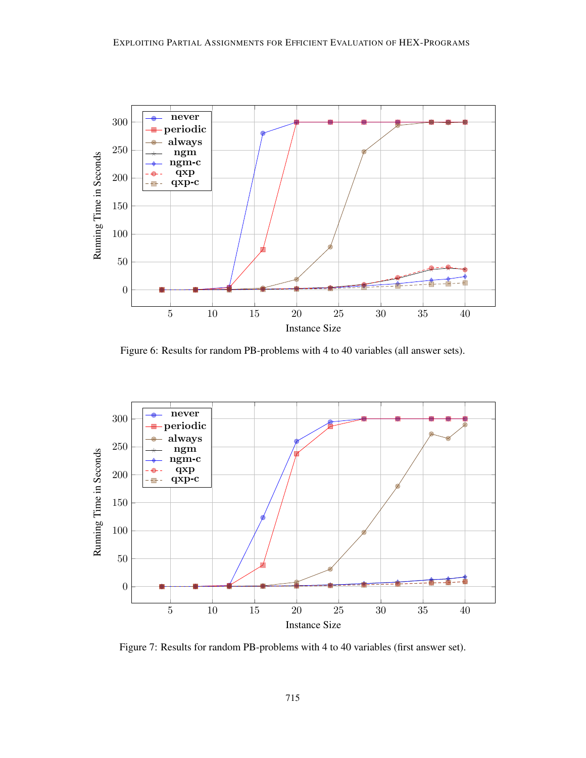Figure 6: Results for random PB-problems with 4 to 40 variables (all answer sets).

Figure 7: Results for random PB-problems with 4 to 40 variables (first answer set).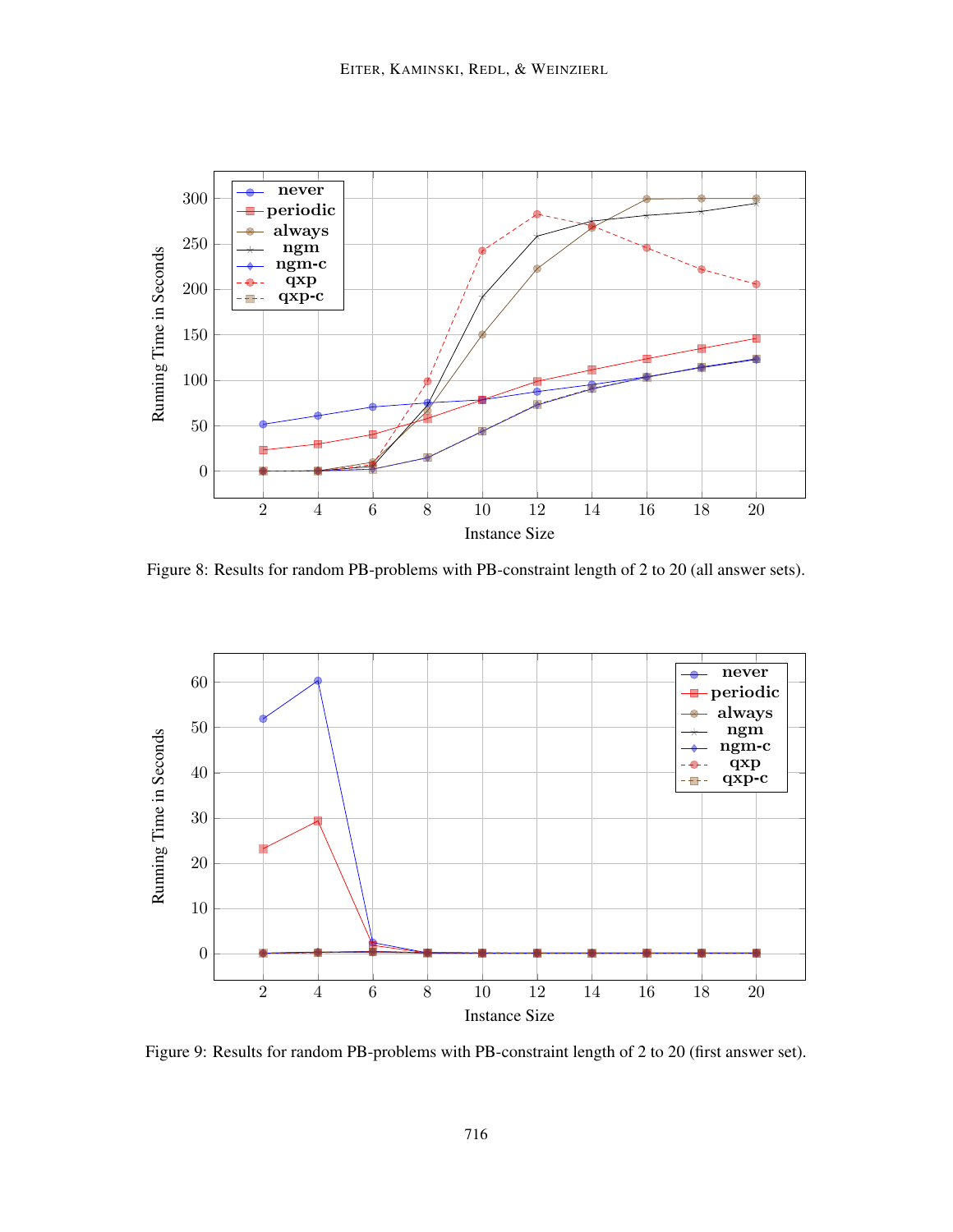Figure 8: Results for random PB-problems with PB-constraint length of 2 to 20 (all answer sets).

Figure 9: Results for random PB-problems with PB-constraint length of 2 to 20 (first answer set).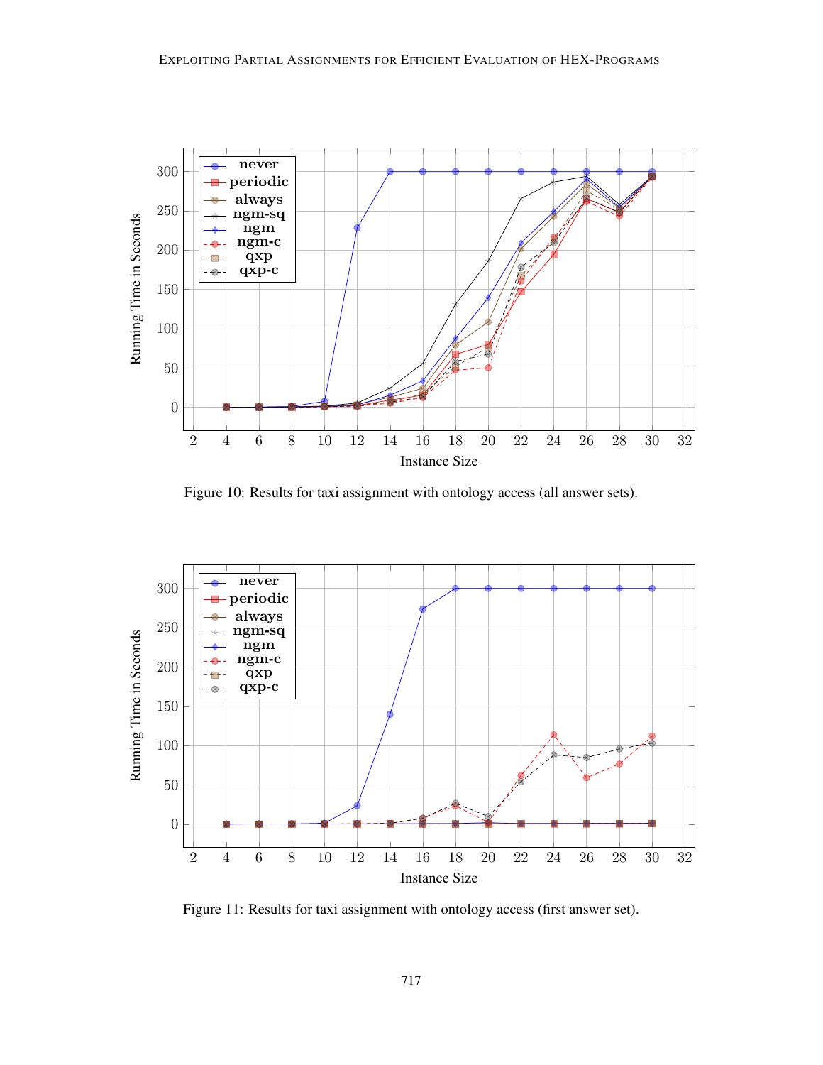Figure 10: Results for taxi assignment with ontology access (all answer sets).

Figure 11: Results for taxi assignment with ontology access (first answer set).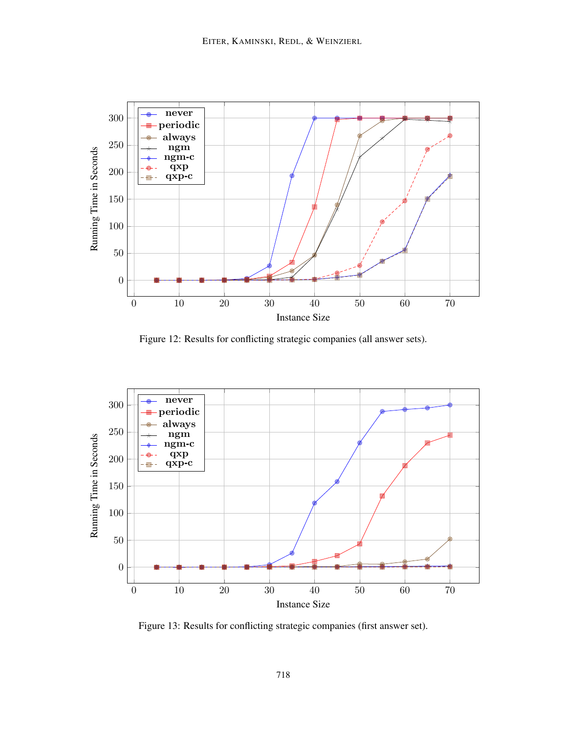Figure 12: Results for conflicting strategic companies (all answer sets).

Figure 13: Results for conflicting strategic companies (first answer set).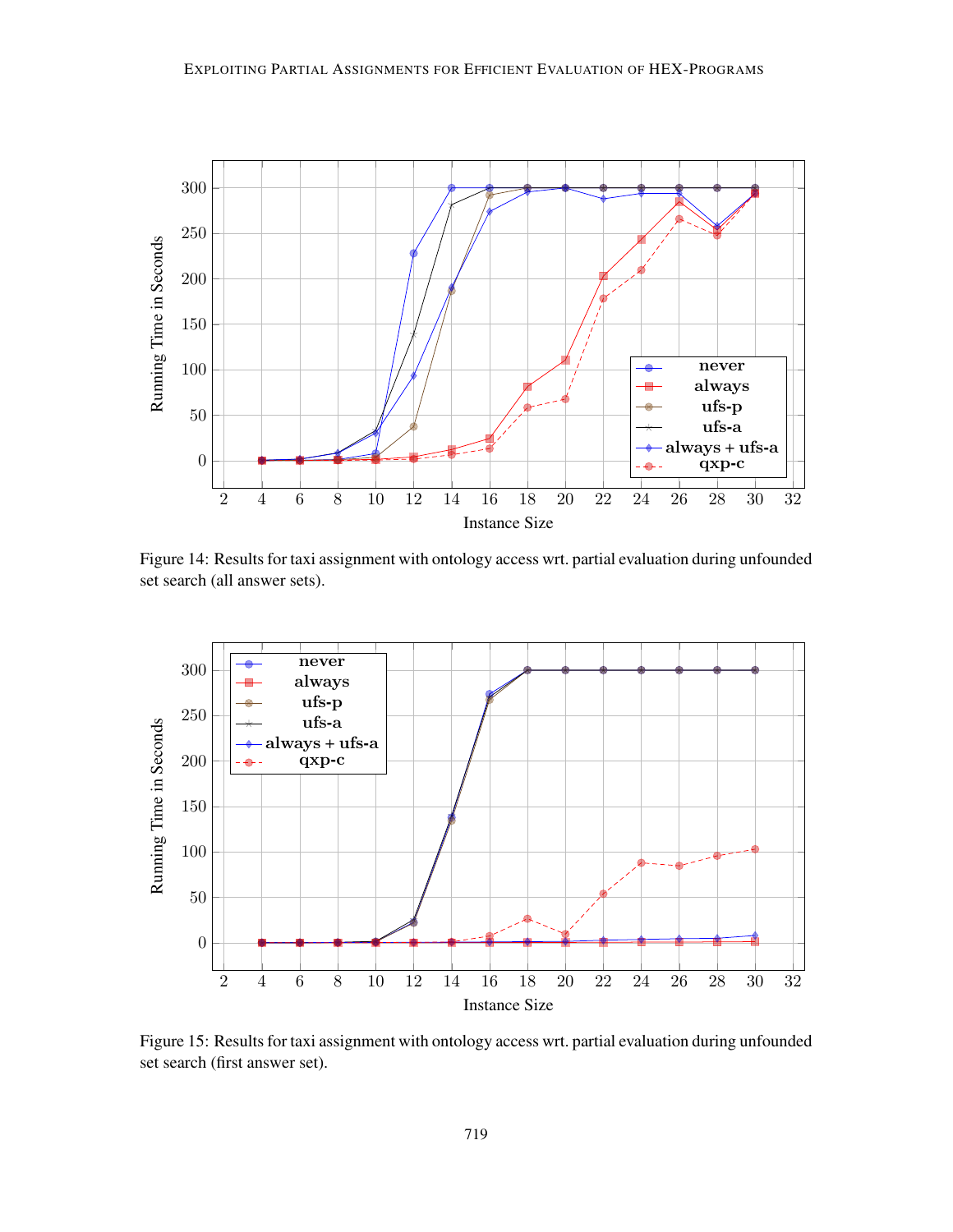Figure 14: Results for taxi assignment with ontology access wrt. partial evaluation during unfounded set search (all answer sets).

Figure 15: Results for taxi assignment with ontology access wrt. partial evaluation during unfounded set search (first answer set).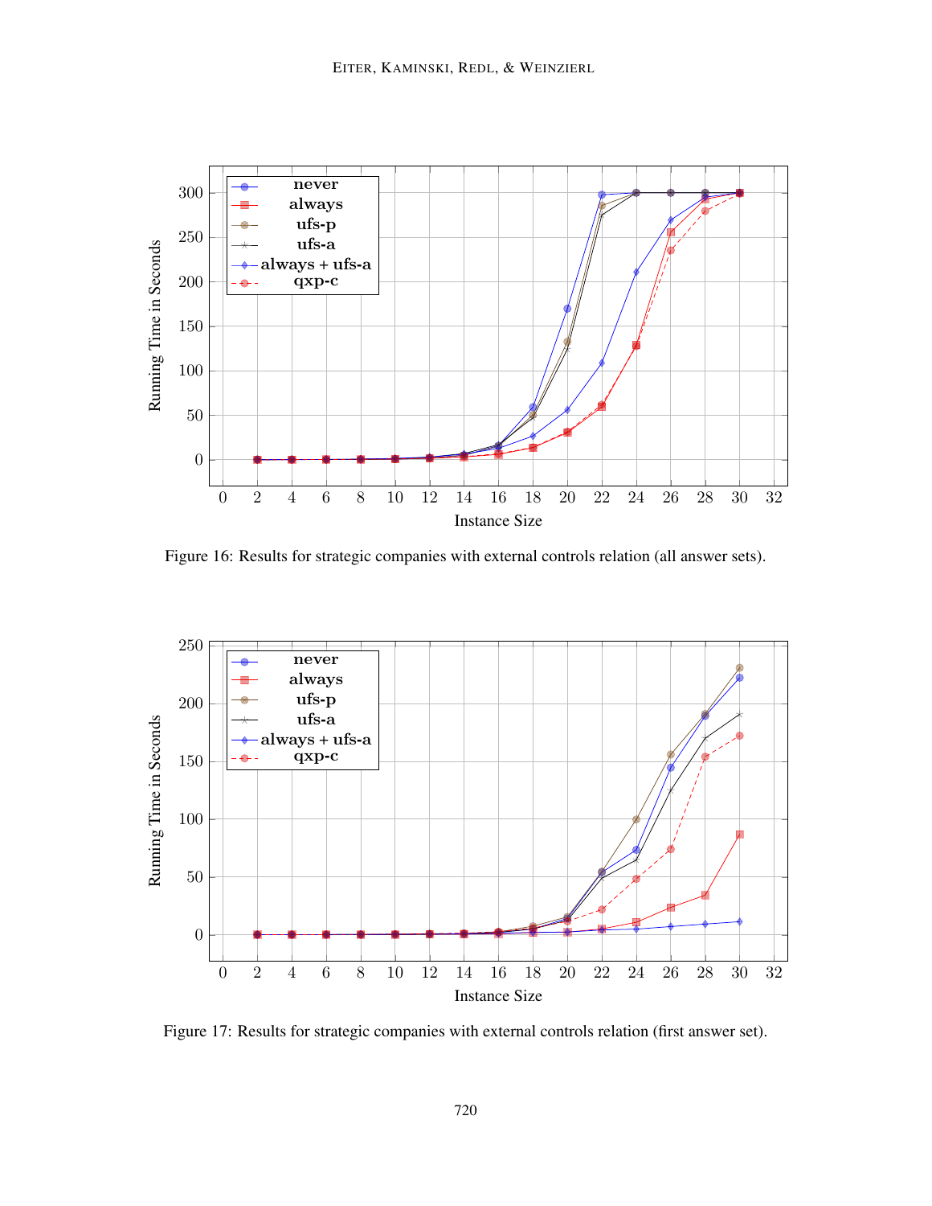Figure 16: Results for strategic companies with external controls relation (all answer sets).

Figure 17: Results for strategic companies with external controls relation (first answer set).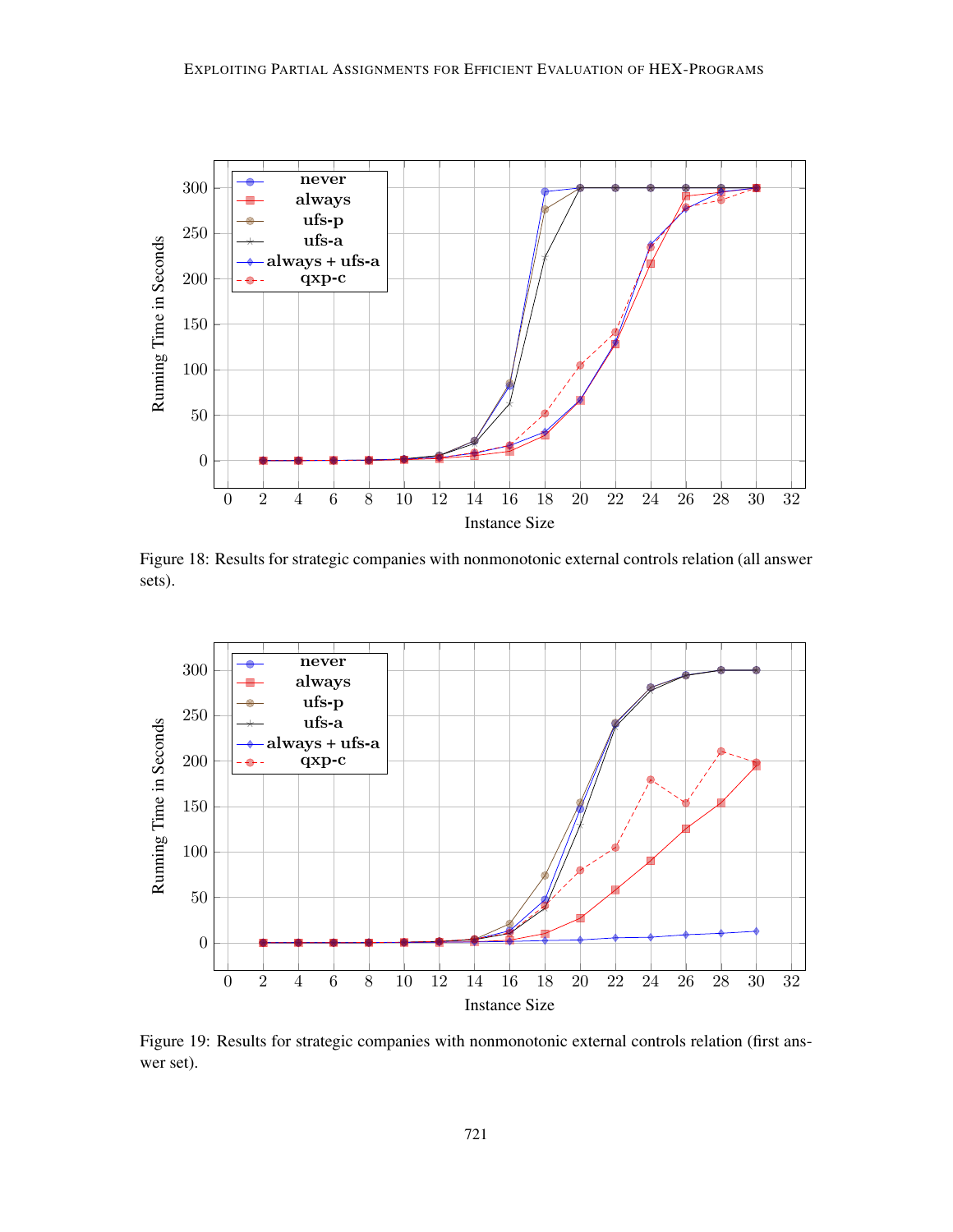Figure 18: Results for strategic companies with nonmonotonic external controls relation (all answer sets).

Figure 19: Results for strategic companies with nonmonotonic external controls relation (first answer set).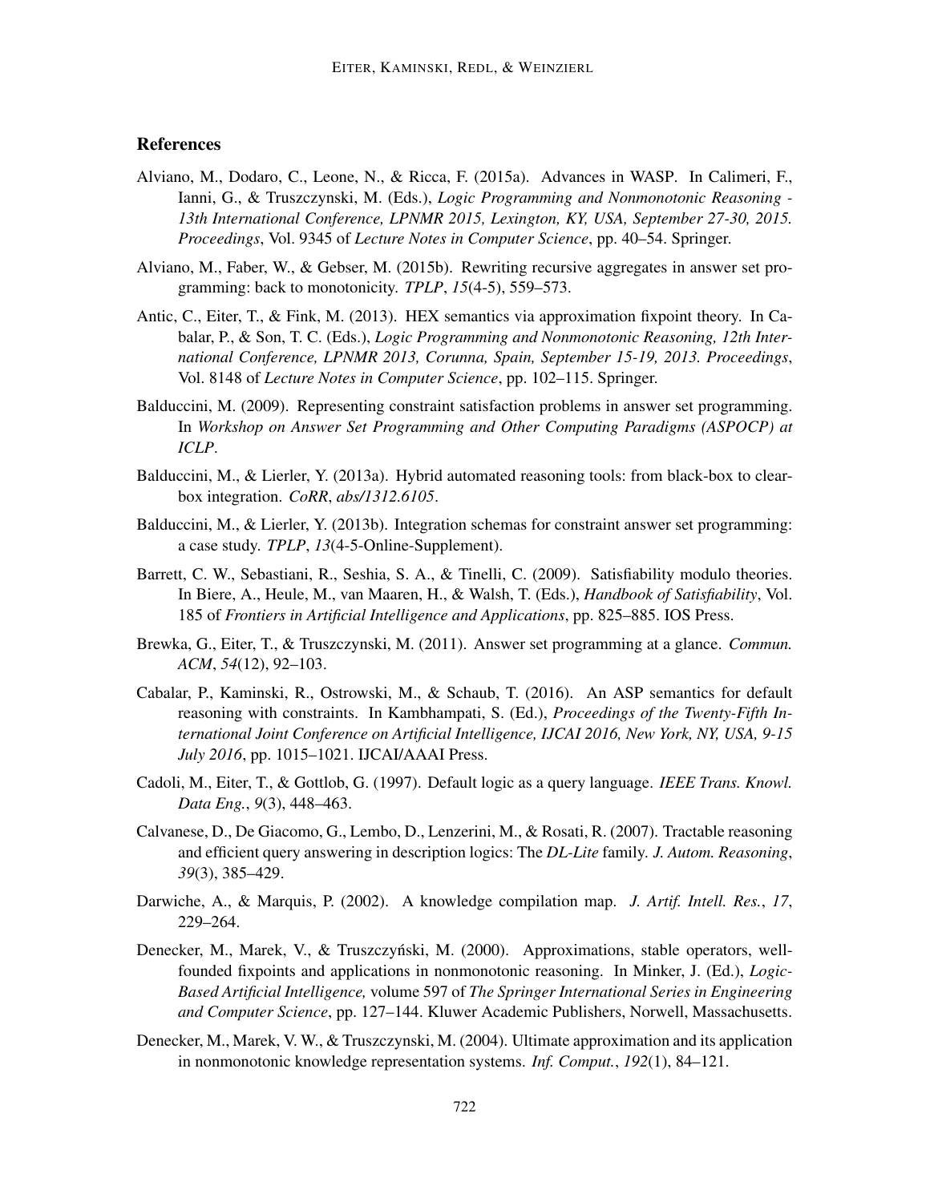## References

Alviano, M., Dodaro, C., Leone, N., & Ricca, F. (2015a). Advances in WASP. In Calimeri, F., Ianni, G., & Truszczynski, M. (Eds.), *Logic Programming and Nonmonotonic Reasoning - 13th International Conference, LPNMR 2015, Lexington, KY, USA, September 27-30, 2015. Proceedings*, Vol. 9345 of *Lecture Notes in Computer Science*, pp. 40–54. Springer.

Alviano, M., Faber, W., & Gebser, M. (2015b). Rewriting recursive aggregates in answer set programming: back to monotonicity. *TPLP*, *15*(4-5), 559–573.

Antic, C., Eiter, T., & Fink, M. (2013). HEX semantics via approximation fixpoint theory. In Cabalar, P., & Son, T. C. (Eds.), *Logic Programming and Nonmonotonic Reasoning, 12th International Conference, LPNMR 2013, Corunna, Spain, September 15-19, 2013. Proceedings*, Vol. 8148 of *Lecture Notes in Computer Science*, pp. 102–115. Springer.

Balduccini, M. (2009). Representing constraint satisfaction problems in answer set programming. In *Workshop on Answer Set Programming and Other Computing Paradigms (ASPOCP) at ICLP*.

Balduccini, M., & Lierler, Y. (2013a). Hybrid automated reasoning tools: from black-box to clear-box integration. *CoRR*, *abs/1312.6105*.

Balduccini, M., & Lierler, Y. (2013b). Integration schemas for constraint answer set programming: a case study. *TPLP*, *13*(4-5-Online-Supplement).

Barrett, C. W., Sebastiani, R., Seshia, S. A., & Tinelli, C. (2009). Satisfiability modulo theories. In Biere, A., Heule, M., van Maaren, H., & Walsh, T. (Eds.), *Handbook of Satisfiability*, Vol. 185 of *Frontiers in Artificial Intelligence and Applications*, pp. 825–885. IOS Press.

Brewka, G., Eiter, T., & Truszczynski, M. (2011). Answer set programming at a glance. *Commun. ACM*, *54*(12), 92–103.

Cabalar, P., Kaminski, R., Ostrowski, M., & Schaub, T. (2016). An ASP semantics for default reasoning with constraints. In Kambhampati, S. (Ed.), *Proceedings of the Twenty-Fifth International Joint Conference on Artificial Intelligence, IJCAI 2016, New York, NY, USA, 9-15 July 2016*, pp. 1015–1021. IJCAI/AAAI Press.

Cadoli, M., Eiter, T., & Gottlob, G. (1997). Default logic as a query language. *IEEE Trans. Knowl. Data Eng.*, *9*(3), 448–463.

Calvanese, D., De Giacomo, G., Lembo, D., Lenzerini, M., & Rosati, R. (2007). Tractable reasoning and efficient query answering in description logics: The *DL-Lite* family. *J. Autom. Reasoning*, *39*(3), 385–429.

Darwiche, A., & Marquis, P. (2002). A knowledge compilation map. *J. Artif. Intell. Res.*, *17*, 229–264.

Denecker, M., Marek, V., & Truszczyński, M. (2000). Approximations, stable operators, well-founded fixpoints and applications in nonmonotonic reasoning. In Minker, J. (Ed.), *Logic-Based Artificial Intelligence,* volume 597 of *The Springer International Series in Engineering and Computer Science*, pp. 127–144. Kluwer Academic Publishers, Norwell, Massachusetts.

Denecker, M., Marek, V. W., & Truszczynski, M. (2004). Ultimate approximation and its application in nonmonotonic knowledge representation systems. *Inf. Comput.*, *192*(1), 84–121.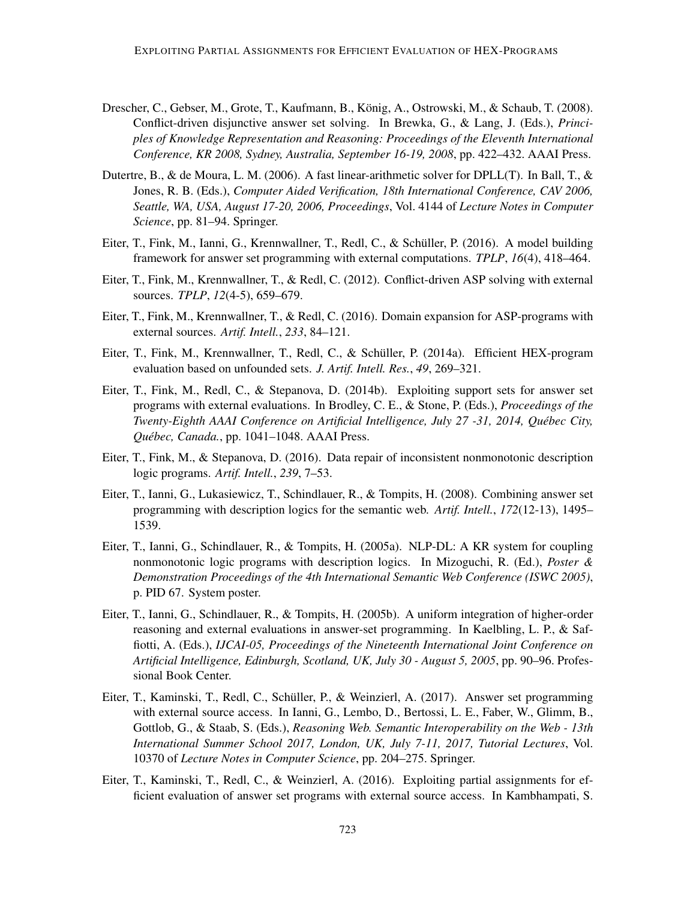Drescher, C., Gebser, M., Grote, T., Kaufmann, B., König, A., Ostrowski, M., & Schaub, T. (2008). Conflict-driven disjunctive answer set solving. In Brewka, G., & Lang, J. (Eds.), *Principles of Knowledge Representation and Reasoning: Proceedings of the Eleventh International Conference, KR 2008, Sydney, Australia, September 16-19, 2008*, pp. 422–432. AAAI Press.

Dutertre, B., & de Moura, L. M. (2006). A fast linear-arithmetic solver for DPLL(T). In Ball, T., & Jones, R. B. (Eds.), *Computer Aided Verification, 18th International Conference, CAV 2006, Seattle, WA, USA, August 17-20, 2006, Proceedings*, Vol. 4144 of *Lecture Notes in Computer Science*, pp. 81–94. Springer.

Eiter, T., Fink, M., Ianni, G., Krennwallner, T., Redl, C., & Schüller, P. (2016). A model building framework for answer set programming with external computations. *TPLP*, *16*(4), 418–464.

Eiter, T., Fink, M., Krennwallner, T., & Redl, C. (2012). Conflict-driven ASP solving with external sources. *TPLP*, *12*(4-5), 659–679.

Eiter, T., Fink, M., Krennwallner, T., & Redl, C. (2016). Domain expansion for ASP-programs with external sources. *Artif. Intell.*, *233*, 84–121.

Eiter, T., Fink, M., Krennwallner, T., Redl, C., & Schüller, P. (2014a). Efficient HEX-program evaluation based on unfounded sets. *J. Artif. Intell. Res.*, *49*, 269–321.

Eiter, T., Fink, M., Redl, C., & Stepanova, D. (2014b). Exploiting support sets for answer set programs with external evaluations. In Brodley, C. E., & Stone, P. (Eds.), *Proceedings of the Twenty-Eighth AAAI Conference on Artificial Intelligence, July 27 -31, 2014, Québec City, Québec, Canada.*, pp. 1041–1048. AAAI Press.

Eiter, T., Fink, M., & Stepanova, D. (2016). Data repair of inconsistent nonmonotonic description logic programs. *Artif. Intell.*, *239*, 7–53.

Eiter, T., Ianni, G., Lukasiewicz, T., Schindlauer, R., & Tompits, H. (2008). Combining answer set programming with description logics for the semantic web. *Artif. Intell.*, *172*(12-13), 1495–1539.

Eiter, T., Ianni, G., Schindlauer, R., & Tompits, H. (2005a). NLP-DL: A KR system for coupling nonmonotonic logic programs with description logics. In Mizoguchi, R. (Ed.), *Poster & Demonstration Proceedings of the 4th International Semantic Web Conference (ISWC 2005)*, p. PID 67. System poster.

Eiter, T., Ianni, G., Schindlauer, R., & Tompits, H. (2005b). A uniform integration of higher-order reasoning and external evaluations in answer-set programming. In Kaelbling, L. P., & Saffiotti, A. (Eds.), *IJCAI-05, Proceedings of the Nineteenth International Joint Conference on Artificial Intelligence, Edinburgh, Scotland, UK, July 30 - August 5, 2005*, pp. 90–96. Professional Book Center.

Eiter, T., Kaminski, T., Redl, C., Schüller, P., & Weinzierl, A. (2017). Answer set programming with external source access. In Ianni, G., Lembo, D., Bertossi, L. E., Faber, W., Glimm, B., Gottlob, G., & Staab, S. (Eds.), *Reasoning Web. Semantic Interoperability on the Web - 13th International Summer School 2017, London, UK, July 7-11, 2017, Tutorial Lectures*, Vol. 10370 of *Lecture Notes in Computer Science*, pp. 204–275. Springer.

Eiter, T., Kaminski, T., Redl, C., & Weinzierl, A. (2016). Exploiting partial assignments for efficient evaluation of answer set programs with external source access. In Kambhampati, S.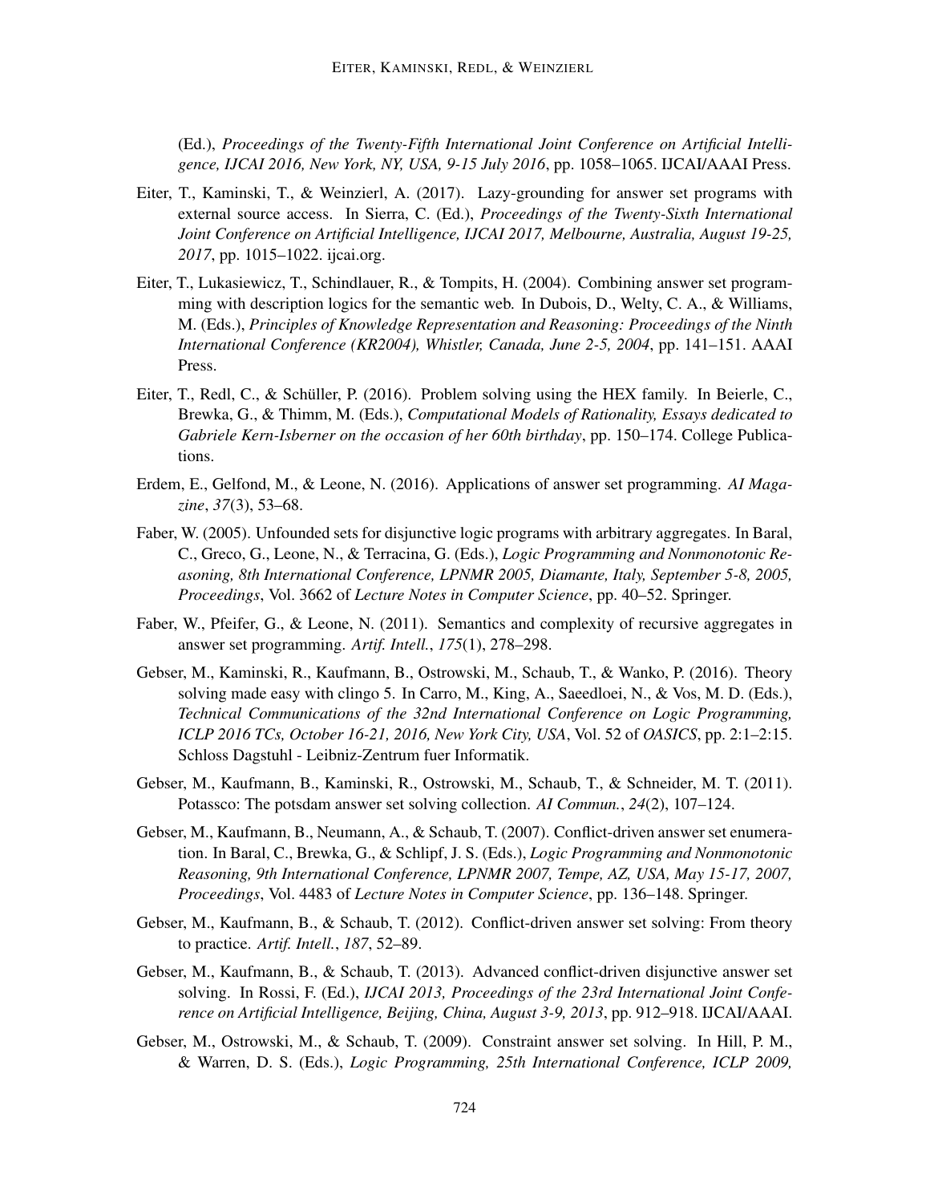(Ed.), *Proceedings of the Twenty-Fifth International Joint Conference on Artificial Intelligence, IJCAI 2016, New York, NY, USA, 9-15 July 2016*, pp. 1058–1065. IJCAI/AAAI Press.

Eiter, T., Kaminski, T., & Weinzierl, A. (2017). Lazy-grounding for answer set programs with external source access. In Sierra, C. (Ed.), *Proceedings of the Twenty-Sixth International Joint Conference on Artificial Intelligence, IJCAI 2017, Melbourne, Australia, August 19-25, 2017*, pp. 1015–1022. ijcai.org.

Eiter, T., Lukasiewicz, T., Schindlauer, R., & Tompits, H. (2004). Combining answer set programming with description logics for the semantic web. In Dubois, D., Welty, C. A., & Williams, M. (Eds.), *Principles of Knowledge Representation and Reasoning: Proceedings of the Ninth International Conference (KR2004), Whistler, Canada, June 2-5, 2004*, pp. 141–151. AAAI Press.

Eiter, T., Redl, C., & Schüller, P. (2016). Problem solving using the HEX family. In Beierle, C., Brewka, G., & Thimm, M. (Eds.), *Computational Models of Rationality, Essays dedicated to Gabriele Kern-Isberner on the occasion of her 60th birthday*, pp. 150–174. College Publications.

Erdem, E., Gelfond, M., & Leone, N. (2016). Applications of answer set programming. *AI Magazine*, *37*(3), 53–68.

Faber, W. (2005). Unfounded sets for disjunctive logic programs with arbitrary aggregates. In Baral, C., Greco, G., Leone, N., & Terracina, G. (Eds.), *Logic Programming and Nonmonotonic Reasoning, 8th International Conference, LPNMR 2005, Diamante, Italy, September 5-8, 2005, Proceedings*, Vol. 3662 of *Lecture Notes in Computer Science*, pp. 40–52. Springer.

Faber, W., Pfeifer, G., & Leone, N. (2011). Semantics and complexity of recursive aggregates in answer set programming. *Artif. Intell.*, *175*(1), 278–298.

Gebser, M., Kaminski, R., Kaufmann, B., Ostrowski, M., Schaub, T., & Wanko, P. (2016). Theory solving made easy with clingo 5. In Carro, M., King, A., Saeedloei, N., & Vos, M. D. (Eds.), *Technical Communications of the 32nd International Conference on Logic Programming, ICLP 2016 TCs, October 16-21, 2016, New York City, USA*, Vol. 52 of *OASICS*, pp. 2:1–2:15. Schloss Dagstuhl - Leibniz-Zentrum fuer Informatik.

Gebser, M., Kaufmann, B., Kaminski, R., Ostrowski, M., Schaub, T., & Schneider, M. T. (2011). Potassco: The potsdam answer set solving collection. *AI Commun.*, *24*(2), 107–124.

Gebser, M., Kaufmann, B., Neumann, A., & Schaub, T. (2007). Conflict-driven answer set enumeration. In Baral, C., Brewka, G., & Schlipf, J. S. (Eds.), *Logic Programming and Nonmonotonic Reasoning, 9th International Conference, LPNMR 2007, Tempe, AZ, USA, May 15-17, 2007, Proceedings*, Vol. 4483 of *Lecture Notes in Computer Science*, pp. 136–148. Springer.

Gebser, M., Kaufmann, B., & Schaub, T. (2012). Conflict-driven answer set solving: From theory to practice. *Artif. Intell.*, *187*, 52–89.

Gebser, M., Kaufmann, B., & Schaub, T. (2013). Advanced conflict-driven disjunctive answer set solving. In Rossi, F. (Ed.), *IJCAI 2013, Proceedings of the 23rd International Joint Conference on Artificial Intelligence, Beijing, China, August 3-9, 2013*, pp. 912–918. IJCAI/AAAI.

Gebser, M., Ostrowski, M., & Schaub, T. (2009). Constraint answer set solving. In Hill, P. M., & Warren, D. S. (Eds.), *Logic Programming, 25th International Conference, ICLP 2009,*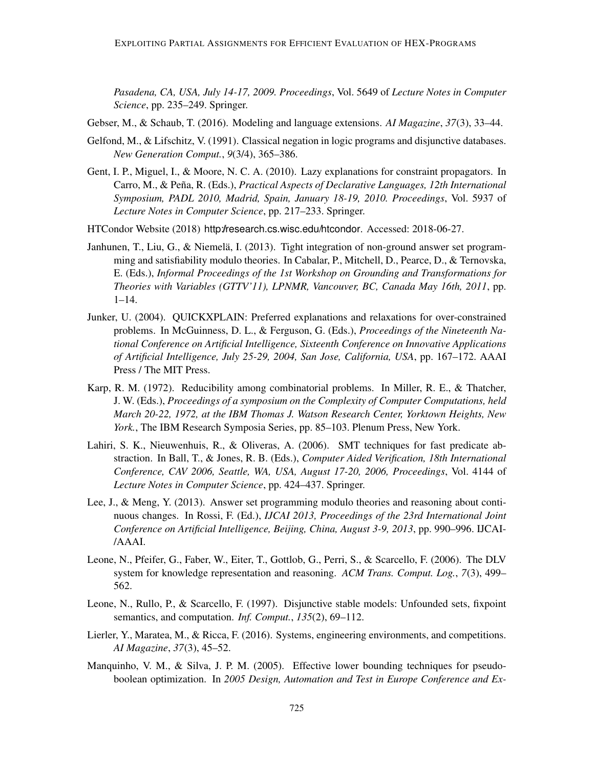*Pasadena, CA, USA, July 14-17, 2009. Proceedings*, Vol. 5649 of *Lecture Notes in Computer Science*, pp. 235–249. Springer.

Gebser, M., & Schaub, T. (2016). Modeling and language extensions. *AI Magazine*, *37*(3), 33–44.

Gelfond, M., & Lifschitz, V. (1991). Classical negation in logic programs and disjunctive databases. *New Generation Comput.*, *9*(3/4), 365–386.

Gent, I. P., Miguel, I., & Moore, N. C. A. (2010). Lazy explanations for constraint propagators. In Carro, M., & Peña, R. (Eds.), *Practical Aspects of Declarative Languages, 12th International Symposium, PADL 2010, Madrid, Spain, January 18-19, 2010. Proceedings*, Vol. 5937 of *Lecture Notes in Computer Science*, pp. 217–233. Springer.

HTCondor Website (2018) http://research.cs.wisc.edu/htcondor. Accessed: 2018-06-27.

Janhunen, T., Liu, G., & Niemelä, I. (2013). Tight integration of non-ground answer set programming and satisfiability modulo theories. In Cabalar, P., Mitchell, D., Pearce, D., & Ternovska, E. (Eds.), *Informal Proceedings of the 1st Workshop on Grounding and Transformations for Theories with Variables (GTTV'11), LPNMR, Vancouver, BC, Canada May 16th, 2011*, pp. 1–14.

Junker, U. (2004). QUICKXPLAIN: Preferred explanations and relaxations for over-constrained problems. In McGuinness, D. L., & Ferguson, G. (Eds.), *Proceedings of the Nineteenth National Conference on Artificial Intelligence, Sixteenth Conference on Innovative Applications of Artificial Intelligence, July 25-29, 2004, San Jose, California, USA*, pp. 167–172. AAAI Press / The MIT Press.

Karp, R. M. (1972). Reducibility among combinatorial problems. In Miller, R. E., & Thatcher, J. W. (Eds.), *Proceedings of a symposium on the Complexity of Computer Computations, held March 20-22, 1972, at the IBM Thomas J. Watson Research Center, Yorktown Heights, New York.*, The IBM Research Symposia Series, pp. 85–103. Plenum Press, New York.

Lahiri, S. K., Nieuwenhuis, R., & Oliveras, A. (2006). SMT techniques for fast predicate abstraction. In Ball, T., & Jones, R. B. (Eds.), *Computer Aided Verification, 18th International Conference, CAV 2006, Seattle, WA, USA, August 17-20, 2006, Proceedings*, Vol. 4144 of *Lecture Notes in Computer Science*, pp. 424–437. Springer.

Lee, J., & Meng, Y. (2013). Answer set programming modulo theories and reasoning about continuous changes. In Rossi, F. (Ed.), *IJCAI 2013, Proceedings of the 23rd International Joint Conference on Artificial Intelligence, Beijing, China, August 3-9, 2013*, pp. 990–996. IJCAI-/AAAI.

Leone, N., Pfeifer, G., Faber, W., Eiter, T., Gottlob, G., Perri, S., & Scarcello, F. (2006). The DLV system for knowledge representation and reasoning. *ACM Trans. Comput. Log.*, *7*(3), 499–562.

Leone, N., Rullo, P., & Scarcello, F. (1997). Disjunctive stable models: Unfounded sets, fixpoint semantics, and computation. *Inf. Comput.*, *135*(2), 69–112.

Lierler, Y., Maratea, M., & Ricca, F. (2016). Systems, engineering environments, and competitions. *AI Magazine*, *37*(3), 45–52.

Manquinho, V. M., & Silva, J. P. M. (2005). Effective lower bounding techniques for pseudo-boolean optimization. In *2005 Design, Automation and Test in Europe Conference and Ex-*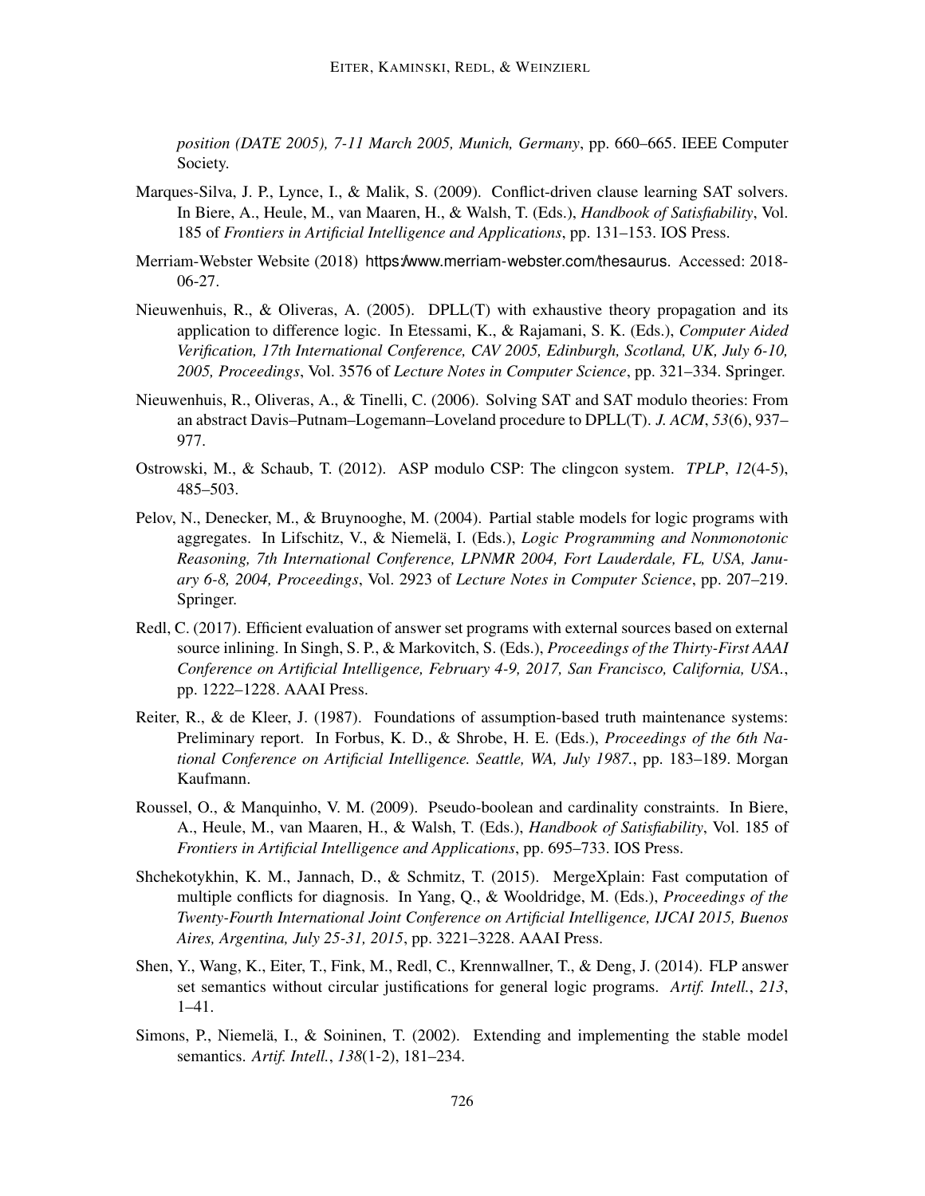*position (DATE 2005), 7-11 March 2005, Munich, Germany*, pp. 660–665. IEEE Computer Society.

Marques-Silva, J. P., Lynce, I., & Malik, S. (2009). Conflict-driven clause learning SAT solvers. In Biere, A., Heule, M., van Maaren, H., & Walsh, T. (Eds.), *Handbook of Satisfiability*, Vol. 185 of *Frontiers in Artificial Intelligence and Applications*, pp. 131–153. IOS Press.

Merriam-Webster Website (2018) https://www.merriam-webster.com/thesaurus. Accessed: 2018-06-27.

Nieuwenhuis, R., & Oliveras, A. (2005). DPLL(T) with exhaustive theory propagation and its application to difference logic. In Etessami, K., & Rajamani, S. K. (Eds.), *Computer Aided Verification, 17th International Conference, CAV 2005, Edinburgh, Scotland, UK, July 6-10, 2005, Proceedings*, Vol. 3576 of *Lecture Notes in Computer Science*, pp. 321–334. Springer.

Nieuwenhuis, R., Oliveras, A., & Tinelli, C. (2006). Solving SAT and SAT modulo theories: From an abstract Davis–Putnam–Logemann–Loveland procedure to DPLL(T). *J. ACM*, *53*(6), 937–977.

Ostrowski, M., & Schaub, T. (2012). ASP modulo CSP: The clingcon system. *TPLP*, *12*(4-5), 485–503.

Pelov, N., Denecker, M., & Bruynooghe, M. (2004). Partial stable models for logic programs with aggregates. In Lifschitz, V., & Niemelä, I. (Eds.), *Logic Programming and Nonmonotonic Reasoning, 7th International Conference, LPNMR 2004, Fort Lauderdale, FL, USA, January 6-8, 2004, Proceedings*, Vol. 2923 of *Lecture Notes in Computer Science*, pp. 207–219. Springer.

Redl, C. (2017). Efficient evaluation of answer set programs with external sources based on external source inlining. In Singh, S. P., & Markovitch, S. (Eds.), *Proceedings of the Thirty-First AAAI Conference on Artificial Intelligence, February 4-9, 2017, San Francisco, California, USA.*, pp. 1222–1228. AAAI Press.

Reiter, R., & de Kleer, J. (1987). Foundations of assumption-based truth maintenance systems: Preliminary report. In Forbus, K. D., & Shrobe, H. E. (Eds.), *Proceedings of the 6th National Conference on Artificial Intelligence. Seattle, WA, July 1987.*, pp. 183–189. Morgan Kaufmann.

Roussel, O., & Manquinho, V. M. (2009). Pseudo-boolean and cardinality constraints. In Biere, A., Heule, M., van Maaren, H., & Walsh, T. (Eds.), *Handbook of Satisfiability*, Vol. 185 of *Frontiers in Artificial Intelligence and Applications*, pp. 695–733. IOS Press.

Shchekotykhin, K. M., Jannach, D., & Schmitz, T. (2015). MergeXplain: Fast computation of multiple conflicts for diagnosis. In Yang, Q., & Wooldridge, M. (Eds.), *Proceedings of the Twenty-Fourth International Joint Conference on Artificial Intelligence, IJCAI 2015, Buenos Aires, Argentina, July 25-31, 2015*, pp. 3221–3228. AAAI Press.

Shen, Y., Wang, K., Eiter, T., Fink, M., Redl, C., Krennwallner, T., & Deng, J. (2014). FLP answer set semantics without circular justifications for general logic programs. *Artif. Intell.*, *213*, 1–41.

Simons, P., Niemelä, I., & Soininen, T. (2002). Extending and implementing the stable model semantics. *Artif. Intell.*, *138*(1-2), 181–234.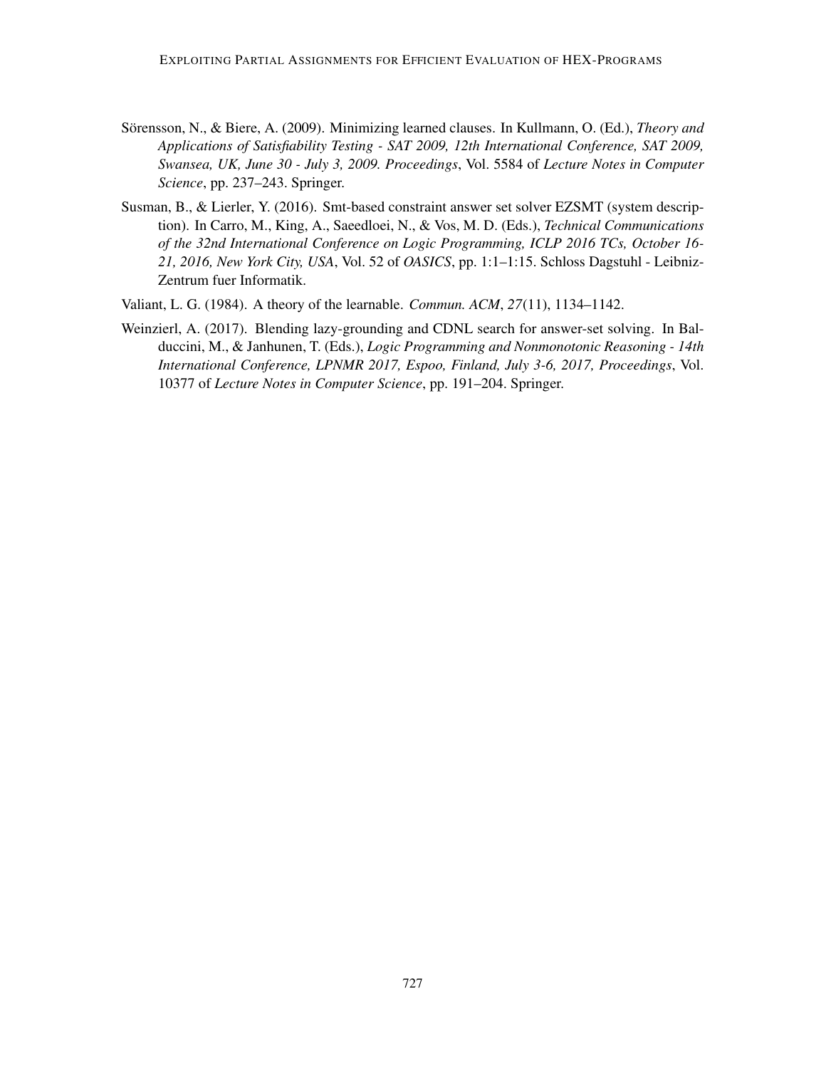Sörensson, N., & Biere, A. (2009). Minimizing learned clauses. In Kullmann, O. (Ed.), *Theory and Applications of Satisfiability Testing - SAT 2009, 12th International Conference, SAT 2009, Swansea, UK, June 30 - July 3, 2009. Proceedings*, Vol. 5584 of *Lecture Notes in Computer Science*, pp. 237–243. Springer.

Susman, B., & Lierler, Y. (2016). Smt-based constraint answer set solver EZSMT (system description). In Carro, M., King, A., Saeedloei, N., & Vos, M. D. (Eds.), *Technical Communications of the 32nd International Conference on Logic Programming, ICLP 2016 TCs, October 16-21, 2016, New York City, USA*, Vol. 52 of *OASICS*, pp. 1:1–1:15. Schloss Dagstuhl - Leibniz-Zentrum fuer Informatik.

Valiant, L. G. (1984). A theory of the learnable. *Commun. ACM*, *27*(11), 1134–1142.

Weinzierl, A. (2017). Blending lazy-grounding and CDNL search for answer-set solving. In Balduccini, M., & Janhunen, T. (Eds.), *Logic Programming and Nonmonotonic Reasoning - 14th International Conference, LPNMR 2017, Espoo, Finland, July 3-6, 2017, Proceedings*, Vol. 10377 of *Lecture Notes in Computer Science*, pp. 191–204. Springer.